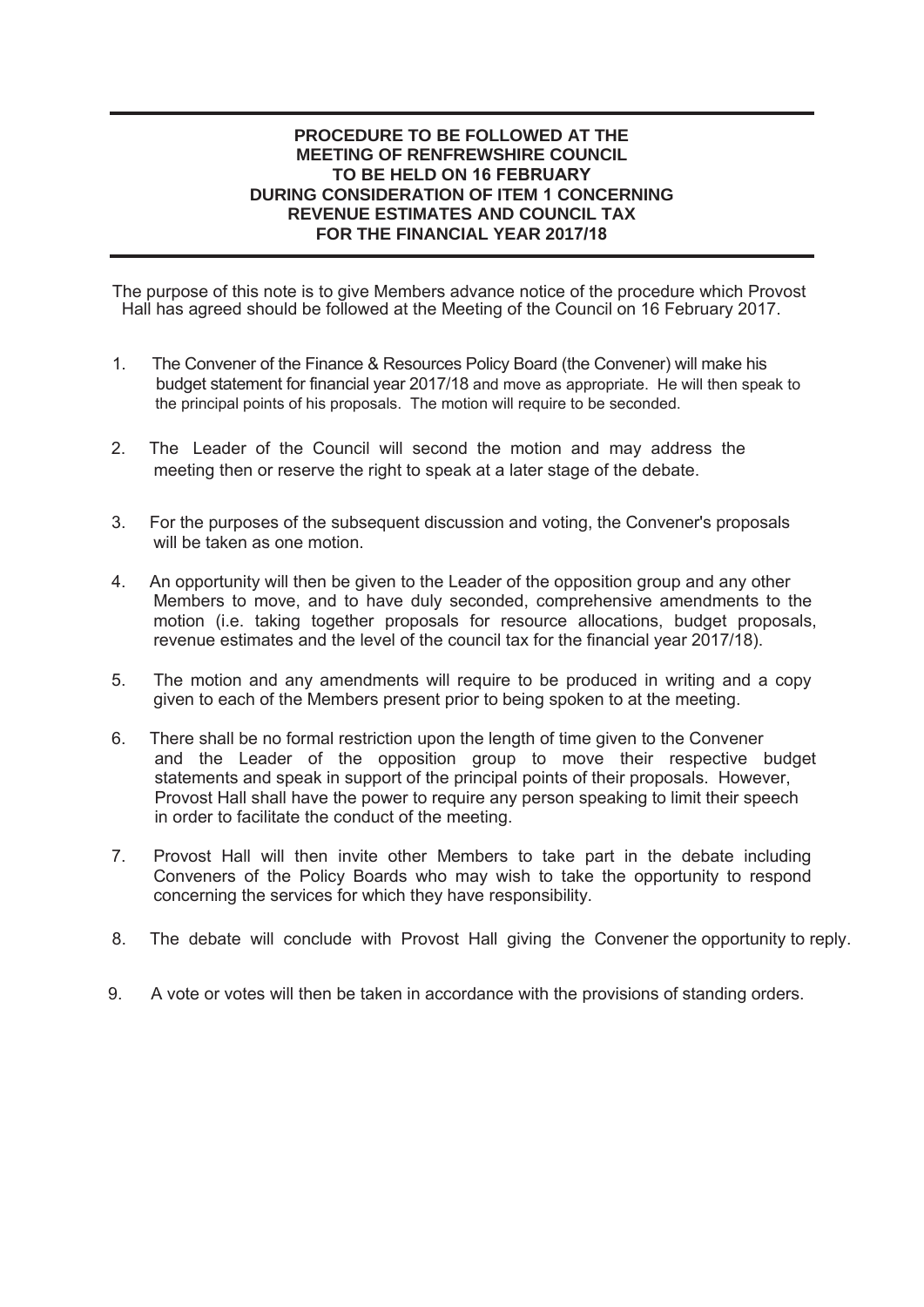# PROCEDURE TO BE FOLLOWED AT THE MEETING OF RENFREWSHIRE COUNCIL TO BE HELD ON 16 FEBRUARY DURING CONSIDERATION OF ITEM 1 CONCERNING REVENUE ESTIMATES AND COUNCIL TAX FOR THE FINANCIAL YEAR 2017/18

The purpose of this note is to give Members advance notice of the procedure which Provost Hall has agreed should be followed at the Meeting of the Council on 16 February 2017.

1. The Convener of the Finance & Resources Policy Board (the Convener) will make his budget statement for financial year 2017/18 and move as appropriate. He will then speak to the principal points of his proposals. The motion will require to be seconded.

2. The Leader of the Council will second the motion and may address the meeting then or reserve the right to speak at a later stage of the debate.

3. For the purposes of the subsequent discussion and voting, the Convener's proposals will be taken as one motion.

4. An opportunity will then be given to the Leader of the opposition group and any other Members to move, and to have duly seconded, comprehensive amendments to the motion (i.e. taking together proposals for resource allocations, budget proposals, revenue estimates and the level of the council tax for the financial year 2017/18).

5. The motion and any amendments will require to be produced in writing and a copy given to each of the Members present prior to being spoken to at the meeting.

6. There shall be no formal restriction upon the length of time given to the Convener and the Leader of the opposition group to move their respective budget statements and speak in support of the principal points of their proposals. However, Provost Hall shall have the power to require any person speaking to limit their speech in order to facilitate the conduct of the meeting.

7. Provost Hall will then invite other Members to take part in the debate including Conveners of the Policy Boards who may wish to take the opportunity to respond concerning the services for which they have responsibility.

8. The debate will conclude with Provost Hall giving the Convener the opportunity to reply.

9. A vote or votes will then be taken in accordance with the provisions of standing orders.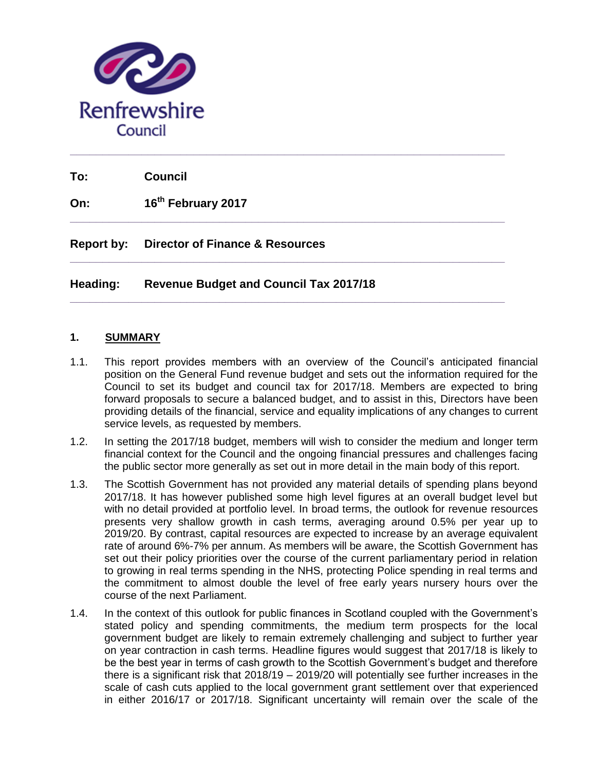Renfrewshire Council

---

**To:** Council

**On:** 16th February 2017

---

**Report by:** Director of Finance & Resources

---

**Heading:** Revenue Budget and Council Tax 2017/18

---

## 1. SUMMARY

1.1. This report provides members with an overview of the Council's anticipated financial position on the General Fund revenue budget and sets out the information required for the Council to set its budget and council tax for 2017/18. Members are expected to bring forward proposals to secure a balanced budget, and to assist in this, Directors have been providing details of the financial, service and equality implications of any changes to current service levels, as requested by members.

1.2. In setting the 2017/18 budget, members will wish to consider the medium and longer term financial context for the Council and the ongoing financial pressures and challenges facing the public sector more generally as set out in more detail in the main body of this report.

1.3. The Scottish Government has not provided any material details of spending plans beyond 2017/18. It has however published some high level figures at an overall budget level but with no detail provided at portfolio level. In broad terms, the outlook for revenue resources presents very shallow growth in cash terms, averaging around 0.5% per year up to 2019/20. By contrast, capital resources are expected to increase by an average equivalent rate of around 6%-7% per annum. As members will be aware, the Scottish Government has set out their policy priorities over the course of the current parliamentary period in relation to growing in real terms spending in the NHS, protecting Police spending in real terms and the commitment to almost double the level of free early years nursery hours over the course of the next Parliament.

1.4. In the context of this outlook for public finances in Scotland coupled with the Government's stated policy and spending commitments, the medium term prospects for the local government budget are likely to remain extremely challenging and subject to further year on year contraction in cash terms. Headline figures would suggest that 2017/18 is likely to be the best year in terms of cash growth to the Scottish Government's budget and therefore there is a significant risk that 2018/19 – 2019/20 will potentially see further increases in the scale of cash cuts applied to the local government grant settlement over that experienced in either 2016/17 or 2017/18. Significant uncertainty will remain over the scale of the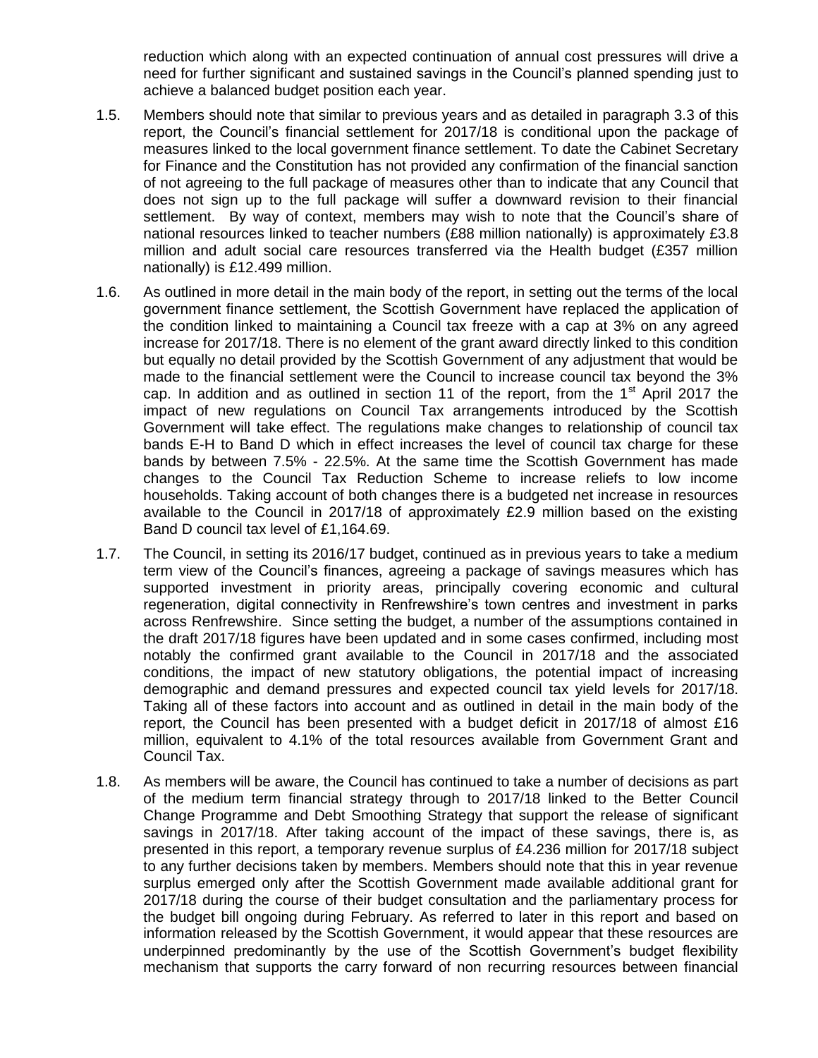reduction which along with an expected continuation of annual cost pressures will drive a need for further significant and sustained savings in the Council's planned spending just to achieve a balanced budget position each year.

1.5. Members should note that similar to previous years and as detailed in paragraph 3.3 of this report, the Council's financial settlement for 2017/18 is conditional upon the package of measures linked to the local government finance settlement. To date the Cabinet Secretary for Finance and the Constitution has not provided any confirmation of the financial sanction of not agreeing to the full package of measures other than to indicate that any Council that does not sign up to the full package will suffer a downward revision to their financial settlement. By way of context, members may wish to note that the Council's share of national resources linked to teacher numbers (£88 million nationally) is approximately £3.8 million and adult social care resources transferred via the Health budget (£357 million nationally) is £12.499 million.

1.6. As outlined in more detail in the main body of the report, in setting out the terms of the local government finance settlement, the Scottish Government have replaced the application of the condition linked to maintaining a Council tax freeze with a cap at 3% on any agreed increase for 2017/18. There is no element of the grant award directly linked to this condition but equally no detail provided by the Scottish Government of any adjustment that would be made to the financial settlement were the Council to increase council tax beyond the 3% cap. In addition and as outlined in section 11 of the report, from the 1st April 2017 the impact of new regulations on Council Tax arrangements introduced by the Scottish Government will take effect. The regulations make changes to relationship of council tax bands E-H to Band D which in effect increases the level of council tax charge for these bands by between 7.5% - 22.5%. At the same time the Scottish Government has made changes to the Council Tax Reduction Scheme to increase reliefs to low income households. Taking account of both changes there is a budgeted net increase in resources available to the Council in 2017/18 of approximately £2.9 million based on the existing Band D council tax level of £1,164.69.

1.7. The Council, in setting its 2016/17 budget, continued as in previous years to take a medium term view of the Council's finances, agreeing a package of savings measures which has supported investment in priority areas, principally covering economic and cultural regeneration, digital connectivity in Renfrewshire's town centres and investment in parks across Renfrewshire. Since setting the budget, a number of the assumptions contained in the draft 2017/18 figures have been updated and in some cases confirmed, including most notably the confirmed grant available to the Council in 2017/18 and the associated conditions, the impact of new statutory obligations, the potential impact of increasing demographic and demand pressures and expected council tax yield levels for 2017/18. Taking all of these factors into account and as outlined in detail in the main body of the report, the Council has been presented with a budget deficit in 2017/18 of almost £16 million, equivalent to 4.1% of the total resources available from Government Grant and Council Tax.

1.8. As members will be aware, the Council has continued to take a number of decisions as part of the medium term financial strategy through to 2017/18 linked to the Better Council Change Programme and Debt Smoothing Strategy that support the release of significant savings in 2017/18. After taking account of the impact of these savings, there is, as presented in this report, a temporary revenue surplus of £4.236 million for 2017/18 subject to any further decisions taken by members. Members should note that this in year revenue surplus emerged only after the Scottish Government made available additional grant for 2017/18 during the course of their budget consultation and the parliamentary process for the budget bill ongoing during February. As referred to later in this report and based on information released by the Scottish Government, it would appear that these resources are underpinned predominantly by the use of the Scottish Government's budget flexibility mechanism that supports the carry forward of non recurring resources between financial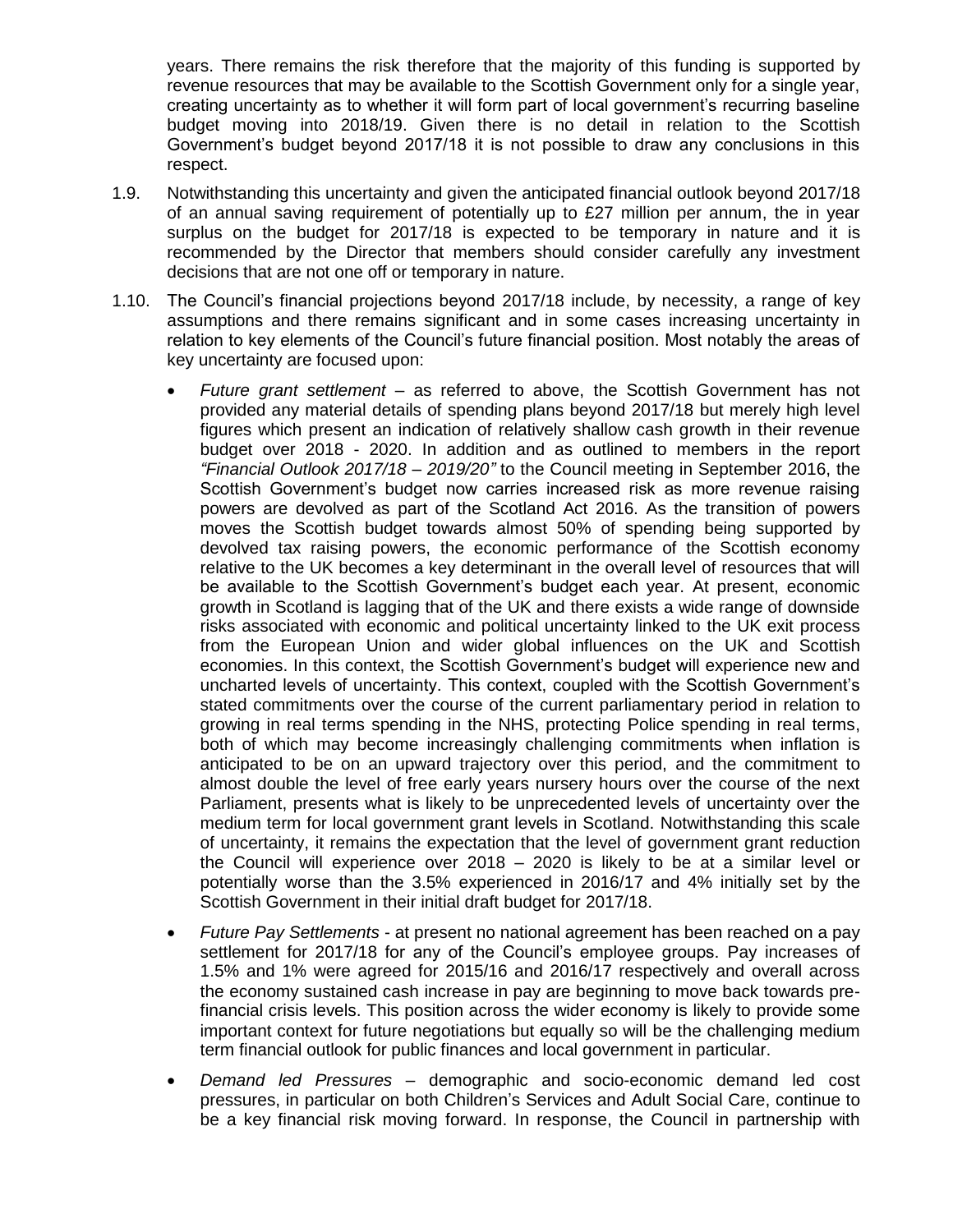years. There remains the risk therefore that the majority of this funding is supported by revenue resources that may be available to the Scottish Government only for a single year, creating uncertainty as to whether it will form part of local government's recurring baseline budget moving into 2018/19. Given there is no detail in relation to the Scottish Government's budget beyond 2017/18 it is not possible to draw any conclusions in this respect.

1.9. Notwithstanding this uncertainty and given the anticipated financial outlook beyond 2017/18 of an annual saving requirement of potentially up to £27 million per annum, the in year surplus on the budget for 2017/18 is expected to be temporary in nature and it is recommended by the Director that members should consider carefully any investment decisions that are not one off or temporary in nature.

1.10. The Council's financial projections beyond 2017/18 include, by necessity, a range of key assumptions and there remains significant and in some cases increasing uncertainty in relation to key elements of the Council's future financial position. Most notably the areas of key uncertainty are focused upon:

- *Future grant settlement* – as referred to above, the Scottish Government has not provided any material details of spending plans beyond 2017/18 but merely high level figures which present an indication of relatively shallow cash growth in their revenue budget over 2018 - 2020. In addition and as outlined to members in the report *"Financial Outlook 2017/18 – 2019/20"* to the Council meeting in September 2016, the Scottish Government's budget now carries increased risk as more revenue raising powers are devolved as part of the Scotland Act 2016. As the transition of powers moves the Scottish budget towards almost 50% of spending being supported by devolved tax raising powers, the economic performance of the Scottish economy relative to the UK becomes a key determinant in the overall level of resources that will be available to the Scottish Government's budget each year. At present, economic growth in Scotland is lagging that of the UK and there exists a wide range of downside risks associated with economic and political uncertainty linked to the UK exit process from the European Union and wider global influences on the UK and Scottish economies. In this context, the Scottish Government's budget will experience new and uncharted levels of uncertainty. This context, coupled with the Scottish Government's stated commitments over the course of the current parliamentary period in relation to growing in real terms spending in the NHS, protecting Police spending in real terms, both of which may become increasingly challenging commitments when inflation is anticipated to be on an upward trajectory over this period, and the commitment to almost double the level of free early years nursery hours over the course of the next Parliament, presents what is likely to be unprecedented levels of uncertainty over the medium term for local government grant levels in Scotland. Notwithstanding this scale of uncertainty, it remains the expectation that the level of government grant reduction the Council will experience over 2018 – 2020 is likely to be at a similar level or potentially worse than the 3.5% experienced in 2016/17 and 4% initially set by the Scottish Government in their initial draft budget for 2017/18.

- *Future Pay Settlements* - at present no national agreement has been reached on a pay settlement for 2017/18 for any of the Council's employee groups. Pay increases of 1.5% and 1% were agreed for 2015/16 and 2016/17 respectively and overall across the economy sustained cash increase in pay are beginning to move back towards pre-financial crisis levels. This position across the wider economy is likely to provide some important context for future negotiations but equally so will be the challenging medium term financial outlook for public finances and local government in particular.

- *Demand led Pressures* – demographic and socio-economic demand led cost pressures, in particular on both Children's Services and Adult Social Care, continue to be a key financial risk moving forward. In response, the Council in partnership with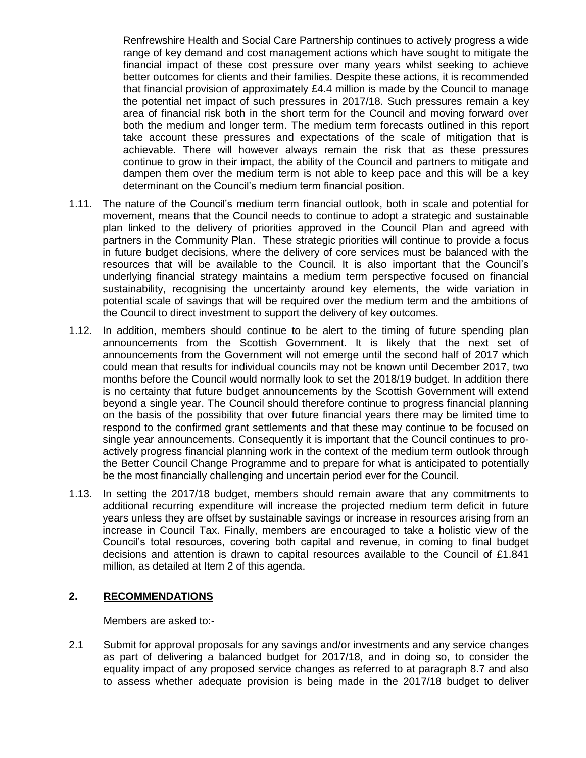Renfrewshire Health and Social Care Partnership continues to actively progress a wide range of key demand and cost management actions which have sought to mitigate the financial impact of these cost pressure over many years whilst seeking to achieve better outcomes for clients and their families. Despite these actions, it is recommended that financial provision of approximately £4.4 million is made by the Council to manage the potential net impact of such pressures in 2017/18. Such pressures remain a key area of financial risk both in the short term for the Council and moving forward over both the medium and longer term. The medium term forecasts outlined in this report take account these pressures and expectations of the scale of mitigation that is achievable. There will however always remain the risk that as these pressures continue to grow in their impact, the ability of the Council and partners to mitigate and dampen them over the medium term is not able to keep pace and this will be a key determinant on the Council's medium term financial position.

1.11. The nature of the Council's medium term financial outlook, both in scale and potential for movement, means that the Council needs to continue to adopt a strategic and sustainable plan linked to the delivery of priorities approved in the Council Plan and agreed with partners in the Community Plan. These strategic priorities will continue to provide a focus in future budget decisions, where the delivery of core services must be balanced with the resources that will be available to the Council. It is also important that the Council's underlying financial strategy maintains a medium term perspective focused on financial sustainability, recognising the uncertainty around key elements, the wide variation in potential scale of savings that will be required over the medium term and the ambitions of the Council to direct investment to support the delivery of key outcomes.

1.12. In addition, members should continue to be alert to the timing of future spending plan announcements from the Scottish Government. It is likely that the next set of announcements from the Government will not emerge until the second half of 2017 which could mean that results for individual councils may not be known until December 2017, two months before the Council would normally look to set the 2018/19 budget. In addition there is no certainty that future budget announcements by the Scottish Government will extend beyond a single year. The Council should therefore continue to progress financial planning on the basis of the possibility that over future financial years there may be limited time to respond to the confirmed grant settlements and that these may continue to be focused on single year announcements. Consequently it is important that the Council continues to pro-actively progress financial planning work in the context of the medium term outlook through the Better Council Change Programme and to prepare for what is anticipated to potentially be the most financially challenging and uncertain period ever for the Council.

1.13. In setting the 2017/18 budget, members should remain aware that any commitments to additional recurring expenditure will increase the projected medium term deficit in future years unless they are offset by sustainable savings or increase in resources arising from an increase in Council Tax. Finally, members are encouraged to take a holistic view of the Council's total resources, covering both capital and revenue, in coming to final budget decisions and attention is drawn to capital resources available to the Council of £1.841 million, as detailed at Item 2 of this agenda.

## 2. RECOMMENDATIONS

Members are asked to:-

2.1 Submit for approval proposals for any savings and/or investments and any service changes as part of delivering a balanced budget for 2017/18, and in doing so, to consider the equality impact of any proposed service changes as referred to at paragraph 8.7 and also to assess whether adequate provision is being made in the 2017/18 budget to deliver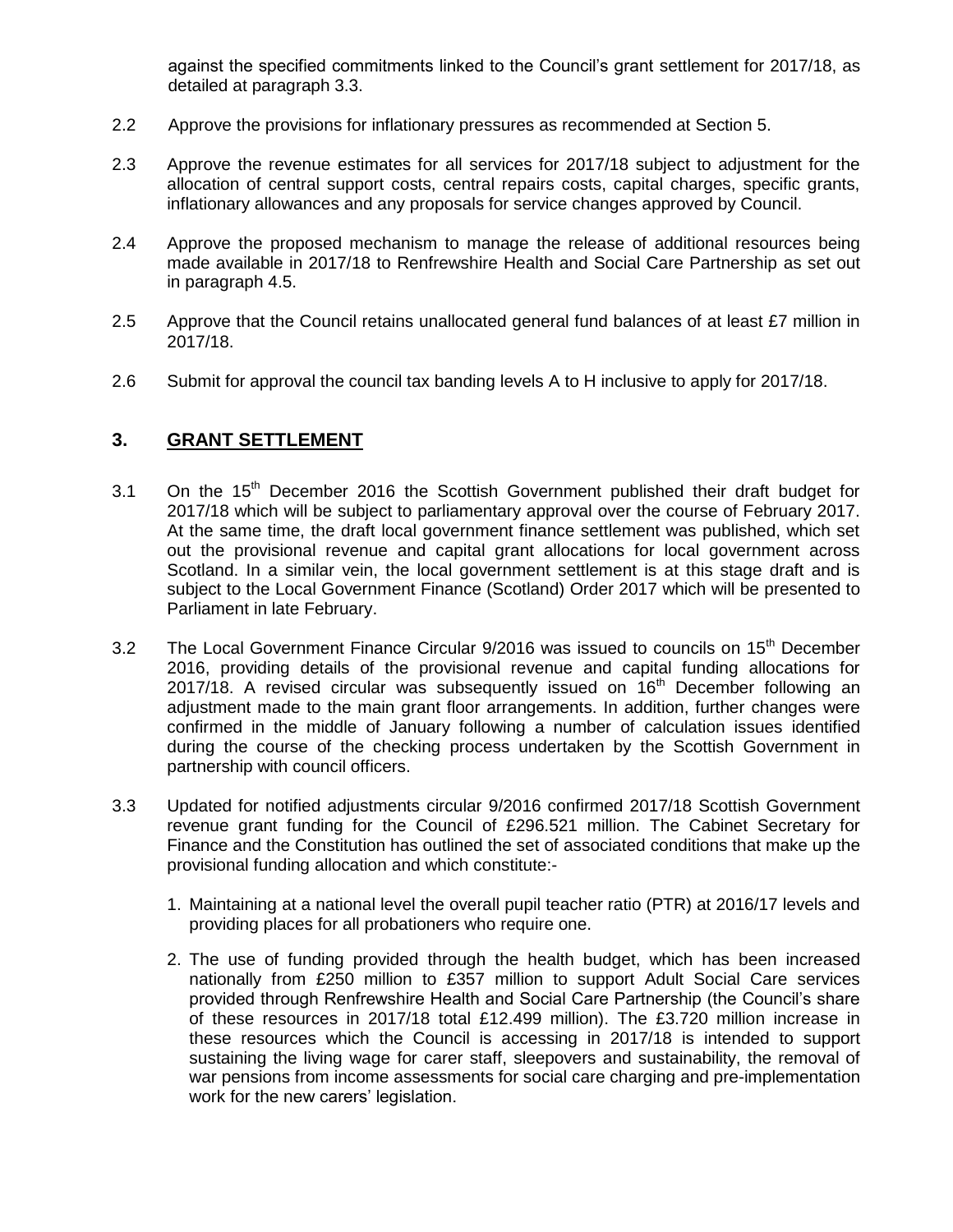against the specified commitments linked to the Council's grant settlement for 2017/18, as detailed at paragraph 3.3.

2.2 Approve the provisions for inflationary pressures as recommended at Section 5.

2.3 Approve the revenue estimates for all services for 2017/18 subject to adjustment for the allocation of central support costs, central repairs costs, capital charges, specific grants, inflationary allowances and any proposals for service changes approved by Council.

2.4 Approve the proposed mechanism to manage the release of additional resources being made available in 2017/18 to Renfrewshire Health and Social Care Partnership as set out in paragraph 4.5.

2.5 Approve that the Council retains unallocated general fund balances of at least £7 million in 2017/18.

2.6 Submit for approval the council tax banding levels A to H inclusive to apply for 2017/18.

## 3. GRANT SETTLEMENT

3.1 On the 15th December 2016 the Scottish Government published their draft budget for 2017/18 which will be subject to parliamentary approval over the course of February 2017. At the same time, the draft local government finance settlement was published, which set out the provisional revenue and capital grant allocations for local government across Scotland. In a similar vein, the local government settlement is at this stage draft and is subject to the Local Government Finance (Scotland) Order 2017 which will be presented to Parliament in late February.

3.2 The Local Government Finance Circular 9/2016 was issued to councils on 15th December 2016, providing details of the provisional revenue and capital funding allocations for 2017/18. A revised circular was subsequently issued on 16th December following an adjustment made to the main grant floor arrangements. In addition, further changes were confirmed in the middle of January following a number of calculation issues identified during the course of the checking process undertaken by the Scottish Government in partnership with council officers.

3.3 Updated for notified adjustments circular 9/2016 confirmed 2017/18 Scottish Government revenue grant funding for the Council of £296.521 million. The Cabinet Secretary for Finance and the Constitution has outlined the set of associated conditions that make up the provisional funding allocation and which constitute:-

1. Maintaining at a national level the overall pupil teacher ratio (PTR) at 2016/17 levels and providing places for all probationers who require one.

2. The use of funding provided through the health budget, which has been increased nationally from £250 million to £357 million to support Adult Social Care services provided through Renfrewshire Health and Social Care Partnership (the Council's share of these resources in 2017/18 total £12.499 million). The £3.720 million increase in these resources which the Council is accessing in 2017/18 is intended to support sustaining the living wage for carer staff, sleepovers and sustainability, the removal of war pensions from income assessments for social care charging and pre-implementation work for the new carers' legislation.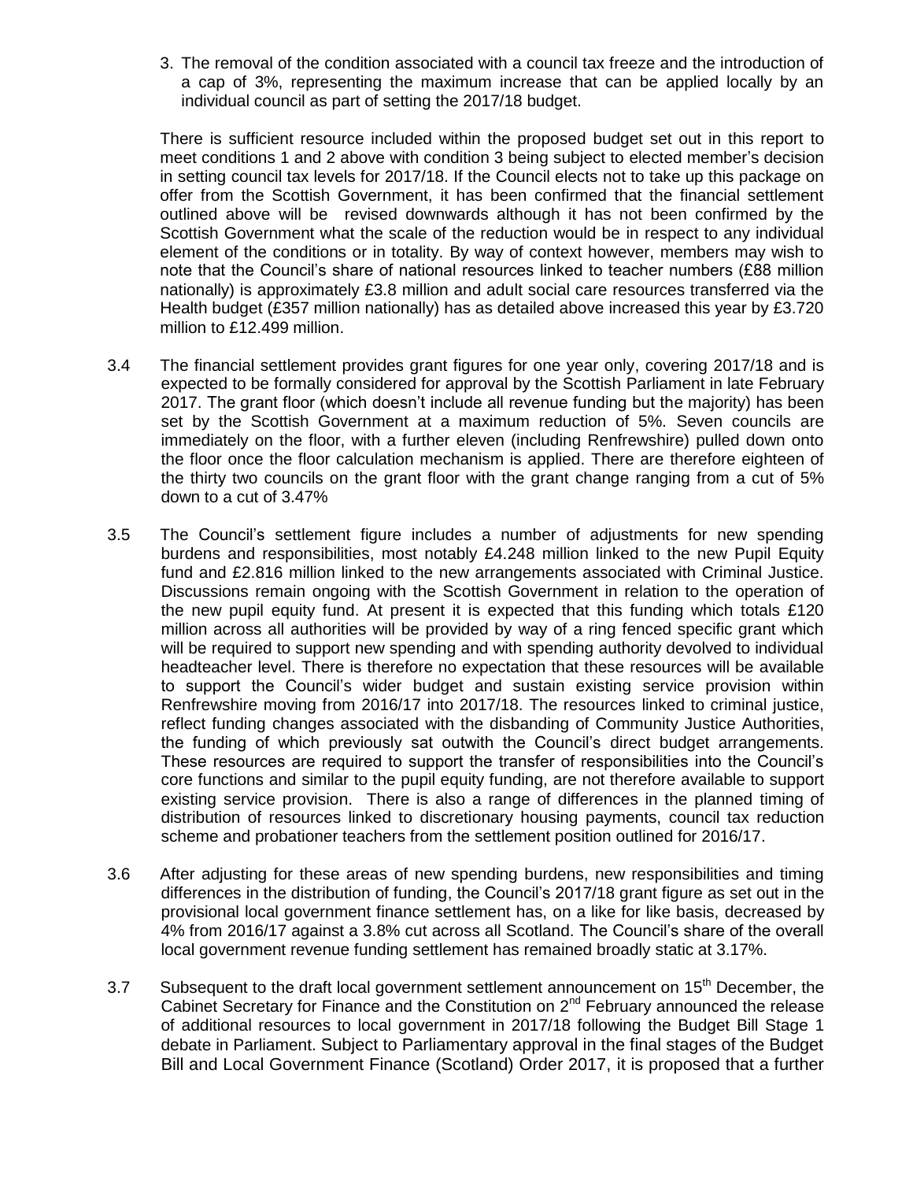3. The removal of the condition associated with a council tax freeze and the introduction of a cap of 3%, representing the maximum increase that can be applied locally by an individual council as part of setting the 2017/18 budget.

There is sufficient resource included within the proposed budget set out in this report to meet conditions 1 and 2 above with condition 3 being subject to elected member's decision in setting council tax levels for 2017/18. If the Council elects not to take up this package on offer from the Scottish Government, it has been confirmed that the financial settlement outlined above will be revised downwards although it has not been confirmed by the Scottish Government what the scale of the reduction would be in respect to any individual element of the conditions or in totality. By way of context however, members may wish to note that the Council's share of national resources linked to teacher numbers (£88 million nationally) is approximately £3.8 million and adult social care resources transferred via the Health budget (£357 million nationally) has as detailed above increased this year by £3.720 million to £12.499 million.

3.4 The financial settlement provides grant figures for one year only, covering 2017/18 and is expected to be formally considered for approval by the Scottish Parliament in late February 2017. The grant floor (which doesn't include all revenue funding but the majority) has been set by the Scottish Government at a maximum reduction of 5%. Seven councils are immediately on the floor, with a further eleven (including Renfrewshire) pulled down onto the floor once the floor calculation mechanism is applied. There are therefore eighteen of the thirty two councils on the grant floor with the grant change ranging from a cut of 5% down to a cut of 3.47%

3.5 The Council's settlement figure includes a number of adjustments for new spending burdens and responsibilities, most notably £4.248 million linked to the new Pupil Equity fund and £2.816 million linked to the new arrangements associated with Criminal Justice. Discussions remain ongoing with the Scottish Government in relation to the operation of the new pupil equity fund. At present it is expected that this funding which totals £120 million across all authorities will be provided by way of a ring fenced specific grant which will be required to support new spending and with spending authority devolved to individual headteacher level. There is therefore no expectation that these resources will be available to support the Council's wider budget and sustain existing service provision within Renfrewshire moving from 2016/17 into 2017/18. The resources linked to criminal justice, reflect funding changes associated with the disbanding of Community Justice Authorities, the funding of which previously sat outwith the Council's direct budget arrangements. These resources are required to support the transfer of responsibilities into the Council's core functions and similar to the pupil equity funding, are not therefore available to support existing service provision. There is also a range of differences in the planned timing of distribution of resources linked to discretionary housing payments, council tax reduction scheme and probationer teachers from the settlement position outlined for 2016/17.

3.6 After adjusting for these areas of new spending burdens, new responsibilities and timing differences in the distribution of funding, the Council's 2017/18 grant figure as set out in the provisional local government finance settlement has, on a like for like basis, decreased by 4% from 2016/17 against a 3.8% cut across all Scotland. The Council's share of the overall local government revenue funding settlement has remained broadly static at 3.17%.

3.7 Subsequent to the draft local government settlement announcement on 15th December, the Cabinet Secretary for Finance and the Constitution on 2nd February announced the release of additional resources to local government in 2017/18 following the Budget Bill Stage 1 debate in Parliament. Subject to Parliamentary approval in the final stages of the Budget Bill and Local Government Finance (Scotland) Order 2017, it is proposed that a further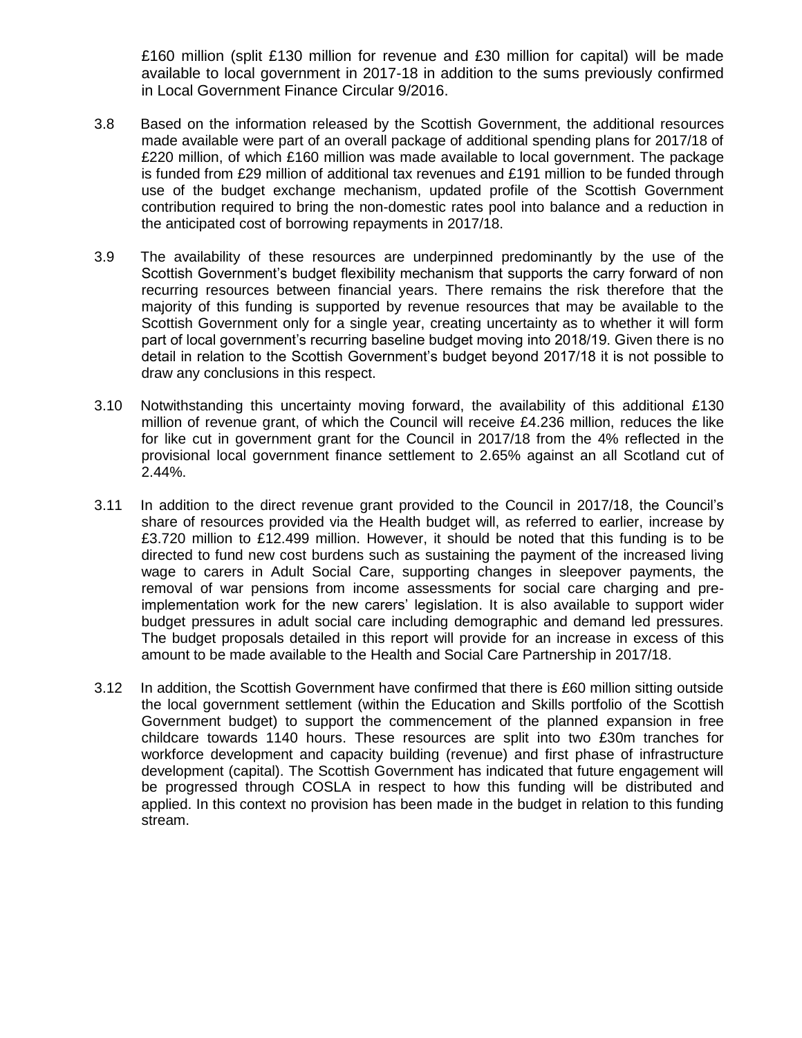£160 million (split £130 million for revenue and £30 million for capital) will be made available to local government in 2017-18 in addition to the sums previously confirmed in Local Government Finance Circular 9/2016.

3.8 Based on the information released by the Scottish Government, the additional resources made available were part of an overall package of additional spending plans for 2017/18 of £220 million, of which £160 million was made available to local government. The package is funded from £29 million of additional tax revenues and £191 million to be funded through use of the budget exchange mechanism, updated profile of the Scottish Government contribution required to bring the non-domestic rates pool into balance and a reduction in the anticipated cost of borrowing repayments in 2017/18.

3.9 The availability of these resources are underpinned predominantly by the use of the Scottish Government's budget flexibility mechanism that supports the carry forward of non recurring resources between financial years. There remains the risk therefore that the majority of this funding is supported by revenue resources that may be available to the Scottish Government only for a single year, creating uncertainty as to whether it will form part of local government's recurring baseline budget moving into 2018/19. Given there is no detail in relation to the Scottish Government's budget beyond 2017/18 it is not possible to draw any conclusions in this respect.

3.10 Notwithstanding this uncertainty moving forward, the availability of this additional £130 million of revenue grant, of which the Council will receive £4.236 million, reduces the like for like cut in government grant for the Council in 2017/18 from the 4% reflected in the provisional local government finance settlement to 2.65% against an all Scotland cut of 2.44%.

3.11 In addition to the direct revenue grant provided to the Council in 2017/18, the Council's share of resources provided via the Health budget will, as referred to earlier, increase by £3.720 million to £12.499 million. However, it should be noted that this funding is to be directed to fund new cost burdens such as sustaining the payment of the increased living wage to carers in Adult Social Care, supporting changes in sleepover payments, the removal of war pensions from income assessments for social care charging and pre-implementation work for the new carers' legislation. It is also available to support wider budget pressures in adult social care including demographic and demand led pressures. The budget proposals detailed in this report will provide for an increase in excess of this amount to be made available to the Health and Social Care Partnership in 2017/18.

3.12 In addition, the Scottish Government have confirmed that there is £60 million sitting outside the local government settlement (within the Education and Skills portfolio of the Scottish Government budget) to support the commencement of the planned expansion in free childcare towards 1140 hours. These resources are split into two £30m tranches for workforce development and capacity building (revenue) and first phase of infrastructure development (capital). The Scottish Government has indicated that future engagement will be progressed through COSLA in respect to how this funding will be distributed and applied. In this context no provision has been made in the budget in relation to this funding stream.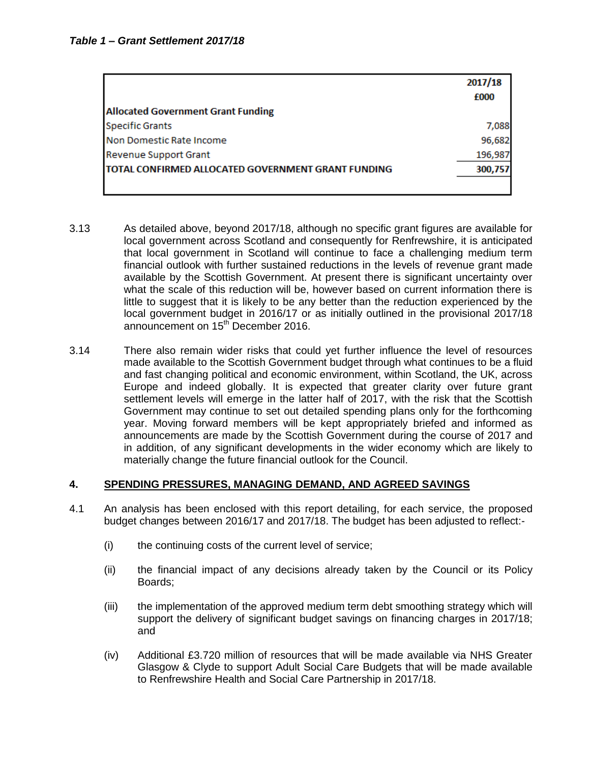***Table 1 – Grant Settlement 2017/18***

| | 2017/18 £000 |
|---|---|
| **Allocated Government Grant Funding** | |
| Specific Grants | 7,088 |
| Non Domestic Rate Income | 96,682 |
| Revenue Support Grant | 196,987 |
| **TOTAL CONFIRMED ALLOCATED GOVERNMENT GRANT FUNDING** | **300,757** |

3.13 As detailed above, beyond 2017/18, although no specific grant figures are available for local government across Scotland and consequently for Renfrewshire, it is anticipated that local government in Scotland will continue to face a challenging medium term financial outlook with further sustained reductions in the levels of revenue grant made available by the Scottish Government. At present there is significant uncertainty over what the scale of this reduction will be, however based on current information there is little to suggest that it is likely to be any better than the reduction experienced by the local government budget in 2016/17 or as initially outlined in the provisional 2017/18 announcement on 15th December 2016.

3.14 There also remain wider risks that could yet further influence the level of resources made available to the Scottish Government budget through what continues to be a fluid and fast changing political and economic environment, within Scotland, the UK, across Europe and indeed globally. It is expected that greater clarity over future grant settlement levels will emerge in the latter half of 2017, with the risk that the Scottish Government may continue to set out detailed spending plans only for the forthcoming year. Moving forward members will be kept appropriately briefed and informed as announcements are made by the Scottish Government during the course of 2017 and in addition, of any significant developments in the wider economy which are likely to materially change the future financial outlook for the Council.

## 4. SPENDING PRESSURES, MANAGING DEMAND, AND AGREED SAVINGS

4.1 An analysis has been enclosed with this report detailing, for each service, the proposed budget changes between 2016/17 and 2017/18. The budget has been adjusted to reflect:-

(i) the continuing costs of the current level of service;

(ii) the financial impact of any decisions already taken by the Council or its Policy Boards;

(iii) the implementation of the approved medium term debt smoothing strategy which will support the delivery of significant budget savings on financing charges in 2017/18; and

(iv) Additional £3.720 million of resources that will be made available via NHS Greater Glasgow & Clyde to support Adult Social Care Budgets that will be made available to Renfrewshire Health and Social Care Partnership in 2017/18.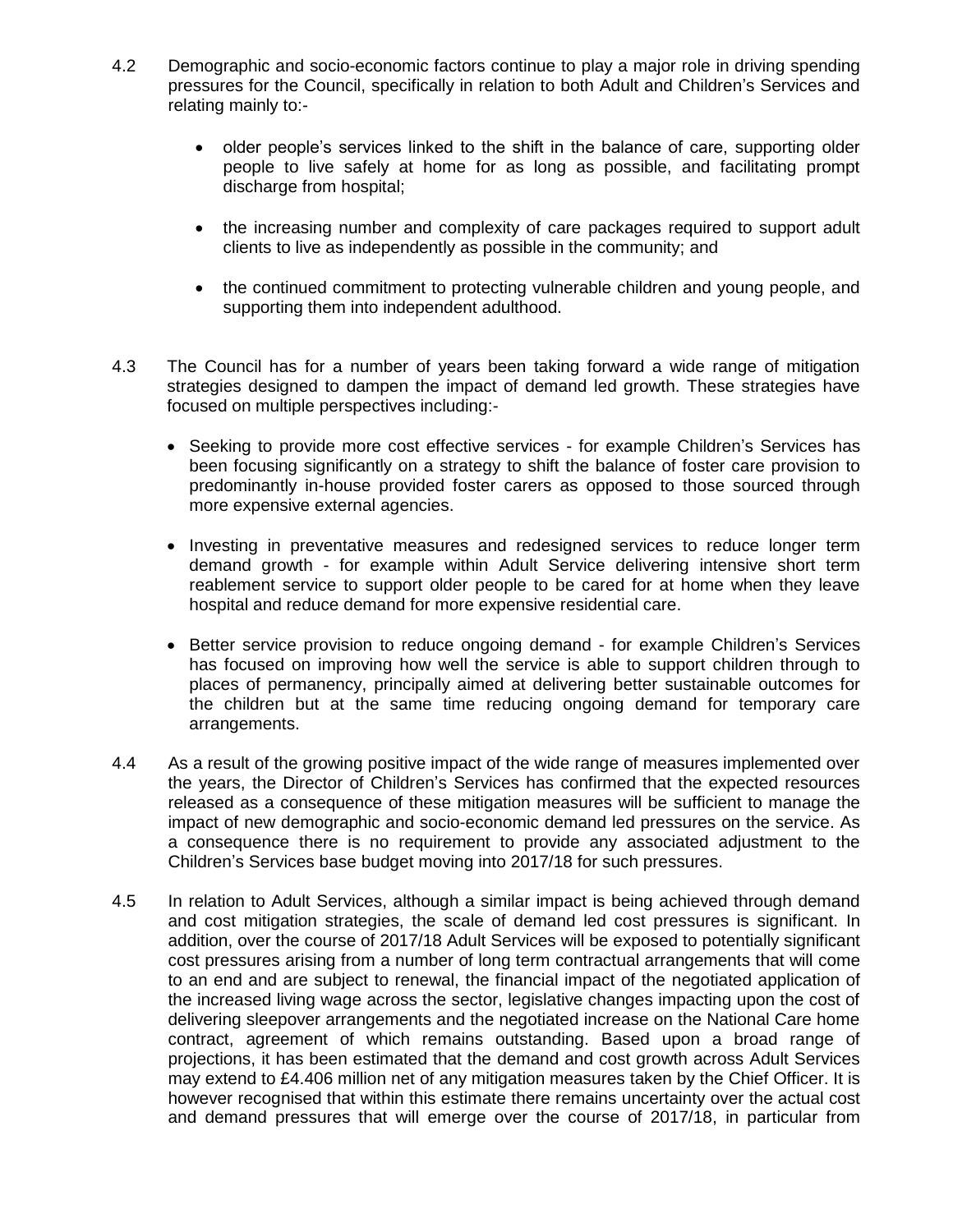4.2 Demographic and socio-economic factors continue to play a major role in driving spending pressures for the Council, specifically in relation to both Adult and Children's Services and relating mainly to:-

- older people's services linked to the shift in the balance of care, supporting older people to live safely at home for as long as possible, and facilitating prompt discharge from hospital;
- the increasing number and complexity of care packages required to support adult clients to live as independently as possible in the community; and
- the continued commitment to protecting vulnerable children and young people, and supporting them into independent adulthood.

4.3 The Council has for a number of years been taking forward a wide range of mitigation strategies designed to dampen the impact of demand led growth. These strategies have focused on multiple perspectives including:-

- Seeking to provide more cost effective services - for example Children's Services has been focusing significantly on a strategy to shift the balance of foster care provision to predominantly in-house provided foster carers as opposed to those sourced through more expensive external agencies.
- Investing in preventative measures and redesigned services to reduce longer term demand growth - for example within Adult Service delivering intensive short term reablement service to support older people to be cared for at home when they leave hospital and reduce demand for more expensive residential care.
- Better service provision to reduce ongoing demand - for example Children's Services has focused on improving how well the service is able to support children through to places of permanency, principally aimed at delivering better sustainable outcomes for the children but at the same time reducing ongoing demand for temporary care arrangements.

4.4 As a result of the growing positive impact of the wide range of measures implemented over the years, the Director of Children's Services has confirmed that the expected resources released as a consequence of these mitigation measures will be sufficient to manage the impact of new demographic and socio-economic demand led pressures on the service. As a consequence there is no requirement to provide any associated adjustment to the Children's Services base budget moving into 2017/18 for such pressures.

4.5 In relation to Adult Services, although a similar impact is being achieved through demand and cost mitigation strategies, the scale of demand led cost pressures is significant. In addition, over the course of 2017/18 Adult Services will be exposed to potentially significant cost pressures arising from a number of long term contractual arrangements that will come to an end and are subject to renewal, the financial impact of the negotiated application of the increased living wage across the sector, legislative changes impacting upon the cost of delivering sleepover arrangements and the negotiated increase on the National Care home contract, agreement of which remains outstanding. Based upon a broad range of projections, it has been estimated that the demand and cost growth across Adult Services may extend to £4.406 million net of any mitigation measures taken by the Chief Officer. It is however recognised that within this estimate there remains uncertainty over the actual cost and demand pressures that will emerge over the course of 2017/18, in particular from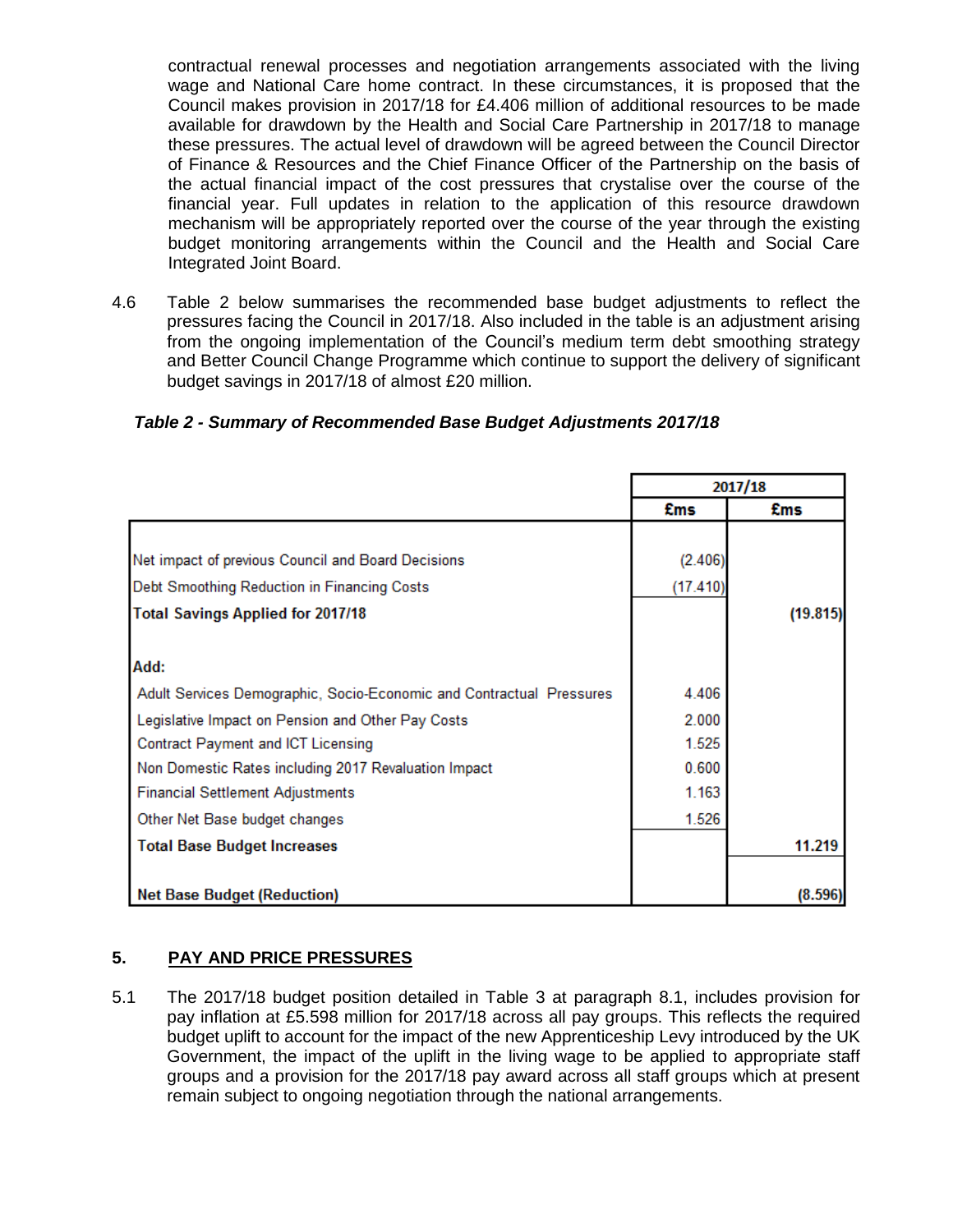contractual renewal processes and negotiation arrangements associated with the living wage and National Care home contract. In these circumstances, it is proposed that the Council makes provision in 2017/18 for £4.406 million of additional resources to be made available for drawdown by the Health and Social Care Partnership in 2017/18 to manage these pressures. The actual level of drawdown will be agreed between the Council Director of Finance & Resources and the Chief Finance Officer of the Partnership on the basis of the actual financial impact of the cost pressures that crystalise over the course of the financial year. Full updates in relation to the application of this resource drawdown mechanism will be appropriately reported over the course of the year through the existing budget monitoring arrangements within the Council and the Health and Social Care Integrated Joint Board.

4.6 Table 2 below summarises the recommended base budget adjustments to reflect the pressures facing the Council in 2017/18. Also included in the table is an adjustment arising from the ongoing implementation of the Council's medium term debt smoothing strategy and Better Council Change Programme which continue to support the delivery of significant budget savings in 2017/18 of almost £20 million.

***Table 2 - Summary of Recommended Base Budget Adjustments 2017/18***

| | 2017/18 | |
|---|---|---|
| | **£ms** | **£ms** |
| Net impact of previous Council and Board Decisions | (2.406) | |
| Debt Smoothing Reduction in Financing Costs | (17.410) | |
| **Total Savings Applied for 2017/18** | | **(19.815)** |
| **Add:** | | |
| Adult Services Demographic, Socio-Economic and Contractual Pressures | 4.406 | |
| Legislative Impact on Pension and Other Pay Costs | 2.000 | |
| Contract Payment and ICT Licensing | 1.525 | |
| Non Domestic Rates including 2017 Revaluation Impact | 0.600 | |
| Financial Settlement Adjustments | 1.163 | |
| Other Net Base budget changes | 1.526 | |
| **Total Base Budget Increases** | | **11.219** |
| **Net Base Budget (Reduction)** | | **(8.596)** |

## 5. PAY AND PRICE PRESSURES

5.1 The 2017/18 budget position detailed in Table 3 at paragraph 8.1, includes provision for pay inflation at £5.598 million for 2017/18 across all pay groups. This reflects the required budget uplift to account for the impact of the new Apprenticeship Levy introduced by the UK Government, the impact of the uplift in the living wage to be applied to appropriate staff groups and a provision for the 2017/18 pay award across all staff groups which at present remain subject to ongoing negotiation through the national arrangements.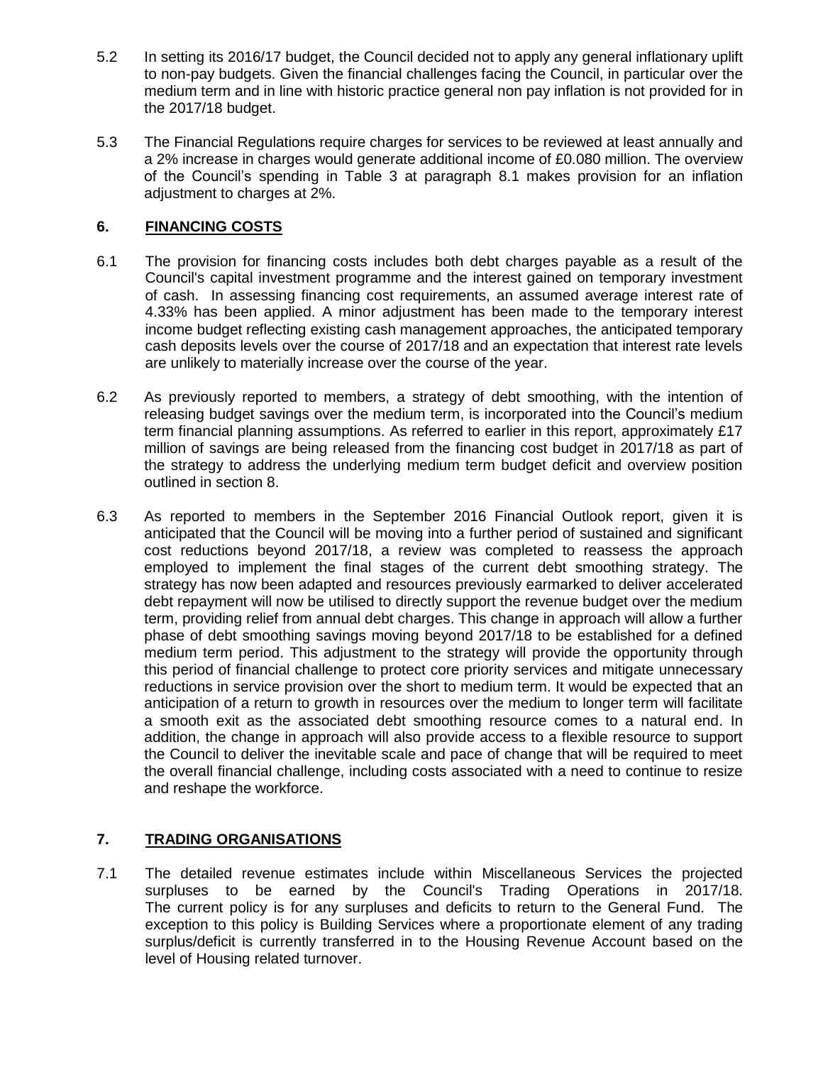5.2 In setting its 2016/17 budget, the Council decided not to apply any general inflationary uplift to non-pay budgets. Given the financial challenges facing the Council, in particular over the medium term and in line with historic practice general non pay inflation is not provided for in the 2017/18 budget.

5.3 The Financial Regulations require charges for services to be reviewed at least annually and a 2% increase in charges would generate additional income of £0.080 million. The overview of the Council's spending in Table 3 at paragraph 8.1 makes provision for an inflation adjustment to charges at 2%.

## 6. FINANCING COSTS

6.1 The provision for financing costs includes both debt charges payable as a result of the Council's capital investment programme and the interest gained on temporary investment of cash. In assessing financing cost requirements, an assumed average interest rate of 4.33% has been applied. A minor adjustment has been made to the temporary interest income budget reflecting existing cash management approaches, the anticipated temporary cash deposits levels over the course of 2017/18 and an expectation that interest rate levels are unlikely to materially increase over the course of the year.

6.2 As previously reported to members, a strategy of debt smoothing, with the intention of releasing budget savings over the medium term, is incorporated into the Council's medium term financial planning assumptions. As referred to earlier in this report, approximately £17 million of savings are being released from the financing cost budget in 2017/18 as part of the strategy to address the underlying medium term budget deficit and overview position outlined in section 8.

6.3 As reported to members in the September 2016 Financial Outlook report, given it is anticipated that the Council will be moving into a further period of sustained and significant cost reductions beyond 2017/18, a review was completed to reassess the approach employed to implement the final stages of the current debt smoothing strategy. The strategy has now been adapted and resources previously earmarked to deliver accelerated debt repayment will now be utilised to directly support the revenue budget over the medium term, providing relief from annual debt charges. This change in approach will allow a further phase of debt smoothing savings moving beyond 2017/18 to be established for a defined medium term period. This adjustment to the strategy will provide the opportunity through this period of financial challenge to protect core priority services and mitigate unnecessary reductions in service provision over the short to medium term. It would be expected that an anticipation of a return to growth in resources over the medium to longer term will facilitate a smooth exit as the associated debt smoothing resource comes to a natural end. In addition, the change in approach will also provide access to a flexible resource to support the Council to deliver the inevitable scale and pace of change that will be required to meet the overall financial challenge, including costs associated with a need to continue to resize and reshape the workforce.

## 7. TRADING ORGANISATIONS

7.1 The detailed revenue estimates include within Miscellaneous Services the projected surpluses to be earned by the Council's Trading Operations in 2017/18. The current policy is for any surpluses and deficits to return to the General Fund. The exception to this policy is Building Services where a proportionate element of any trading surplus/deficit is currently transferred in to the Housing Revenue Account based on the level of Housing related turnover.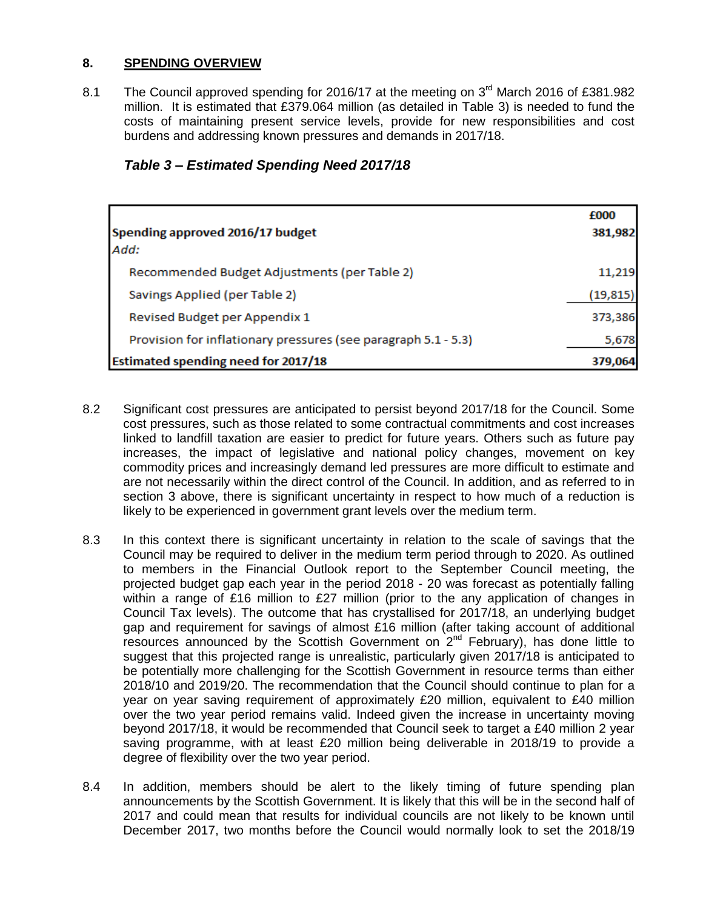## 8. SPENDING OVERVIEW

8.1 The Council approved spending for 2016/17 at the meeting on 3rd March 2016 of £381.982 million. It is estimated that £379.064 million (as detailed in Table 3) is needed to fund the costs of maintaining present service levels, provide for new responsibilities and cost burdens and addressing known pressures and demands in 2017/18.

### *Table 3 – Estimated Spending Need 2017/18*

| | £000 |
|---|---|
| **Spending approved 2016/17 budget** | **381,982** |
| *Add:* | |
| Recommended Budget Adjustments (per Table 2) | 11,219 |
| Savings Applied (per Table 2) | (19,815) |
| Revised Budget per Appendix 1 | 373,386 |
| Provision for inflationary pressures (see paragraph 5.1 - 5.3) | 5,678 |
| **Estimated spending need for 2017/18** | **379,064** |

8.2 Significant cost pressures are anticipated to persist beyond 2017/18 for the Council. Some cost pressures, such as those related to some contractual commitments and cost increases linked to landfill taxation are easier to predict for future years. Others such as future pay increases, the impact of legislative and national policy changes, movement on key commodity prices and increasingly demand led pressures are more difficult to estimate and are not necessarily within the direct control of the Council. In addition, and as referred to in section 3 above, there is significant uncertainty in respect to how much of a reduction is likely to be experienced in government grant levels over the medium term.

8.3 In this context there is significant uncertainty in relation to the scale of savings that the Council may be required to deliver in the medium term period through to 2020. As outlined to members in the Financial Outlook report to the September Council meeting, the projected budget gap each year in the period 2018 - 20 was forecast as potentially falling within a range of £16 million to £27 million (prior to the any application of changes in Council Tax levels). The outcome that has crystallised for 2017/18, an underlying budget gap and requirement for savings of almost £16 million (after taking account of additional resources announced by the Scottish Government on 2nd February), has done little to suggest that this projected range is unrealistic, particularly given 2017/18 is anticipated to be potentially more challenging for the Scottish Government in resource terms than either 2018/10 and 2019/20. The recommendation that the Council should continue to plan for a year on year saving requirement of approximately £20 million, equivalent to £40 million over the two year period remains valid. Indeed given the increase in uncertainty moving beyond 2017/18, it would be recommended that Council seek to target a £40 million 2 year saving programme, with at least £20 million being deliverable in 2018/19 to provide a degree of flexibility over the two year period.

8.4 In addition, members should be alert to the likely timing of future spending plan announcements by the Scottish Government. It is likely that this will be in the second half of 2017 and could mean that results for individual councils are not likely to be known until December 2017, two months before the Council would normally look to set the 2018/19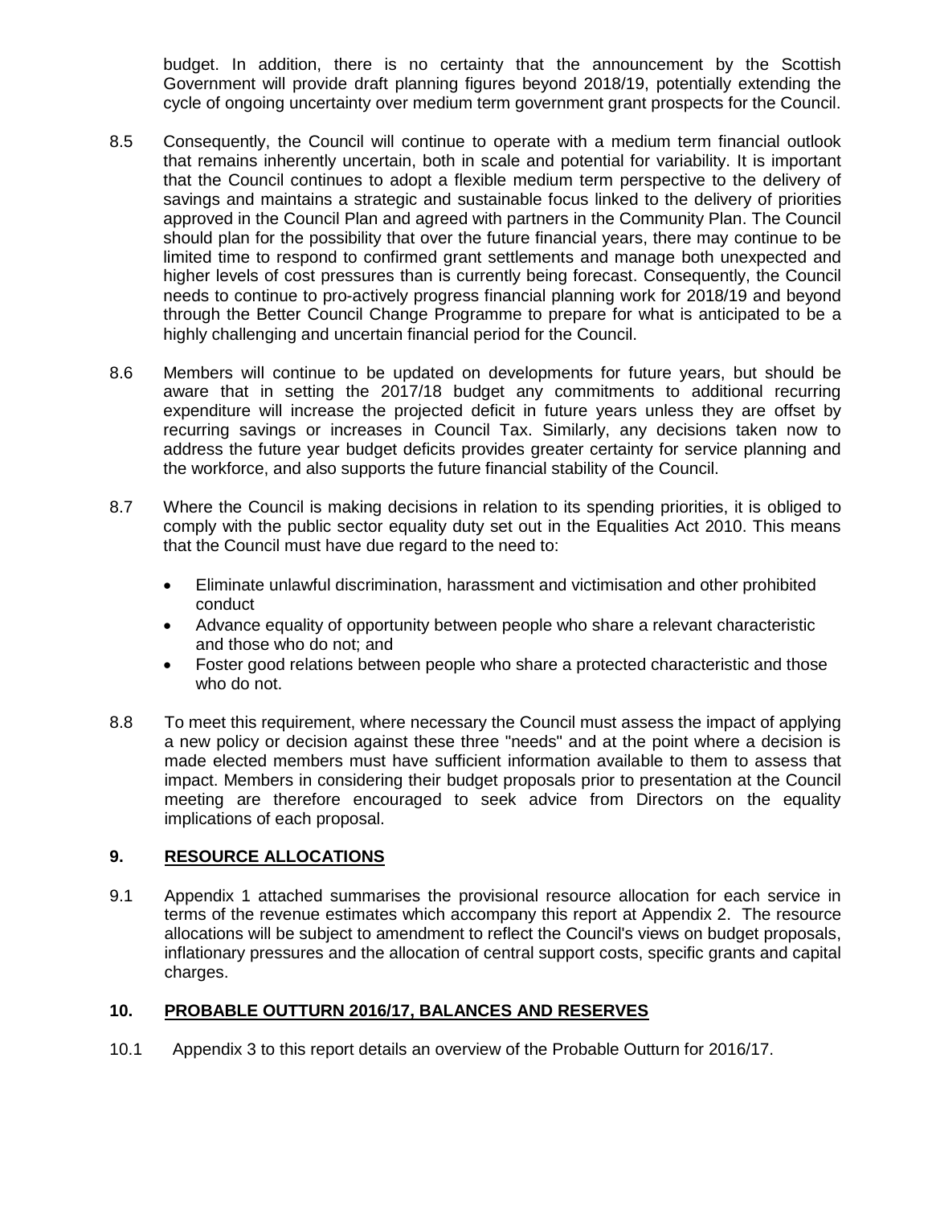budget. In addition, there is no certainty that the announcement by the Scottish Government will provide draft planning figures beyond 2018/19, potentially extending the cycle of ongoing uncertainty over medium term government grant prospects for the Council.

8.5 Consequently, the Council will continue to operate with a medium term financial outlook that remains inherently uncertain, both in scale and potential for variability. It is important that the Council continues to adopt a flexible medium term perspective to the delivery of savings and maintains a strategic and sustainable focus linked to the delivery of priorities approved in the Council Plan and agreed with partners in the Community Plan. The Council should plan for the possibility that over the future financial years, there may continue to be limited time to respond to confirmed grant settlements and manage both unexpected and higher levels of cost pressures than is currently being forecast. Consequently, the Council needs to continue to pro-actively progress financial planning work for 2018/19 and beyond through the Better Council Change Programme to prepare for what is anticipated to be a highly challenging and uncertain financial period for the Council.

8.6 Members will continue to be updated on developments for future years, but should be aware that in setting the 2017/18 budget any commitments to additional recurring expenditure will increase the projected deficit in future years unless they are offset by recurring savings or increases in Council Tax. Similarly, any decisions taken now to address the future year budget deficits provides greater certainty for service planning and the workforce, and also supports the future financial stability of the Council.

8.7 Where the Council is making decisions in relation to its spending priorities, it is obliged to comply with the public sector equality duty set out in the Equalities Act 2010. This means that the Council must have due regard to the need to:

- Eliminate unlawful discrimination, harassment and victimisation and other prohibited conduct
- Advance equality of opportunity between people who share a relevant characteristic and those who do not; and
- Foster good relations between people who share a protected characteristic and those who do not.

8.8 To meet this requirement, where necessary the Council must assess the impact of applying a new policy or decision against these three "needs" and at the point where a decision is made elected members must have sufficient information available to them to assess that impact. Members in considering their budget proposals prior to presentation at the Council meeting are therefore encouraged to seek advice from Directors on the equality implications of each proposal.

## 9. RESOURCE ALLOCATIONS

9.1 Appendix 1 attached summarises the provisional resource allocation for each service in terms of the revenue estimates which accompany this report at Appendix 2. The resource allocations will be subject to amendment to reflect the Council's views on budget proposals, inflationary pressures and the allocation of central support costs, specific grants and capital charges.

## 10. PROBABLE OUTTURN 2016/17, BALANCES AND RESERVES

10.1 Appendix 3 to this report details an overview of the Probable Outturn for 2016/17.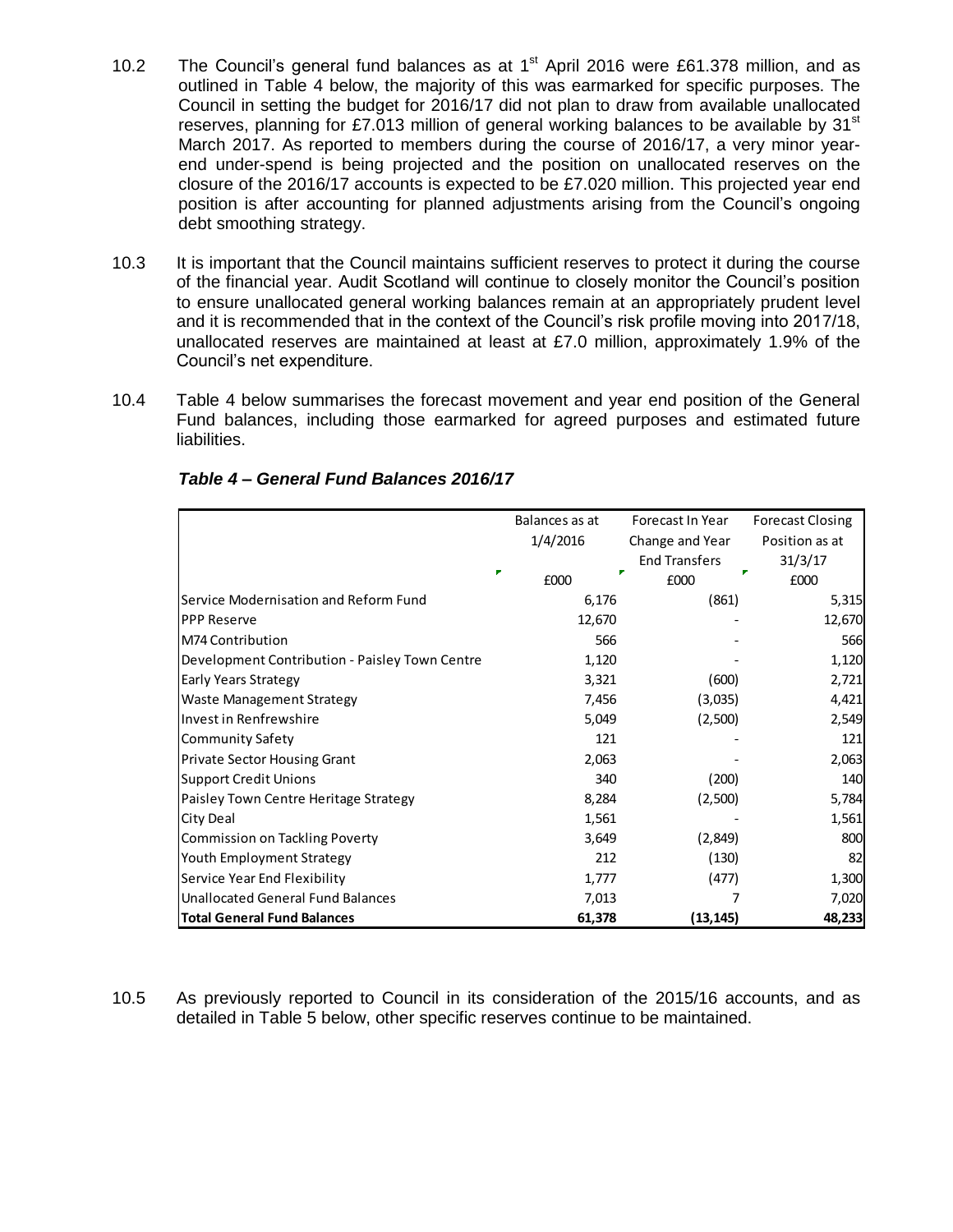10.2 The Council's general fund balances as at 1st April 2016 were £61.378 million, and as outlined in Table 4 below, the majority of this was earmarked for specific purposes. The Council in setting the budget for 2016/17 did not plan to draw from available unallocated reserves, planning for £7.013 million of general working balances to be available by 31st March 2017. As reported to members during the course of 2016/17, a very minor year-end under-spend is being projected and the position on unallocated reserves on the closure of the 2016/17 accounts is expected to be £7.020 million. This projected year end position is after accounting for planned adjustments arising from the Council's ongoing debt smoothing strategy.

10.3 It is important that the Council maintains sufficient reserves to protect it during the course of the financial year. Audit Scotland will continue to closely monitor the Council's position to ensure unallocated general working balances remain at an appropriately prudent level and it is recommended that in the context of the Council's risk profile moving into 2017/18, unallocated reserves are maintained at least at £7.0 million, approximately 1.9% of the Council's net expenditure.

10.4 Table 4 below summarises the forecast movement and year end position of the General Fund balances, including those earmarked for agreed purposes and estimated future liabilities.

***Table 4 – General Fund Balances 2016/17***

| | Balances as at 1/4/2016 | Forecast In Year Change and Year End Transfers | Forecast Closing Position as at 31/3/17 |
|---|---|---|---|
| | £000 | £000 | £000 |
| Service Modernisation and Reform Fund | 6,176 | (861) | 5,315 |
| PPP Reserve | 12,670 | - | 12,670 |
| M74 Contribution | 566 | - | 566 |
| Development Contribution - Paisley Town Centre | 1,120 | - | 1,120 |
| Early Years Strategy | 3,321 | (600) | 2,721 |
| Waste Management Strategy | 7,456 | (3,035) | 4,421 |
| Invest in Renfrewshire | 5,049 | (2,500) | 2,549 |
| Community Safety | 121 | - | 121 |
| Private Sector Housing Grant | 2,063 | - | 2,063 |
| Support Credit Unions | 340 | (200) | 140 |
| Paisley Town Centre Heritage Strategy | 8,284 | (2,500) | 5,784 |
| City Deal | 1,561 | - | 1,561 |
| Commission on Tackling Poverty | 3,649 | (2,849) | 800 |
| Youth Employment Strategy | 212 | (130) | 82 |
| Service Year End Flexibility | 1,777 | (477) | 1,300 |
| Unallocated General Fund Balances | 7,013 | 7 | 7,020 |
| **Total General Fund Balances** | **61,378** | **(13,145)** | **48,233** |

10.5 As previously reported to Council in its consideration of the 2015/16 accounts, and as detailed in Table 5 below, other specific reserves continue to be maintained.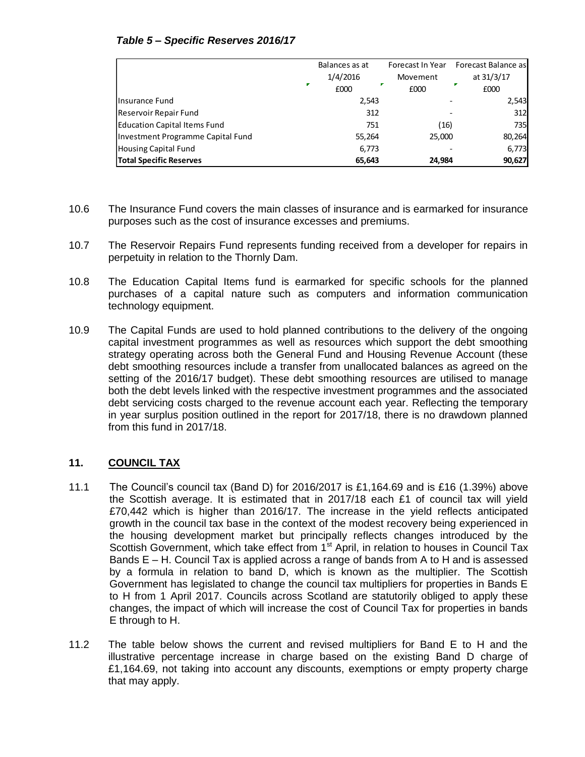*Table 5 – Specific Reserves 2016/17*

| | Balances as at 1/4/2016 £000 | Forecast In Year Movement £000 | Forecast Balance as at 31/3/17 £000 |
|---|---|---|---|
| Insurance Fund | 2,543 | - | 2,543 |
| Reservoir Repair Fund | 312 | - | 312 |
| Education Capital Items Fund | 751 | (16) | 735 |
| Investment Programme Capital Fund | 55,264 | 25,000 | 80,264 |
| Housing Capital Fund | 6,773 | - | 6,773 |
| **Total Specific Reserves** | **65,643** | **24,984** | **90,627** |

10.6 The Insurance Fund covers the main classes of insurance and is earmarked for insurance purposes such as the cost of insurance excesses and premiums.

10.7 The Reservoir Repairs Fund represents funding received from a developer for repairs in perpetuity in relation to the Thornly Dam.

10.8 The Education Capital Items fund is earmarked for specific schools for the planned purchases of a capital nature such as computers and information communication technology equipment.

10.9 The Capital Funds are used to hold planned contributions to the delivery of the ongoing capital investment programmes as well as resources which support the debt smoothing strategy operating across both the General Fund and Housing Revenue Account (these debt smoothing resources include a transfer from unallocated balances as agreed on the setting of the 2016/17 budget). These debt smoothing resources are utilised to manage both the debt levels linked with the respective investment programmes and the associated debt servicing costs charged to the revenue account each year. Reflecting the temporary in year surplus position outlined in the report for 2017/18, there is no drawdown planned from this fund in 2017/18.

## 11. COUNCIL TAX

11.1 The Council's council tax (Band D) for 2016/2017 is £1,164.69 and is £16 (1.39%) above the Scottish average. It is estimated that in 2017/18 each £1 of council tax will yield £70,442 which is higher than 2016/17. The increase in the yield reflects anticipated growth in the council tax base in the context of the modest recovery being experienced in the housing development market but principally reflects changes introduced by the Scottish Government, which take effect from 1st April, in relation to houses in Council Tax Bands E – H. Council Tax is applied across a range of bands from A to H and is assessed by a formula in relation to band D, which is known as the multiplier. The Scottish Government has legislated to change the council tax multipliers for properties in Bands E to H from 1 April 2017. Councils across Scotland are statutorily obliged to apply these changes, the impact of which will increase the cost of Council Tax for properties in bands E through to H.

11.2 The table below shows the current and revised multipliers for Band E to H and the illustrative percentage increase in charge based on the existing Band D charge of £1,164.69, not taking into account any discounts, exemptions or empty property charge that may apply.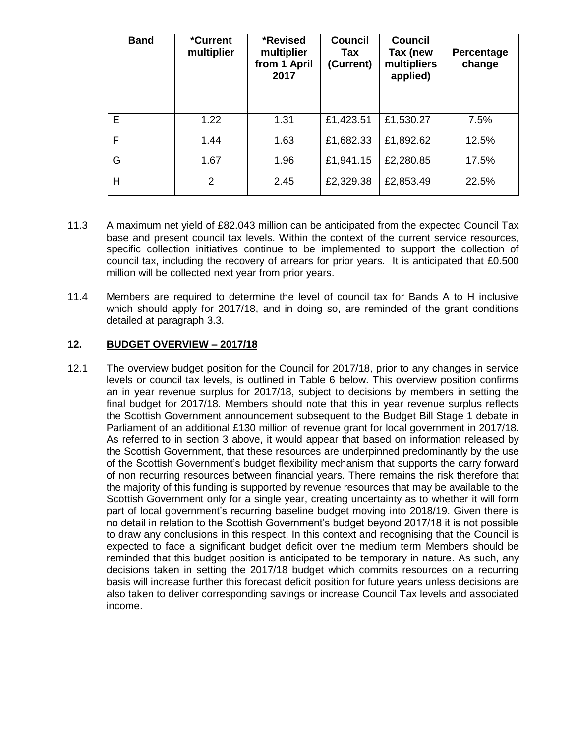| Band | *Current multiplier | *Revised multiplier from 1 April 2017 | Council Tax (Current) | Council Tax (new multipliers applied) | Percentage change |
|---|---|---|---|---|---|
| E | 1.22 | 1.31 | £1,423.51 | £1,530.27 | 7.5% |
| F | 1.44 | 1.63 | £1,682.33 | £1,892.62 | 12.5% |
| G | 1.67 | 1.96 | £1,941.15 | £2,280.85 | 17.5% |
| H | 2 | 2.45 | £2,329.38 | £2,853.49 | 22.5% |

11.3 A maximum net yield of £82.043 million can be anticipated from the expected Council Tax base and present council tax levels. Within the context of the current service resources, specific collection initiatives continue to be implemented to support the collection of council tax, including the recovery of arrears for prior years. It is anticipated that £0.500 million will be collected next year from prior years.

11.4 Members are required to determine the level of council tax for Bands A to H inclusive which should apply for 2017/18, and in doing so, are reminded of the grant conditions detailed at paragraph 3.3.

## 12. BUDGET OVERVIEW – 2017/18

12.1 The overview budget position for the Council for 2017/18, prior to any changes in service levels or council tax levels, is outlined in Table 6 below. This overview position confirms an in year revenue surplus for 2017/18, subject to decisions by members in setting the final budget for 2017/18. Members should note that this in year revenue surplus reflects the Scottish Government announcement subsequent to the Budget Bill Stage 1 debate in Parliament of an additional £130 million of revenue grant for local government in 2017/18. As referred to in section 3 above, it would appear that based on information released by the Scottish Government, that these resources are underpinned predominantly by the use of the Scottish Government's budget flexibility mechanism that supports the carry forward of non recurring resources between financial years. There remains the risk therefore that the majority of this funding is supported by revenue resources that may be available to the Scottish Government only for a single year, creating uncertainty as to whether it will form part of local government's recurring baseline budget moving into 2018/19. Given there is no detail in relation to the Scottish Government's budget beyond 2017/18 it is not possible to draw any conclusions in this respect. In this context and recognising that the Council is expected to face a significant budget deficit over the medium term Members should be reminded that this budget position is anticipated to be temporary in nature. As such, any decisions taken in setting the 2017/18 budget which commits resources on a recurring basis will increase further this forecast deficit position for future years unless decisions are also taken to deliver corresponding savings or increase Council Tax levels and associated income.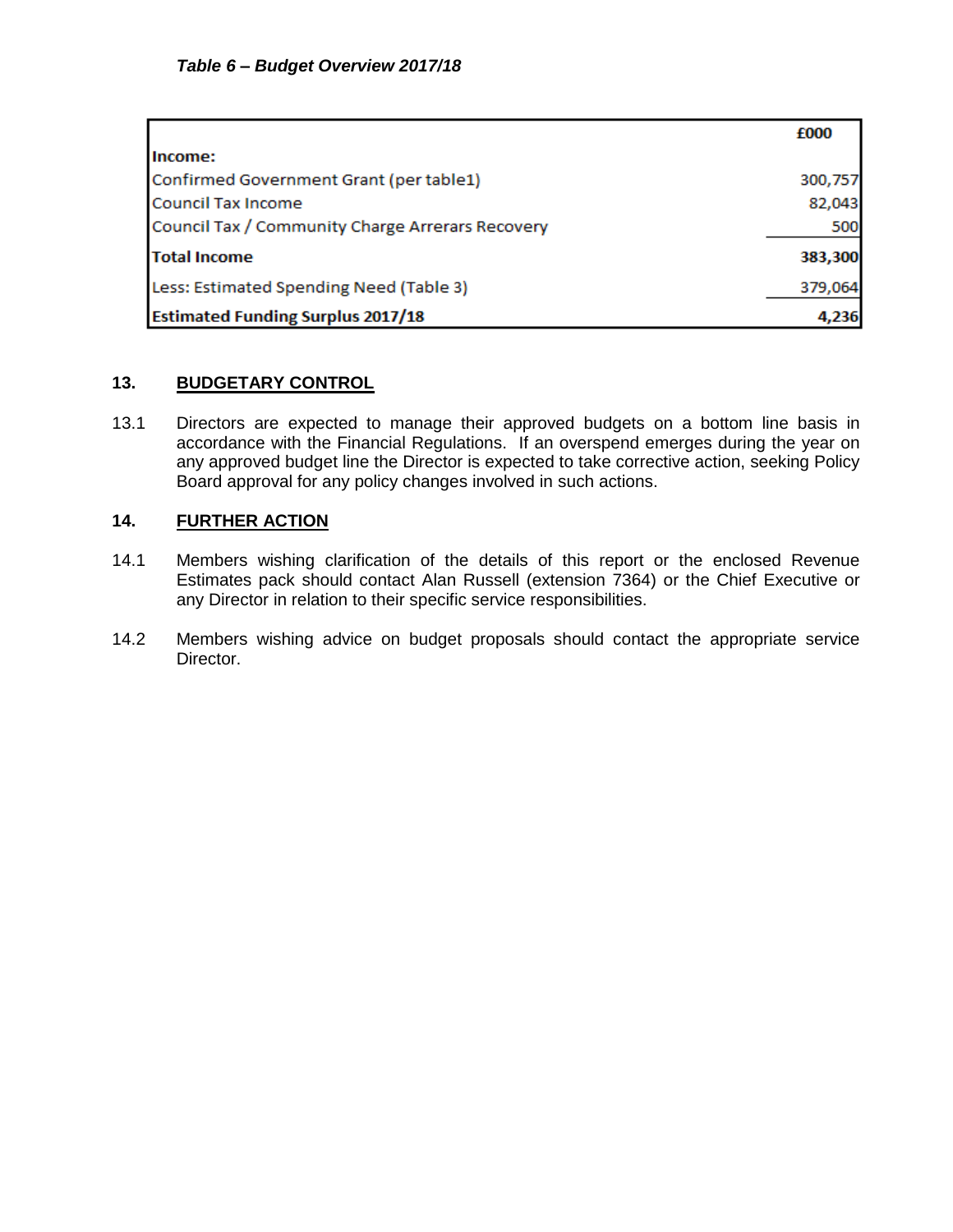***Table 6 – Budget Overview 2017/18***

| | £000 |
|---|---|
| **Income:** | |
| Confirmed Government Grant (per table1) | 300,757 |
| Council Tax Income | 82,043 |
| Council Tax / Community Charge Arrears Recovery | 500 |
| **Total Income** | **383,300** |
| Less: Estimated Spending Need (Table 3) | 379,064 |
| **Estimated Funding Surplus 2017/18** | **4,236** |

## 13. BUDGETARY CONTROL

13.1 Directors are expected to manage their approved budgets on a bottom line basis in accordance with the Financial Regulations. If an overspend emerges during the year on any approved budget line the Director is expected to take corrective action, seeking Policy Board approval for any policy changes involved in such actions.

## 14. FURTHER ACTION

14.1 Members wishing clarification of the details of this report or the enclosed Revenue Estimates pack should contact Alan Russell (extension 7364) or the Chief Executive or any Director in relation to their specific service responsibilities.

14.2 Members wishing advice on budget proposals should contact the appropriate service Director.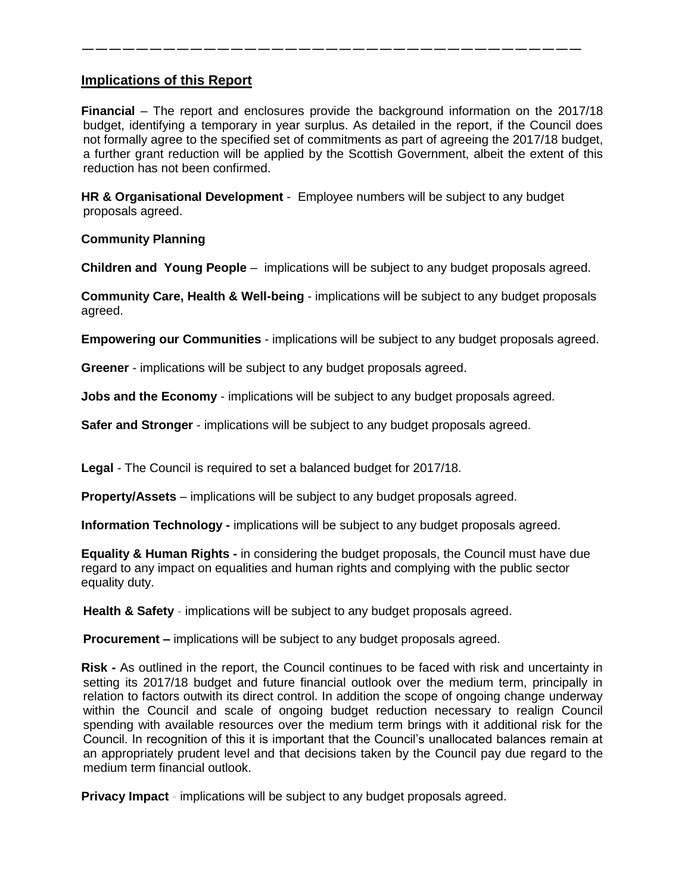---

## Implications of this Report

**Financial** – The report and enclosures provide the background information on the 2017/18 budget, identifying a temporary in year surplus. As detailed in the report, if the Council does not formally agree to the specified set of commitments as part of agreeing the 2017/18 budget, a further grant reduction will be applied by the Scottish Government, albeit the extent of this reduction has not been confirmed.

**HR & Organisational Development** - Employee numbers will be subject to any budget proposals agreed.

**Community Planning**

**Children and Young People** – implications will be subject to any budget proposals agreed.

**Community Care, Health & Well-being** - implications will be subject to any budget proposals agreed.

**Empowering our Communities** - implications will be subject to any budget proposals agreed.

**Greener** - implications will be subject to any budget proposals agreed.

**Jobs and the Economy** - implications will be subject to any budget proposals agreed.

**Safer and Stronger** - implications will be subject to any budget proposals agreed.

**Legal** - The Council is required to set a balanced budget for 2017/18.

**Property/Assets** – implications will be subject to any budget proposals agreed.

**Information Technology -** implications will be subject to any budget proposals agreed.

**Equality & Human Rights -** in considering the budget proposals, the Council must have due regard to any impact on equalities and human rights and complying with the public sector equality duty.

**Health & Safety** - implications will be subject to any budget proposals agreed.

**Procurement –** implications will be subject to any budget proposals agreed.

**Risk -** As outlined in the report, the Council continues to be faced with risk and uncertainty in setting its 2017/18 budget and future financial outlook over the medium term, principally in relation to factors outwith its direct control. In addition the scope of ongoing change underway within the Council and scale of ongoing budget reduction necessary to realign Council spending with available resources over the medium term brings with it additional risk for the Council. In recognition of this it is important that the Council's unallocated balances remain at an appropriately prudent level and that decisions taken by the Council pay due regard to the medium term financial outlook.

**Privacy Impact** - implications will be subject to any budget proposals agreed.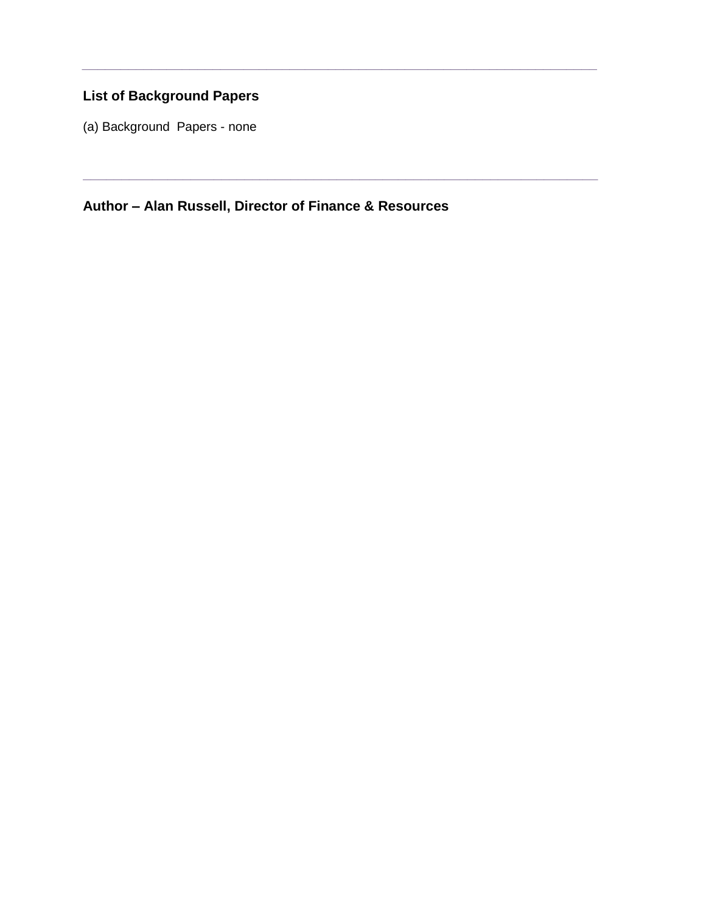---

**List of Background Papers**

(a) Background Papers - none

---

**Author – Alan Russell, Director of Finance & Resources**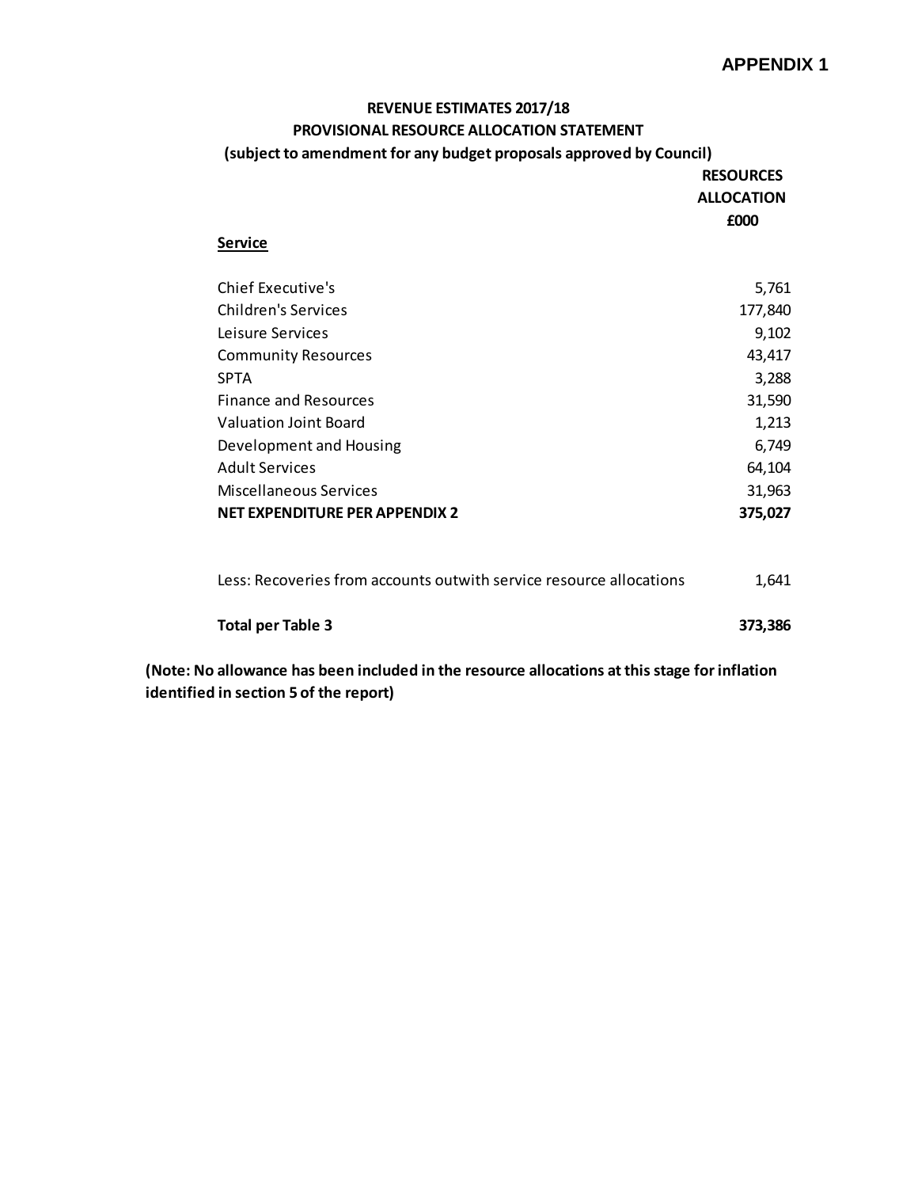# APPENDIX 1

**REVENUE ESTIMATES 2017/18**

**PROVISIONAL RESOURCE ALLOCATION STATEMENT**

**(subject to amendment for any budget proposals approved by Council)**

| **Service** | **RESOURCES ALLOCATION £000** |
|---|---|
| Chief Executive's | 5,761 |
| Children's Services | 177,840 |
| Leisure Services | 9,102 |
| Community Resources | 43,417 |
| SPTA | 3,288 |
| Finance and Resources | 31,590 |
| Valuation Joint Board | 1,213 |
| Development and Housing | 6,749 |
| Adult Services | 64,104 |
| Miscellaneous Services | 31,963 |
| **NET EXPENDITURE PER APPENDIX 2** | **375,027** |
| | |
| Less: Recoveries from accounts outwith service resource allocations | 1,641 |
| | |
| **Total per Table 3** | **373,386** |

**(Note: No allowance has been included in the resource allocations at this stage for inflation identified in section 5 of the report)**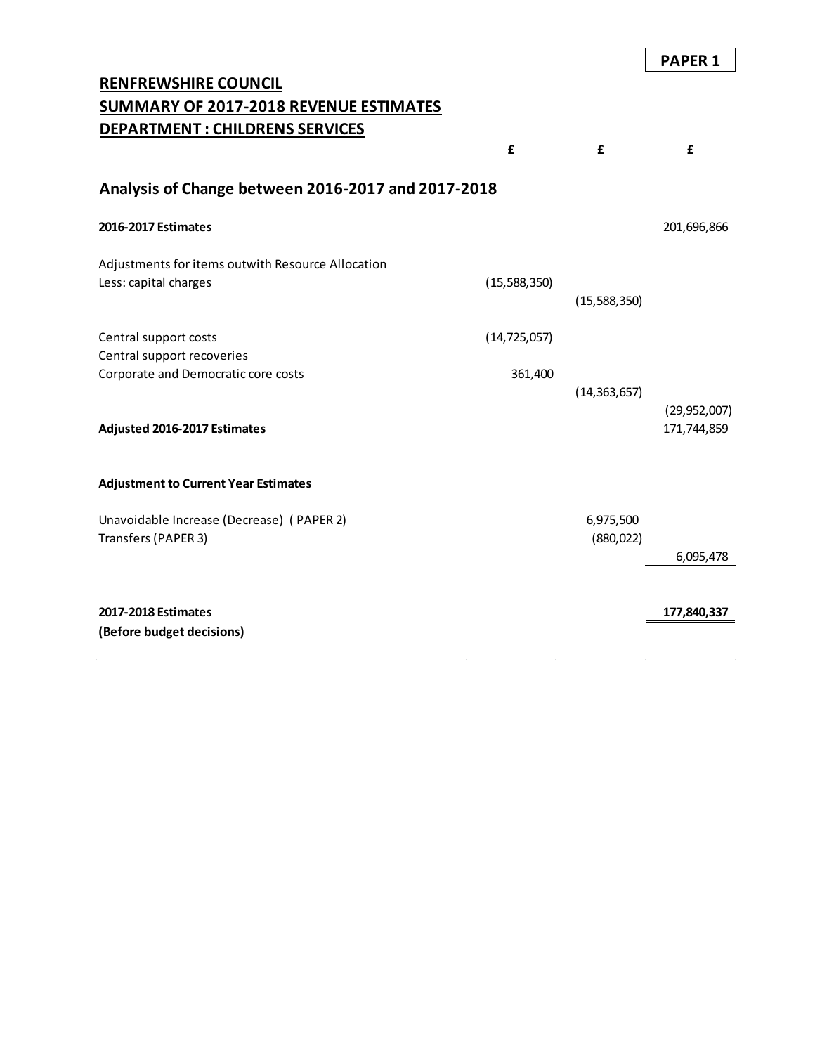**PAPER 1**

# RENFREWSHIRE COUNCIL
## SUMMARY OF 2017-2018 REVENUE ESTIMATES
## DEPARTMENT : CHILDRENS SERVICES

| | £ | £ | £ |
|---|---|---|---|
| **Analysis of Change between 2016-2017 and 2017-2018** | | | |
| **2016-2017 Estimates** | | | 201,696,866 |
| Adjustments for items outwith Resource Allocation | | | |
| Less: capital charges | (15,588,350) | | |
| | | (15,588,350) | |
| Central support costs | (14,725,057) | | |
| Central support recoveries | | | |
| Corporate and Democratic core costs | 361,400 | | |
| | | (14,363,657) | |
| | | | (29,952,007) |
| **Adjusted 2016-2017 Estimates** | | | 171,744,859 |
| **Adjustment to Current Year Estimates** | | | |
| Unavoidable Increase (Decrease) ( PAPER 2) | | 6,975,500 | |
| Transfers (PAPER 3) | | (880,022) | |
| | | | 6,095,478 |
| **2017-2018 Estimates** | | | **177,840,337** |
| **(Before budget decisions)** | | | |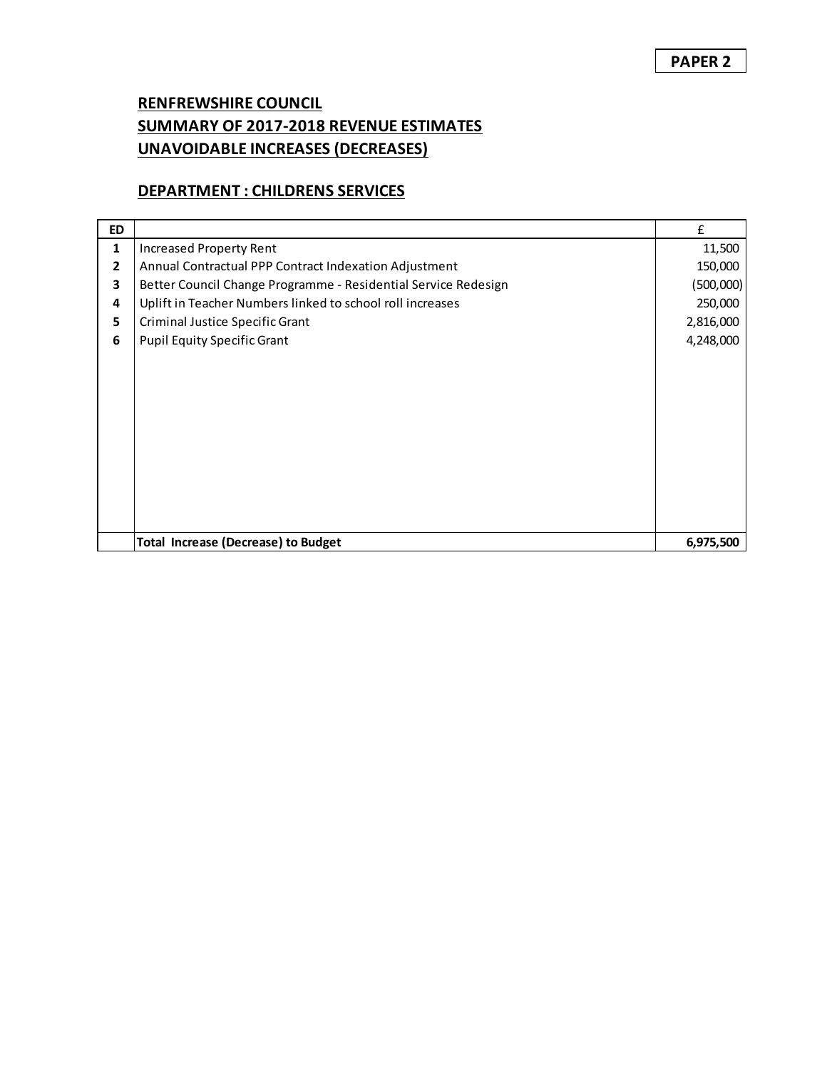**PAPER 2**

## RENFREWSHIRE COUNCIL
## SUMMARY OF 2017-2018 REVENUE ESTIMATES
## UNAVOIDABLE INCREASES (DECREASES)

### DEPARTMENT : CHILDRENS SERVICES

| ED | | £ |
|---|---|---|
| 1 | Increased Property Rent | 11,500 |
| 2 | Annual Contractual PPP Contract Indexation Adjustment | 150,000 |
| 3 | Better Council Change Programme - Residential Service Redesign | (500,000) |
| 4 | Uplift in Teacher Numbers linked to school roll increases | 250,000 |
| 5 | Criminal Justice Specific Grant | 2,816,000 |
| 6 | Pupil Equity Specific Grant | 4,248,000 |
| | **Total Increase (Decrease) to Budget** | **6,975,500** |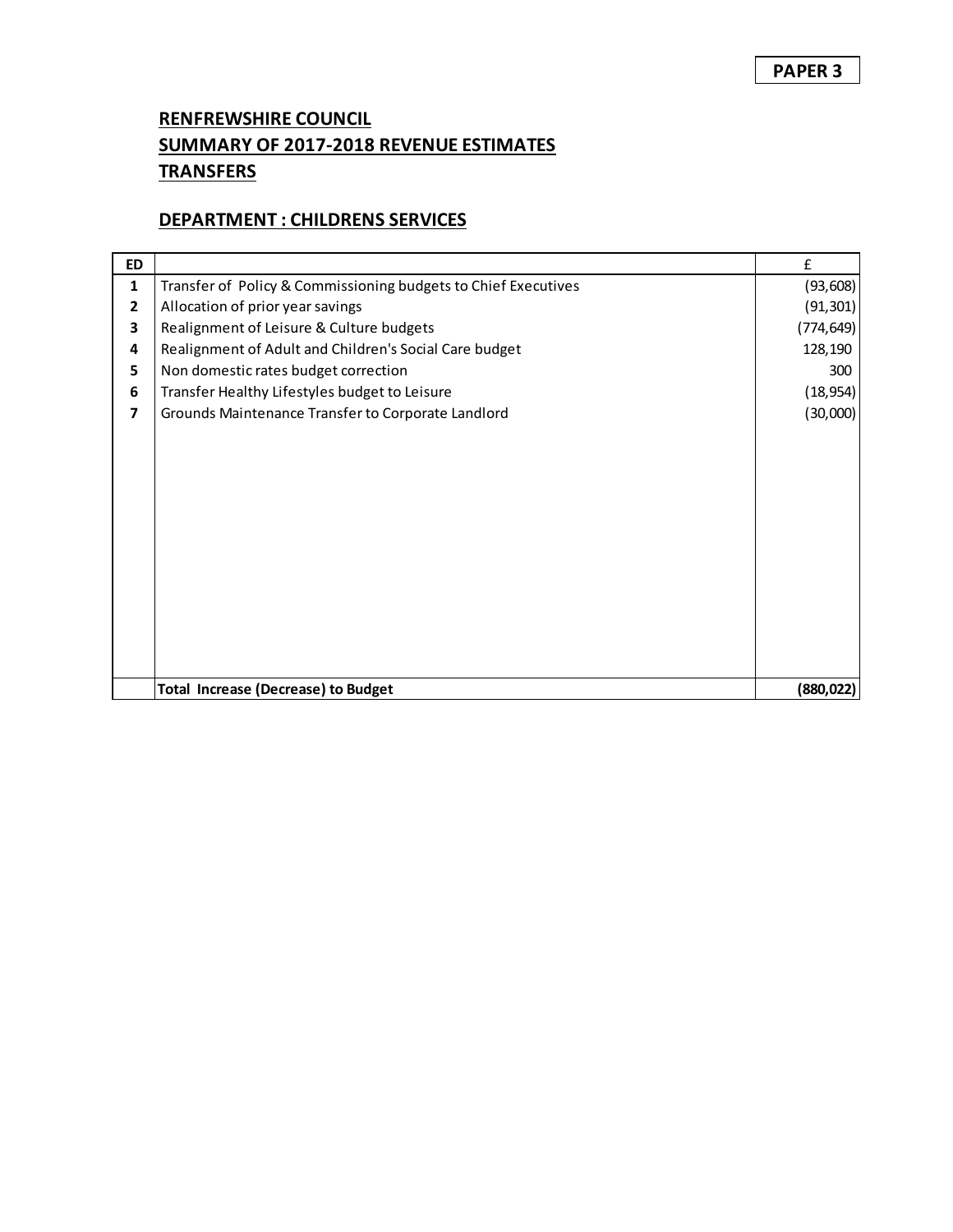**PAPER 3**

# RENFREWSHIRE COUNCIL

## SUMMARY OF 2017-2018 REVENUE ESTIMATES

## TRANSFERS

### DEPARTMENT : CHILDRENS SERVICES

| ED | | £ |
|---|---|---|
| 1 | Transfer of Policy & Commissioning budgets to Chief Executives | (93,608) |
| 2 | Allocation of prior year savings | (91,301) |
| 3 | Realignment of Leisure & Culture budgets | (774,649) |
| 4 | Realignment of Adult and Children's Social Care budget | 128,190 |
| 5 | Non domestic rates budget correction | 300 |
| 6 | Transfer Healthy Lifestyles budget to Leisure | (18,954) |
| 7 | Grounds Maintenance Transfer to Corporate Landlord | (30,000) |
| | **Total Increase (Decrease) to Budget** | **(880,022)** |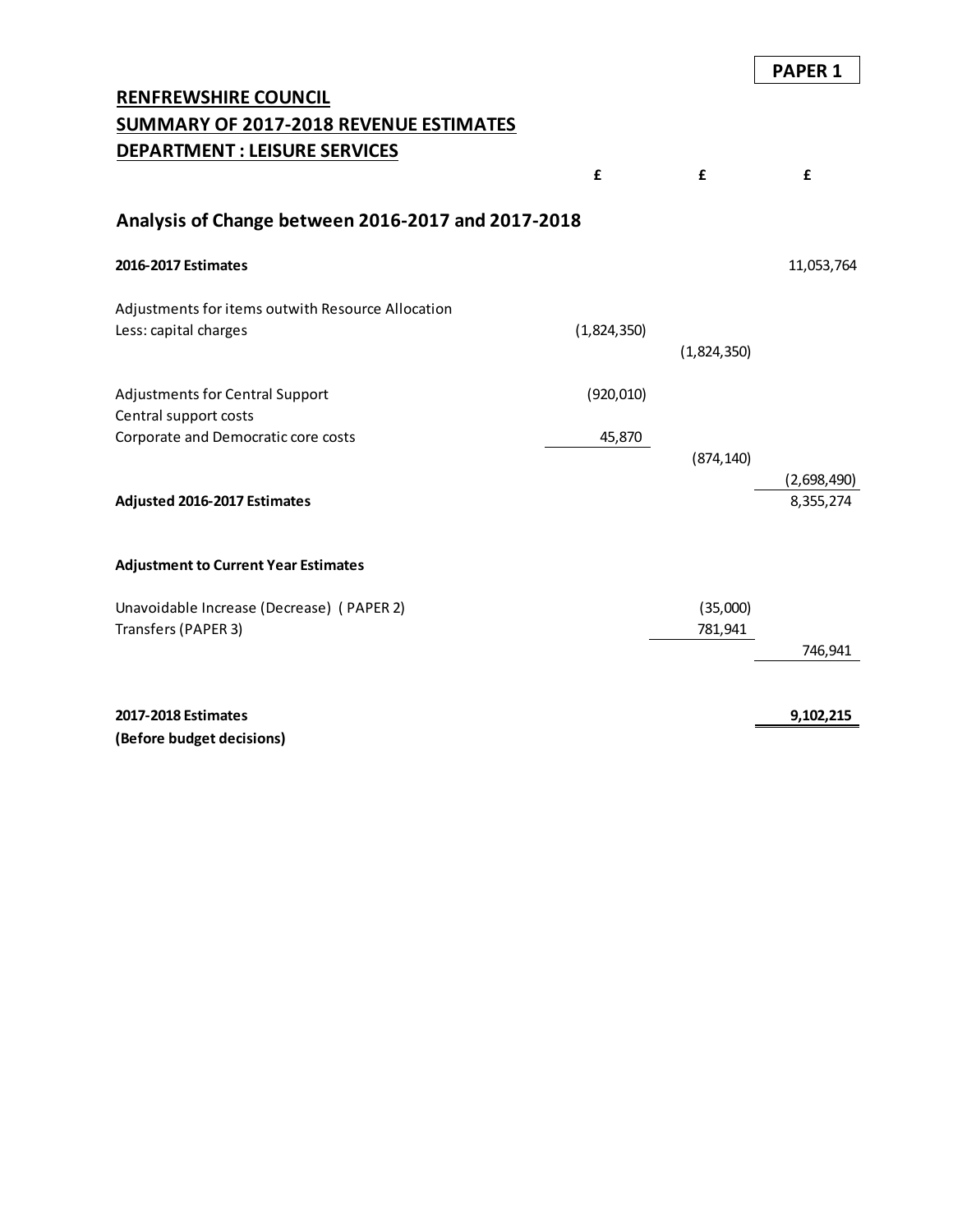**PAPER 1**

**RENFREWSHIRE COUNCIL**
**SUMMARY OF 2017-2018 REVENUE ESTIMATES**
**DEPARTMENT : LEISURE SERVICES**

## Analysis of Change between 2016-2017 and 2017-2018

| | £ | £ | £ |
|---|---|---|---|
| **2016-2017 Estimates** | | | 11,053,764 |
| | | | |
| Adjustments for items outwith Resource Allocation | | | |
| Less: capital charges | (1,824,350) | | |
| | | (1,824,350) | |
| | | | |
| Adjustments for Central Support | (920,010) | | |
| Central support costs | | | |
| Corporate and Democratic core costs | 45,870 | | |
| | | (874,140) | |
| | | | (2,698,490) |
| **Adjusted 2016-2017 Estimates** | | | 8,355,274 |
| | | | |
| **Adjustment to Current Year Estimates** | | | |
| | | | |
| Unavoidable Increase (Decrease) ( PAPER 2) | | (35,000) | |
| Transfers (PAPER 3) | | 781,941 | |
| | | | 746,941 |
| | | | |
| **2017-2018 Estimates** | | | **9,102,215** |
| **(Before budget decisions)** | | | |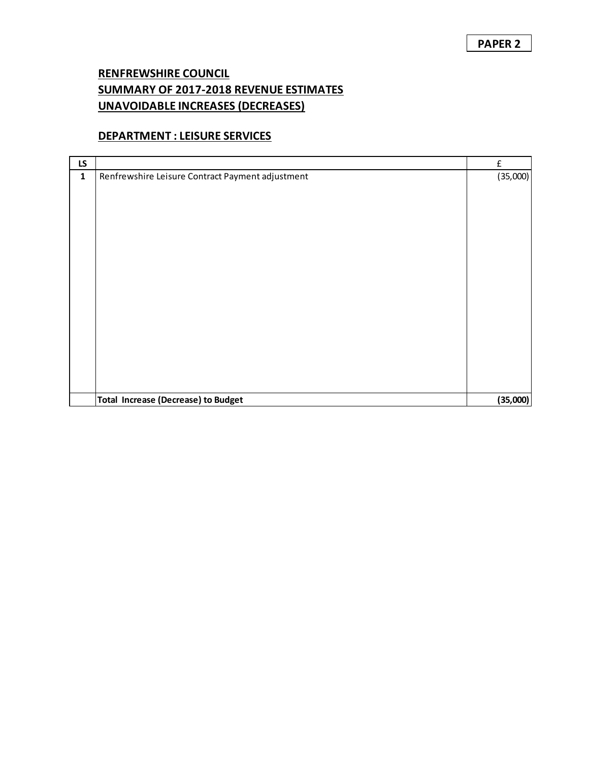**PAPER 2**

## RENFREWSHIRE COUNCIL
## SUMMARY OF 2017-2018 REVENUE ESTIMATES
## UNAVOIDABLE INCREASES (DECREASES)

### DEPARTMENT : LEISURE SERVICES

| LS | | £ |
|---|---|---|
| 1 | Renfrewshire Leisure Contract Payment adjustment | (35,000) |
| | **Total Increase (Decrease) to Budget** | **(35,000)** |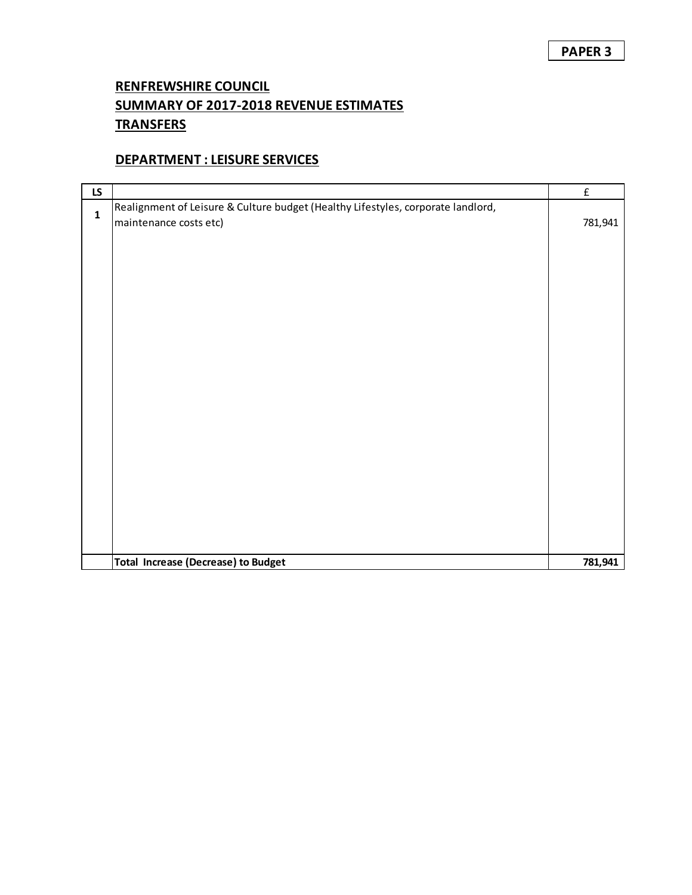**PAPER 3**

**RENFREWSHIRE COUNCIL**
**SUMMARY OF 2017-2018 REVENUE ESTIMATES**
**TRANSFERS**

**DEPARTMENT : LEISURE SERVICES**

| LS | | £ |
|---|---|---|
| **1** | Realignment of Leisure & Culture budget (Healthy Lifestyles, corporate landlord, maintenance costs etc) | 781,941 |
| | **Total Increase (Decrease) to Budget** | **781,941** |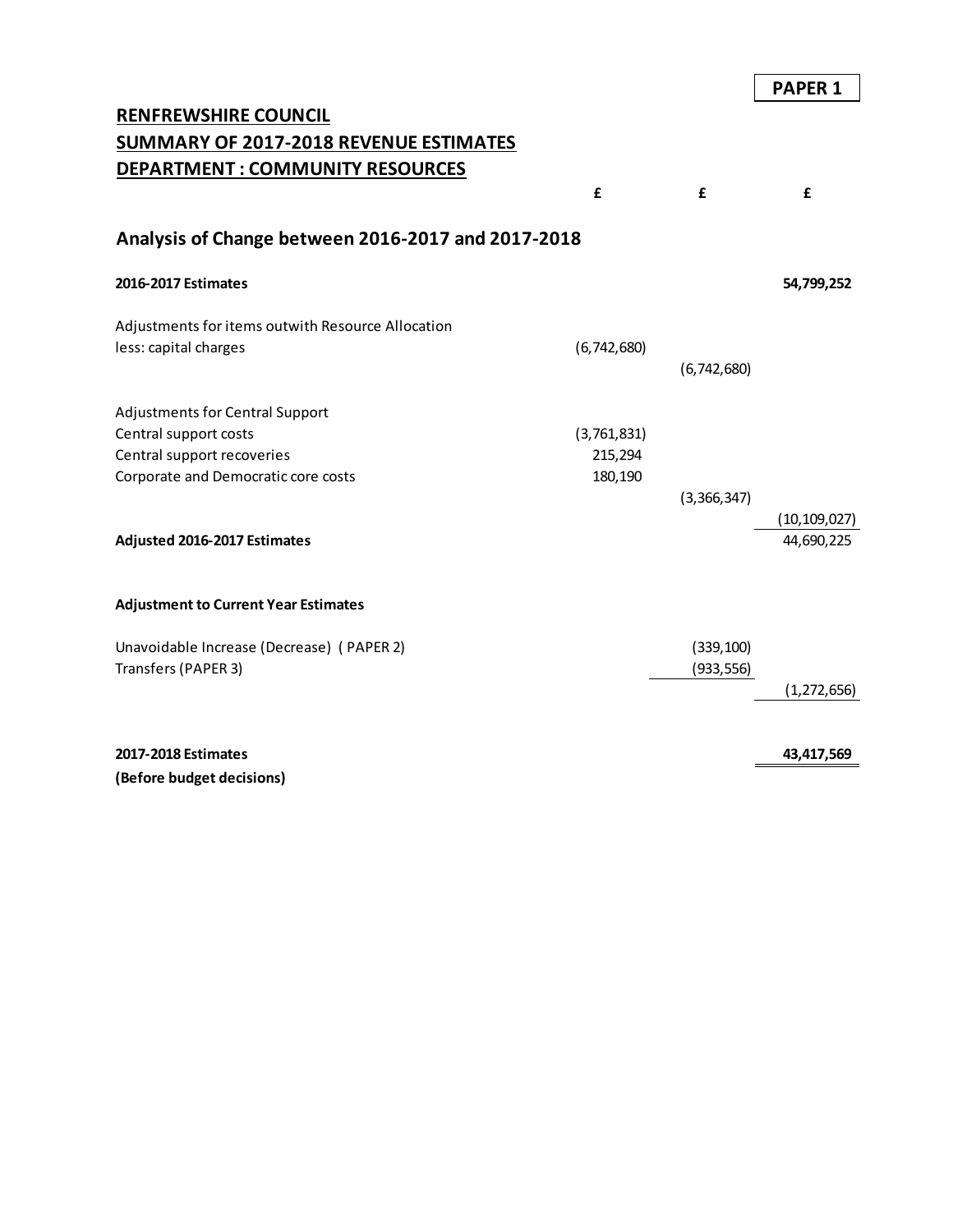**PAPER 1**

**RENFREWSHIRE COUNCIL**
**SUMMARY OF 2017-2018 REVENUE ESTIMATES**
**DEPARTMENT : COMMUNITY RESOURCES**

## Analysis of Change between 2016-2017 and 2017-2018

| | £ | £ | £ |
|---|---|---|---|
| **2016-2017 Estimates** | | | **54,799,252** |
| | | | |
| Adjustments for items outwith Resource Allocation | | | |
| less: capital charges | (6,742,680) | | |
| | | (6,742,680) | |
| | | | |
| Adjustments for Central Support | | | |
| Central support costs | (3,761,831) | | |
| Central support recoveries | 215,294 | | |
| Corporate and Democratic core costs | 180,190 | | |
| | | (3,366,347) | |
| | | | (10,109,027) |
| **Adjusted 2016-2017 Estimates** | | | 44,690,225 |
| | | | |
| **Adjustment to Current Year Estimates** | | | |
| | | | |
| Unavoidable Increase (Decrease) ( PAPER 2) | | (339,100) | |
| Transfers (PAPER 3) | | (933,556) | |
| | | | (1,272,656) |
| | | | |
| **2017-2018 Estimates** | | | **43,417,569** |
| **(Before budget decisions)** | | | |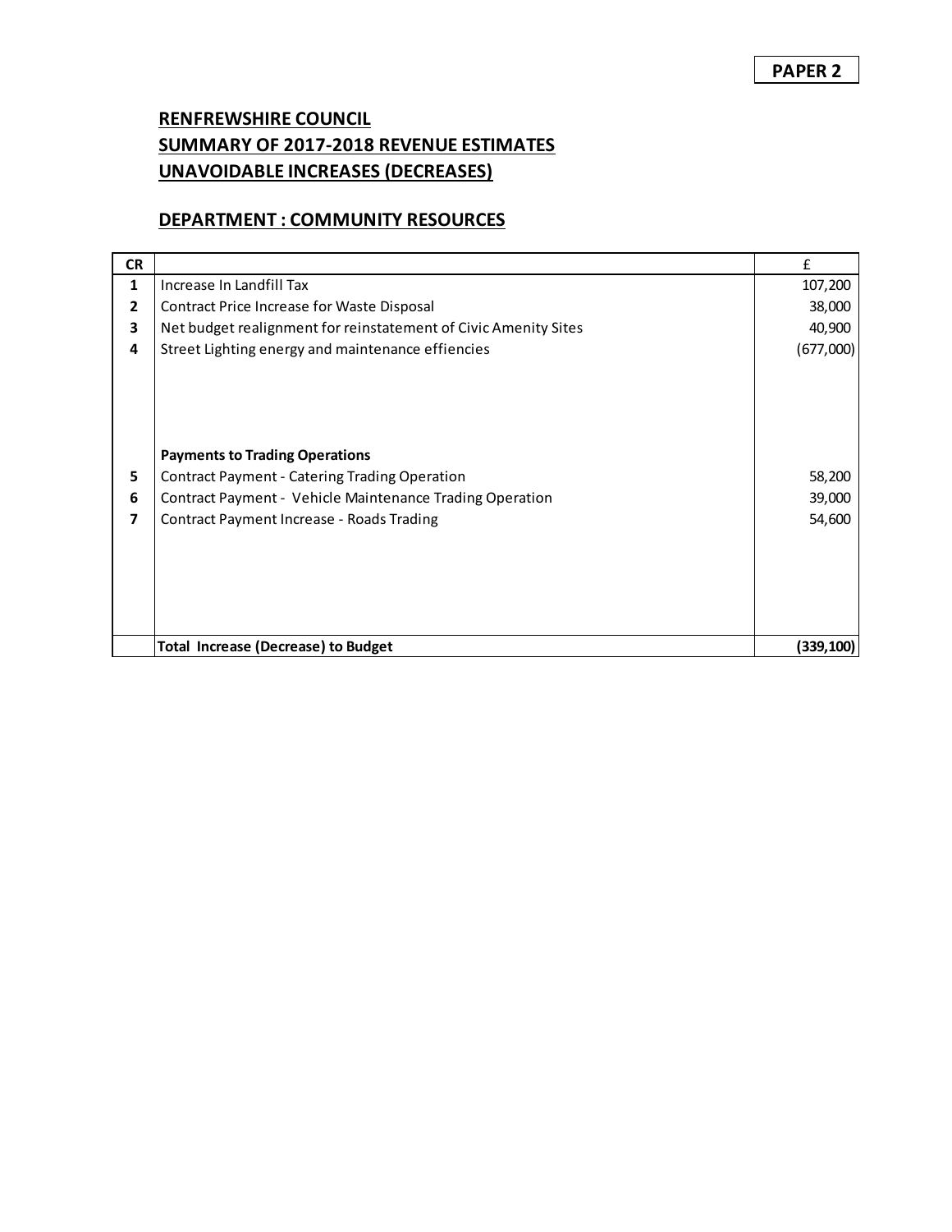**PAPER 2**

## RENFREWSHIRE COUNCIL
## SUMMARY OF 2017-2018 REVENUE ESTIMATES
## UNAVOIDABLE INCREASES (DECREASES)

### DEPARTMENT : COMMUNITY RESOURCES

| CR | | £ |
|---|---|---|
| 1 | Increase In Landfill Tax | 107,200 |
| 2 | Contract Price Increase for Waste Disposal | 38,000 |
| 3 | Net budget realignment for reinstatement of Civic Amenity Sites | 40,900 |
| 4 | Street Lighting energy and maintenance effiencies | (677,000) |
| | **Payments to Trading Operations** | |
| 5 | Contract Payment - Catering Trading Operation | 58,200 |
| 6 | Contract Payment - Vehicle Maintenance Trading Operation | 39,000 |
| 7 | Contract Payment Increase - Roads Trading | 54,600 |
| | **Total Increase (Decrease) to Budget** | **(339,100)** |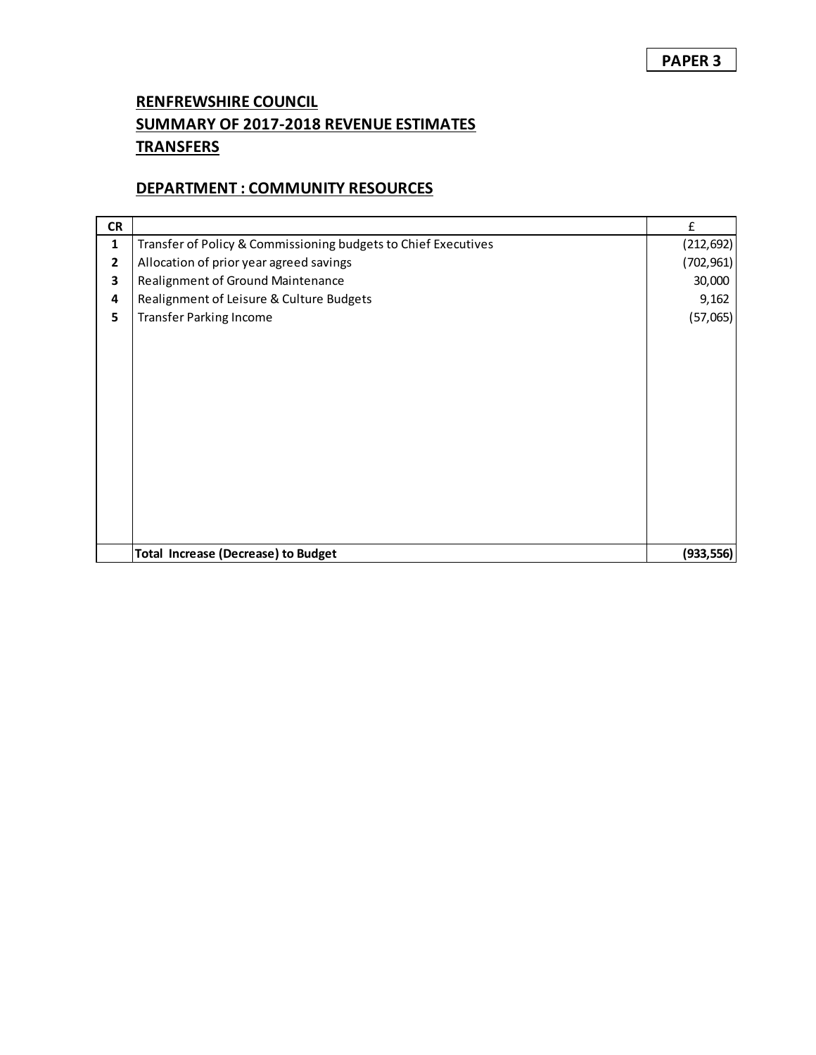**PAPER 3**

## RENFREWSHIRE COUNCIL
## SUMMARY OF 2017-2018 REVENUE ESTIMATES
## TRANSFERS

### DEPARTMENT : COMMUNITY RESOURCES

| CR | | £ |
|---|---|---|
| 1 | Transfer of Policy & Commissioning budgets to Chief Executives | (212,692) |
| 2 | Allocation of prior year agreed savings | (702,961) |
| 3 | Realignment of Ground Maintenance | 30,000 |
| 4 | Realignment of Leisure & Culture Budgets | 9,162 |
| 5 | Transfer Parking Income | (57,065) |
| | **Total Increase (Decrease) to Budget** | **(933,556)** |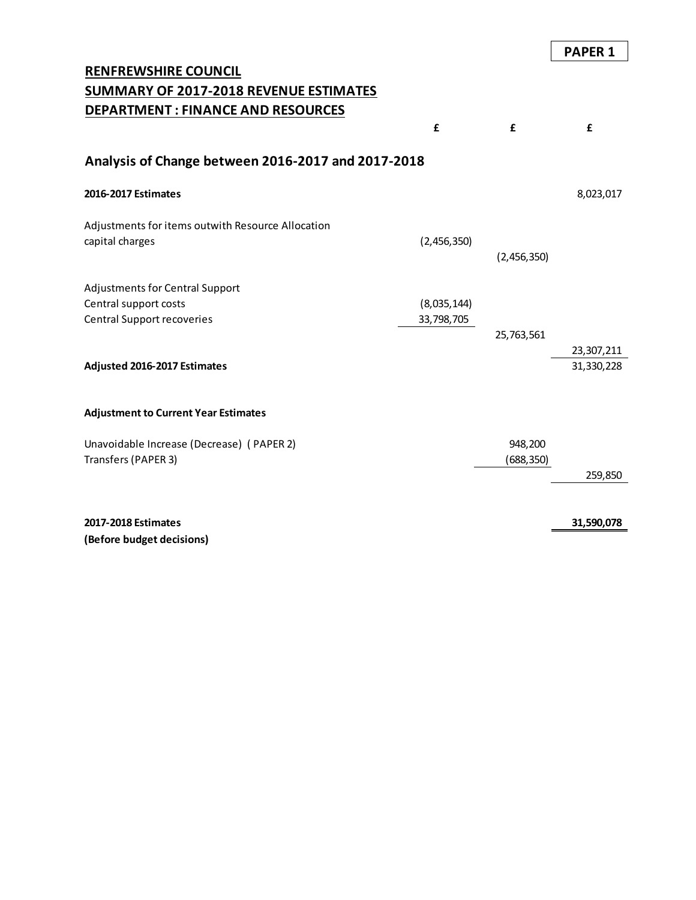**PAPER 1**

**RENFREWSHIRE COUNCIL**
**SUMMARY OF 2017-2018 REVENUE ESTIMATES**
**DEPARTMENT : FINANCE AND RESOURCES**

## Analysis of Change between 2016-2017 and 2017-2018

| | £ | £ | £ |
|---|---|---|---|
| **2016-2017 Estimates** | | | 8,023,017 |
| Adjustments for items outwith Resource Allocation | | | |
| capital charges | (2,456,350) | | |
| | | (2,456,350) | |
| Adjustments for Central Support | | | |
| Central support costs | (8,035,144) | | |
| Central Support recoveries | 33,798,705 | | |
| | | 25,763,561 | |
| | | | 23,307,211 |
| **Adjusted 2016-2017 Estimates** | | | 31,330,228 |
| **Adjustment to Current Year Estimates** | | | |
| Unavoidable Increase (Decrease) ( PAPER 2) | | 948,200 | |
| Transfers (PAPER 3) | | (688,350) | |
| | | | 259,850 |
| **2017-2018 Estimates** | | | **31,590,078** |
| **(Before budget decisions)** | | | |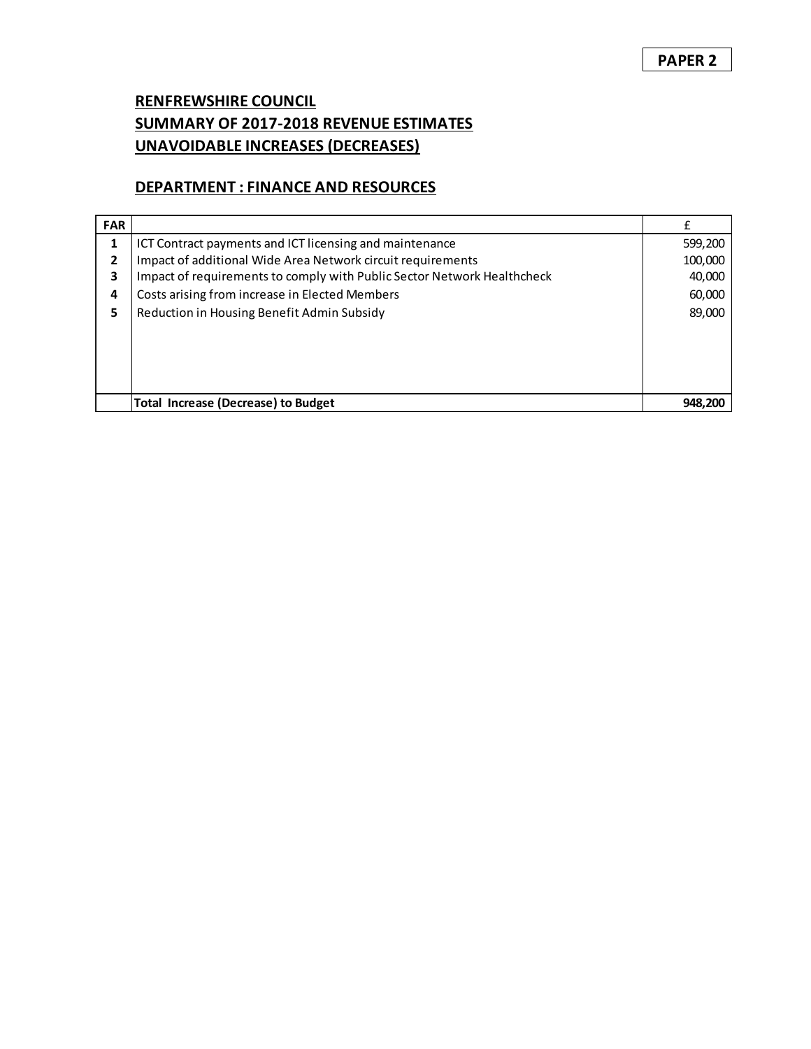**PAPER 2**

## RENFREWSHIRE COUNCIL
## SUMMARY OF 2017-2018 REVENUE ESTIMATES
## UNAVOIDABLE INCREASES (DECREASES)

### DEPARTMENT : FINANCE AND RESOURCES

| FAR | | £ |
|---|---|---|
| 1 | ICT Contract payments and ICT licensing and maintenance | 599,200 |
| 2 | Impact of additional Wide Area Network circuit requirements | 100,000 |
| 3 | Impact of requirements to comply with Public Sector Network Healthcheck | 40,000 |
| 4 | Costs arising from increase in Elected Members | 60,000 |
| 5 | Reduction in Housing Benefit Admin Subsidy | 89,000 |
| | **Total Increase (Decrease) to Budget** | **948,200** |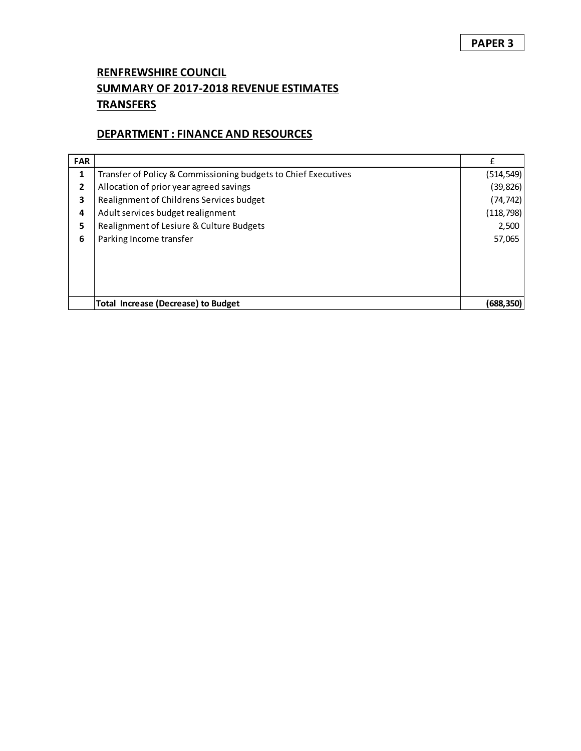**PAPER 3**

## RENFREWSHIRE COUNCIL
## SUMMARY OF 2017-2018 REVENUE ESTIMATES
## TRANSFERS

### DEPARTMENT : FINANCE AND RESOURCES

| FAR | | £ |
|---|---|---|
| 1 | Transfer of Policy & Commissioning budgets to Chief Executives | (514,549) |
| 2 | Allocation of prior year agreed savings | (39,826) |
| 3 | Realignment of Childrens Services budget | (74,742) |
| 4 | Adult services budget realignment | (118,798) |
| 5 | Realignment of Lesiure & Culture Budgets | 2,500 |
| 6 | Parking Income transfer | 57,065 |
| | **Total Increase (Decrease) to Budget** | **(688,350)** |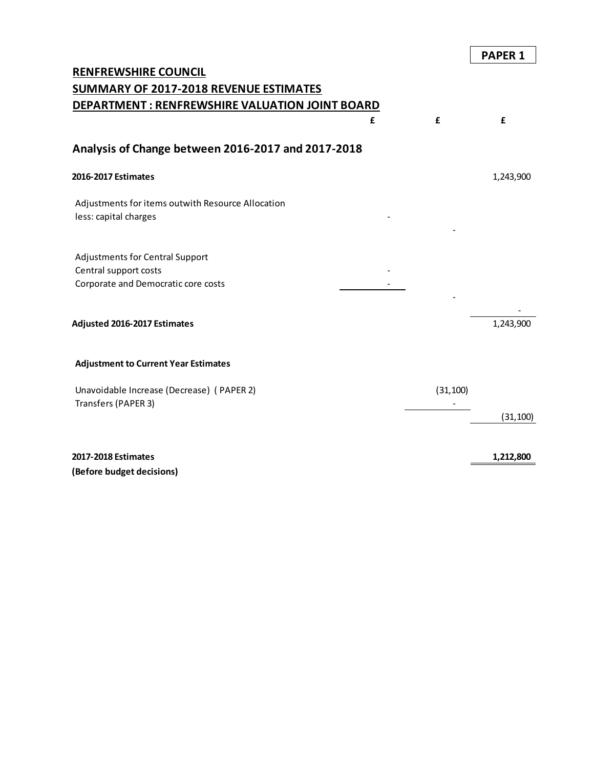**PAPER 1**

**RENFREWSHIRE COUNCIL**
**SUMMARY OF 2017-2018 REVENUE ESTIMATES**
**DEPARTMENT : RENFREWSHIRE VALUATION JOINT BOARD**

| | £ | £ | £ |
|---|---|---|---|
| **Analysis of Change between 2016-2017 and 2017-2018** | | | |
| **2016-2017 Estimates** | | | 1,243,900 |
| Adjustments for items outwith Resource Allocation | | | |
| less: capital charges | - | | |
| | | - | |
| Adjustments for Central Support | | | |
| Central support costs | - | | |
| Corporate and Democratic core costs | - | | |
| | | - | |
| | | | - |
| **Adjusted 2016-2017 Estimates** | | | 1,243,900 |
| **Adjustment to Current Year Estimates** | | | |
| Unavoidable Increase (Decrease) ( PAPER 2) | | (31,100) | |
| Transfers (PAPER 3) | | - | |
| | | | (31,100) |
| **2017-2018 Estimates** | | | **1,212,800** |
| **(Before budget decisions)** | | | |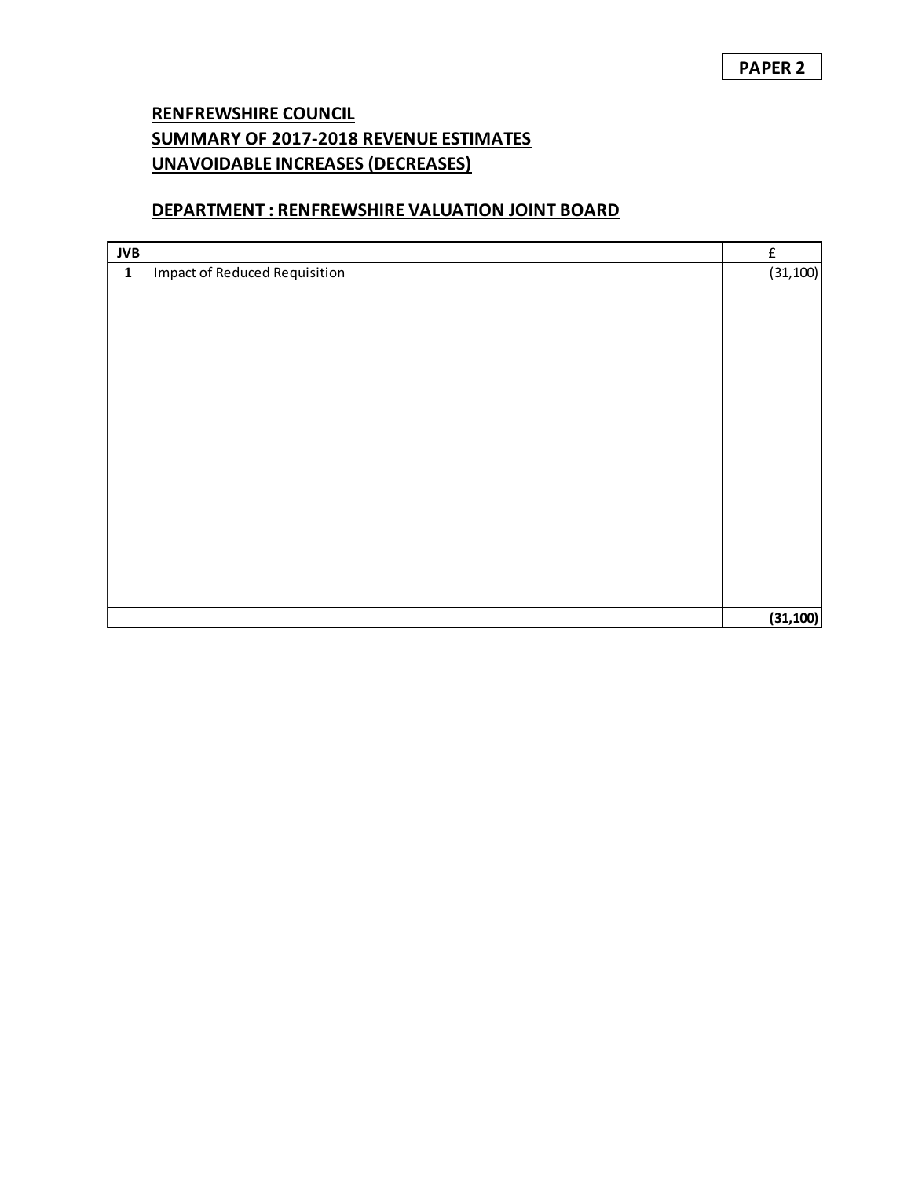**PAPER 2**

# RENFREWSHIRE COUNCIL
## SUMMARY OF 2017-2018 REVENUE ESTIMATES
## UNAVOIDABLE INCREASES (DECREASES)

### DEPARTMENT : RENFREWSHIRE VALUATION JOINT BOARD

| JVB | | £ |
|---|---|---|
| 1 | Impact of Reduced Requisition | (31,100) |
| | | **(31,100)** |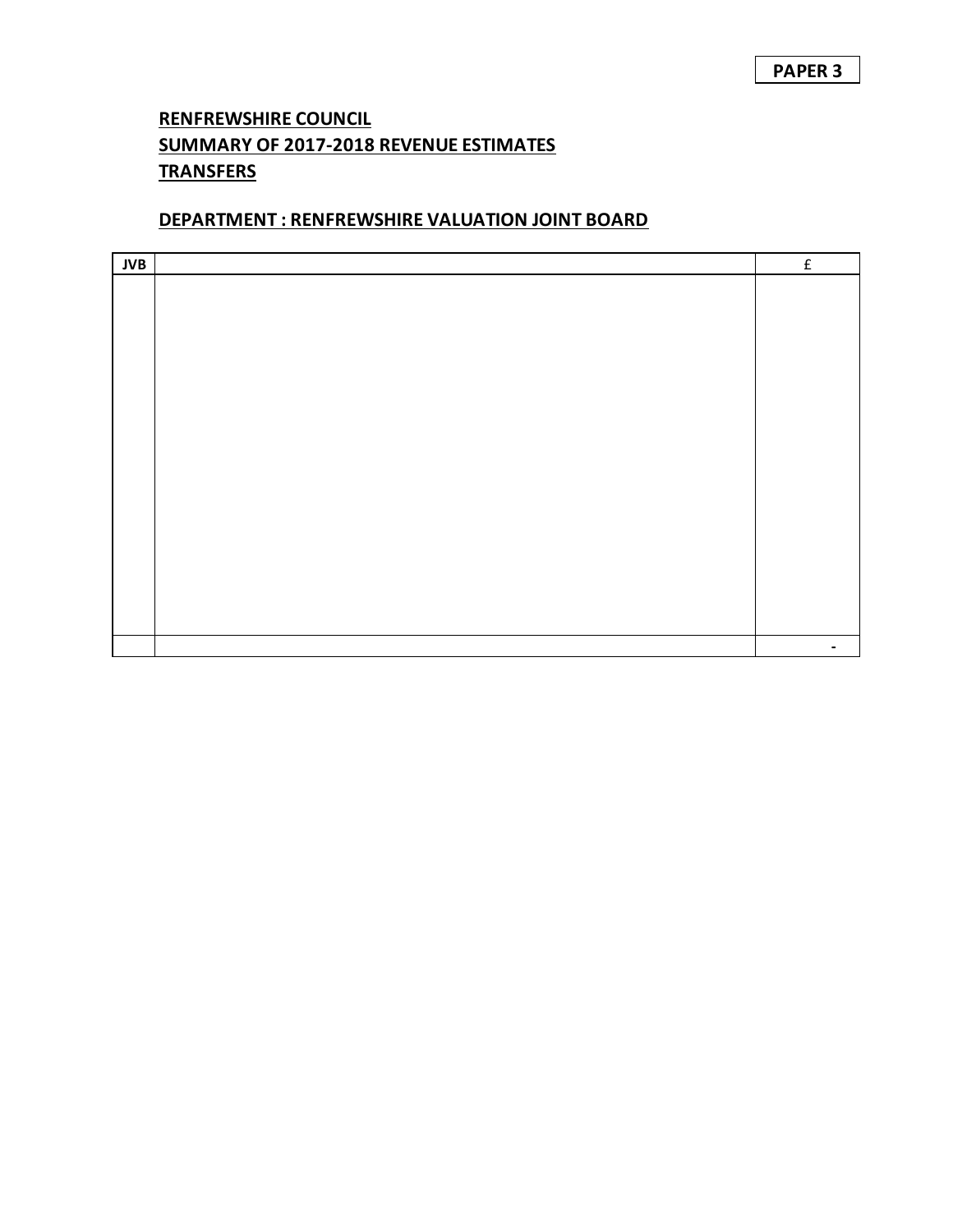**PAPER 3**

**RENFREWSHIRE COUNCIL**
**SUMMARY OF 2017-2018 REVENUE ESTIMATES**
**TRANSFERS**

**DEPARTMENT : RENFREWSHIRE VALUATION JOINT BOARD**

| JVB | | £ |
|---|---|---|
| | | |
| | | - |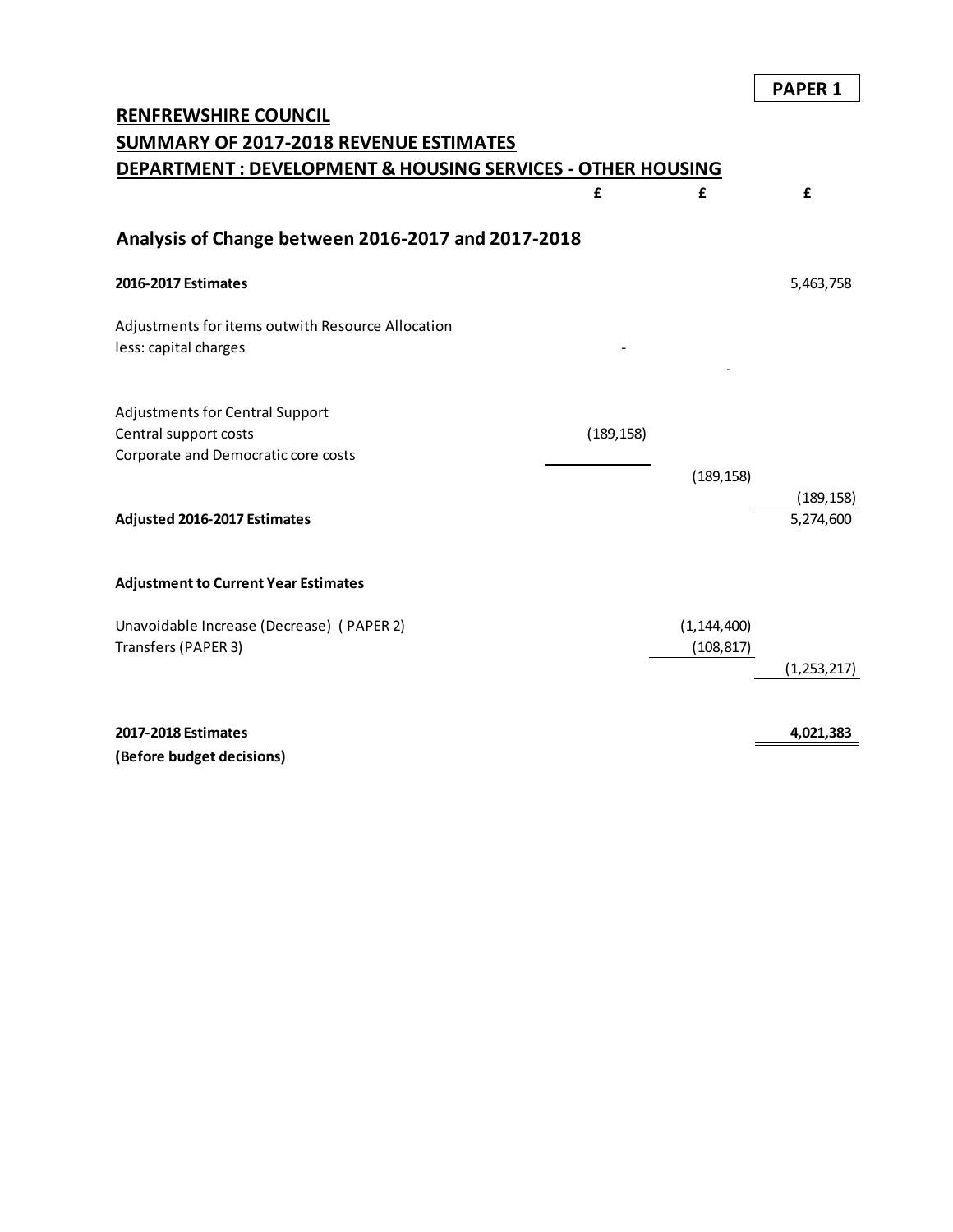**PAPER 1**

**RENFREWSHIRE COUNCIL**
**SUMMARY OF 2017-2018 REVENUE ESTIMATES**
**DEPARTMENT : DEVELOPMENT & HOUSING SERVICES - OTHER HOUSING**

## Analysis of Change between 2016-2017 and 2017-2018

| | £ | £ | £ |
|---|---|---|---|
| **2016-2017 Estimates** | | | 5,463,758 |
| | | | |
| Adjustments for items outwith Resource Allocation | | | |
| less: capital charges | - | | |
| | | - | |
| | | | |
| Adjustments for Central Support | | | |
| Central support costs | (189,158) | | |
| Corporate and Democratic core costs | | | |
| | | (189,158) | |
| | | | (189,158) |
| **Adjusted 2016-2017 Estimates** | | | 5,274,600 |
| | | | |
| **Adjustment to Current Year Estimates** | | | |
| | | | |
| Unavoidable Increase (Decrease) ( PAPER 2) | | (1,144,400) | |
| Transfers (PAPER 3) | | (108,817) | |
| | | | (1,253,217) |
| | | | |
| **2017-2018 Estimates** | | | **4,021,383** |
| **(Before budget decisions)** | | | |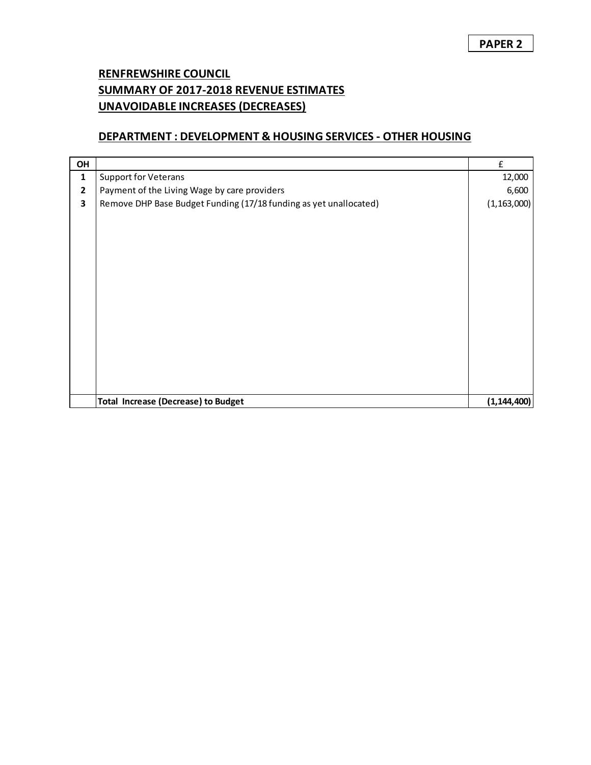**PAPER 2**

## RENFREWSHIRE COUNCIL
## SUMMARY OF 2017-2018 REVENUE ESTIMATES
## UNAVOIDABLE INCREASES (DECREASES)

### DEPARTMENT : DEVELOPMENT & HOUSING SERVICES - OTHER HOUSING

| OH | | £ |
|---|---|---|
| 1 | Support for Veterans | 12,000 |
| 2 | Payment of the Living Wage by care providers | 6,600 |
| 3 | Remove DHP Base Budget Funding (17/18 funding as yet unallocated) | (1,163,000) |
| | **Total Increase (Decrease) to Budget** | **(1,144,400)** |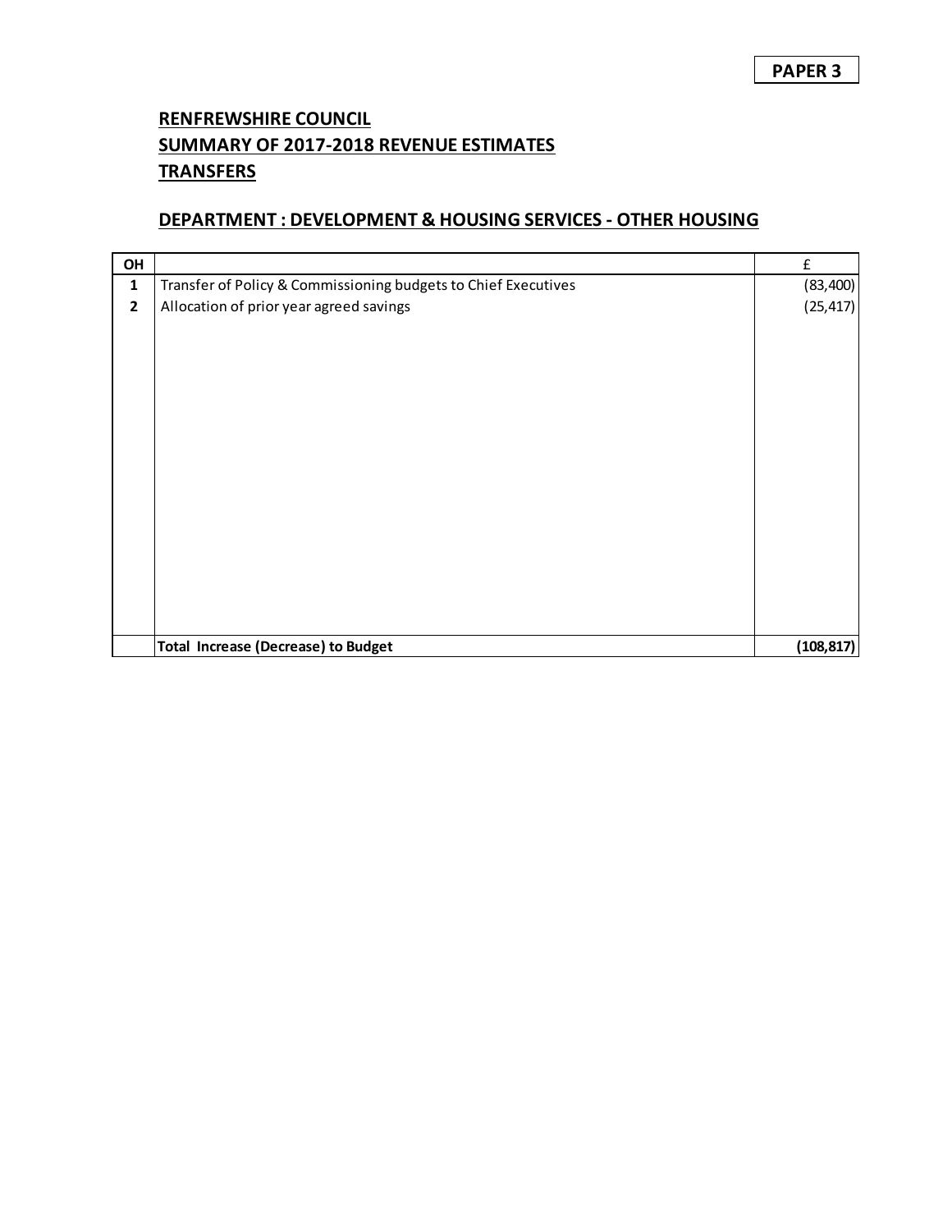**PAPER 3**

## RENFREWSHIRE COUNCIL
## SUMMARY OF 2017-2018 REVENUE ESTIMATES
## TRANSFERS

### DEPARTMENT : DEVELOPMENT & HOUSING SERVICES - OTHER HOUSING

| OH | | £ |
|---|---|---|
| **1** | Transfer of Policy & Commissioning budgets to Chief Executives | (83,400) |
| **2** | Allocation of prior year agreed savings | (25,417) |
| | **Total Increase (Decrease) to Budget** | **(108,817)** |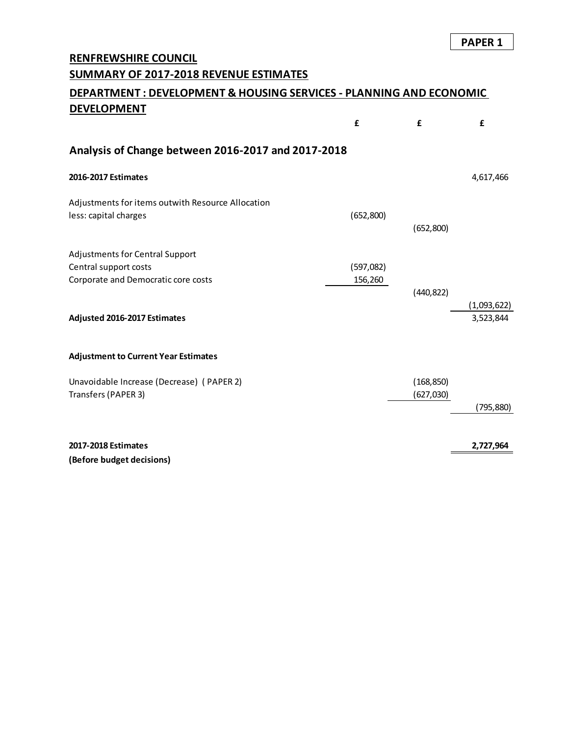**PAPER 1**

# RENFREWSHIRE COUNCIL

## SUMMARY OF 2017-2018 REVENUE ESTIMATES

## DEPARTMENT : DEVELOPMENT & HOUSING SERVICES - PLANNING AND ECONOMIC DEVELOPMENT

### Analysis of Change between 2016-2017 and 2017-2018

| | £ | £ | £ |
|---|---|---|---|
| **2016-2017 Estimates** | | | 4,617,466 |
| | | | |
| Adjustments for items outwith Resource Allocation | | | |
| less: capital charges | (652,800) | | |
| | | (652,800) | |
| | | | |
| Adjustments for Central Support | | | |
| Central support costs | (597,082) | | |
| Corporate and Democratic core costs | 156,260 | | |
| | | (440,822) | |
| | | | (1,093,622) |
| **Adjusted 2016-2017 Estimates** | | | 3,523,844 |
| | | | |
| **Adjustment to Current Year Estimates** | | | |
| | | | |
| Unavoidable Increase (Decrease) ( PAPER 2) | | (168,850) | |
| Transfers (PAPER 3) | | (627,030) | |
| | | | (795,880) |
| | | | |
| **2017-2018 Estimates** | | | **2,727,964** |
| **(Before budget decisions)** | | | |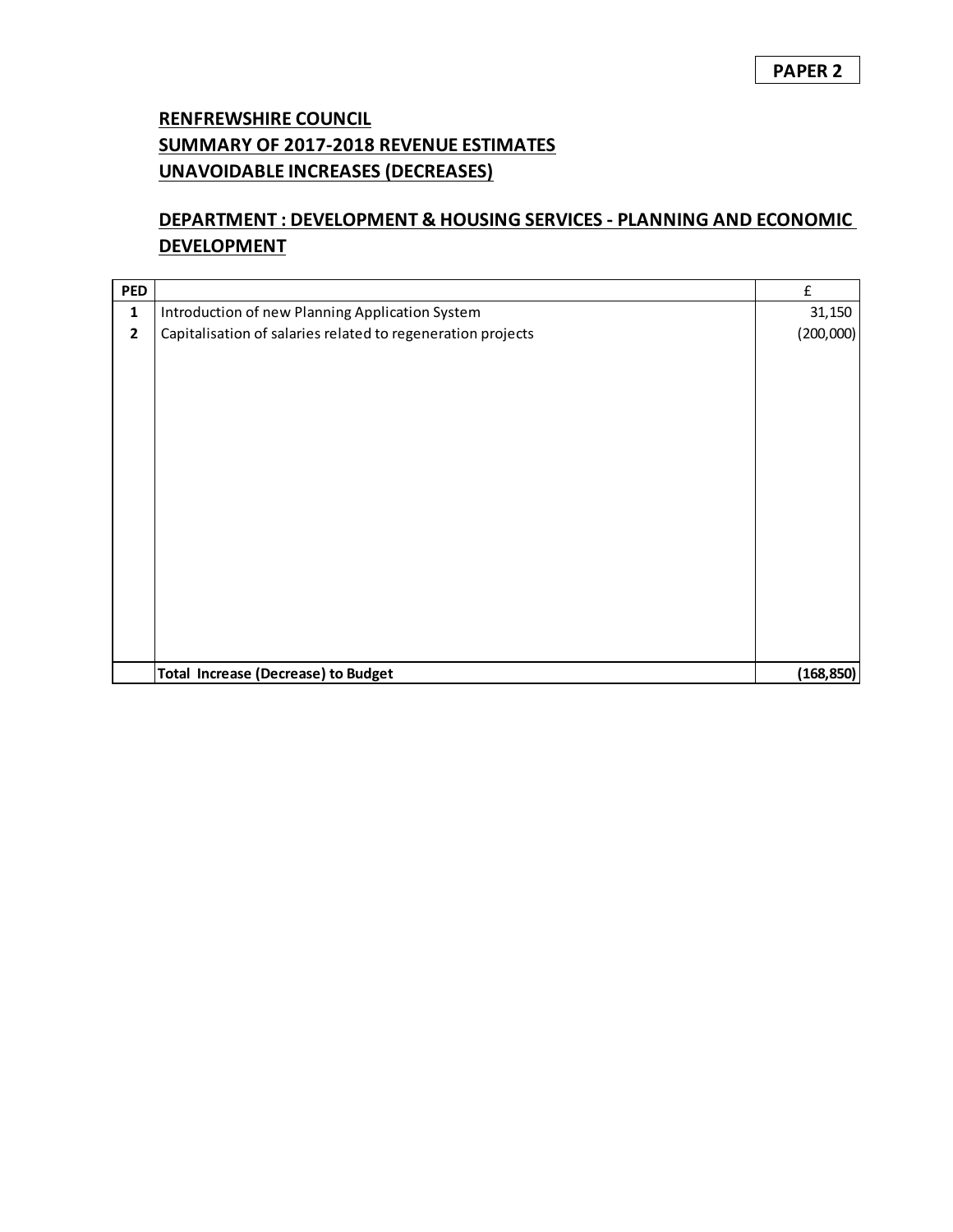**PAPER 2**

## RENFREWSHIRE COUNCIL
## SUMMARY OF 2017-2018 REVENUE ESTIMATES
## UNAVOIDABLE INCREASES (DECREASES)

## DEPARTMENT : DEVELOPMENT & HOUSING SERVICES - PLANNING AND ECONOMIC DEVELOPMENT

| PED | | £ |
|---|---|---|
| 1 | Introduction of new Planning Application System | 31,150 |
| 2 | Capitalisation of salaries related to regeneration projects | (200,000) |
| | **Total Increase (Decrease) to Budget** | **(168,850)** |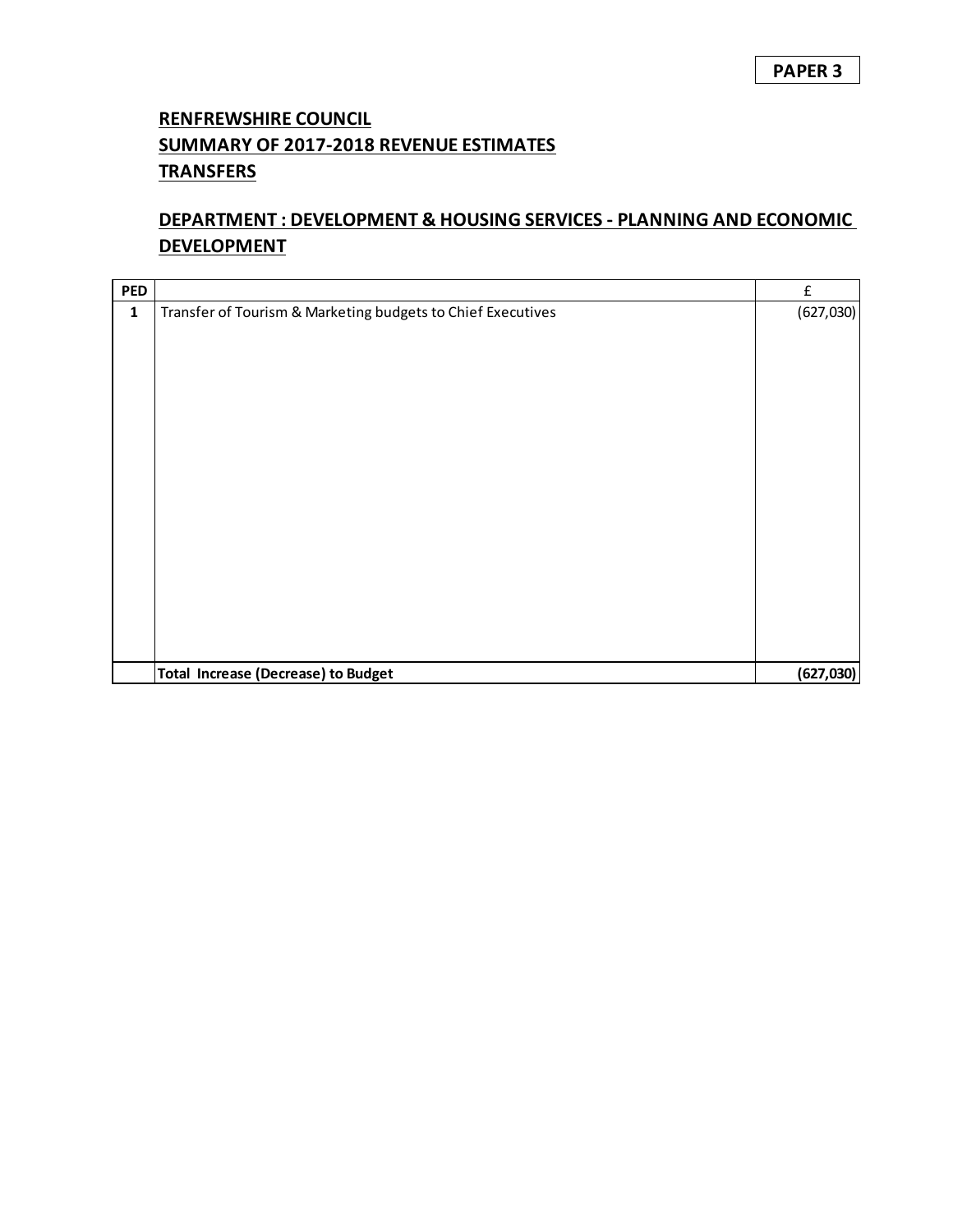**PAPER 3**

## RENFREWSHIRE COUNCIL
## SUMMARY OF 2017-2018 REVENUE ESTIMATES
## TRANSFERS

## DEPARTMENT : DEVELOPMENT & HOUSING SERVICES - PLANNING AND ECONOMIC DEVELOPMENT

| PED | | £ |
|---|---|---|
| 1 | Transfer of Tourism & Marketing budgets to Chief Executives | (627,030) |
| | **Total Increase (Decrease) to Budget** | **(627,030)** |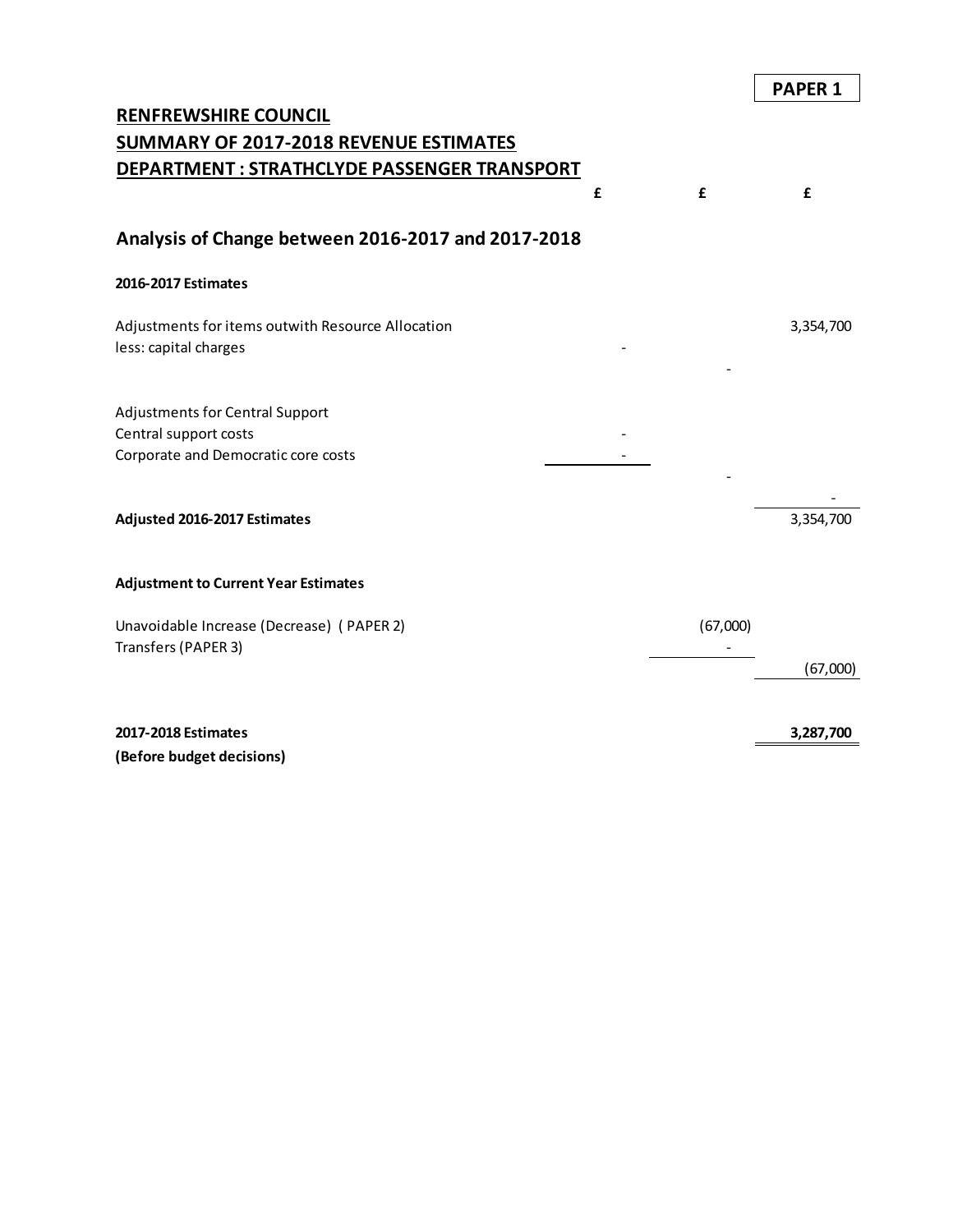**PAPER 1**

# RENFREWSHIRE COUNCIL
## SUMMARY OF 2017-2018 REVENUE ESTIMATES
## DEPARTMENT : STRATHCLYDE PASSENGER TRANSPORT

### Analysis of Change between 2016-2017 and 2017-2018

| | £ | £ | £ |
|---|---|---|---|
| **2016-2017 Estimates** | | | |
| Adjustments for items outwith Resource Allocation | | | 3,354,700 |
| less: capital charges | - | | |
| | | - | |
| Adjustments for Central Support | | | |
| Central support costs | - | | |
| Corporate and Democratic core costs | - | | |
| | | - | |
| | | | - |
| **Adjusted 2016-2017 Estimates** | | | 3,354,700 |
| **Adjustment to Current Year Estimates** | | | |
| Unavoidable Increase (Decrease) ( PAPER 2) | | (67,000) | |
| Transfers (PAPER 3) | | - | |
| | | | (67,000) |
| **2017-2018 Estimates** | | | **3,287,700** |
| **(Before budget decisions)** | | | |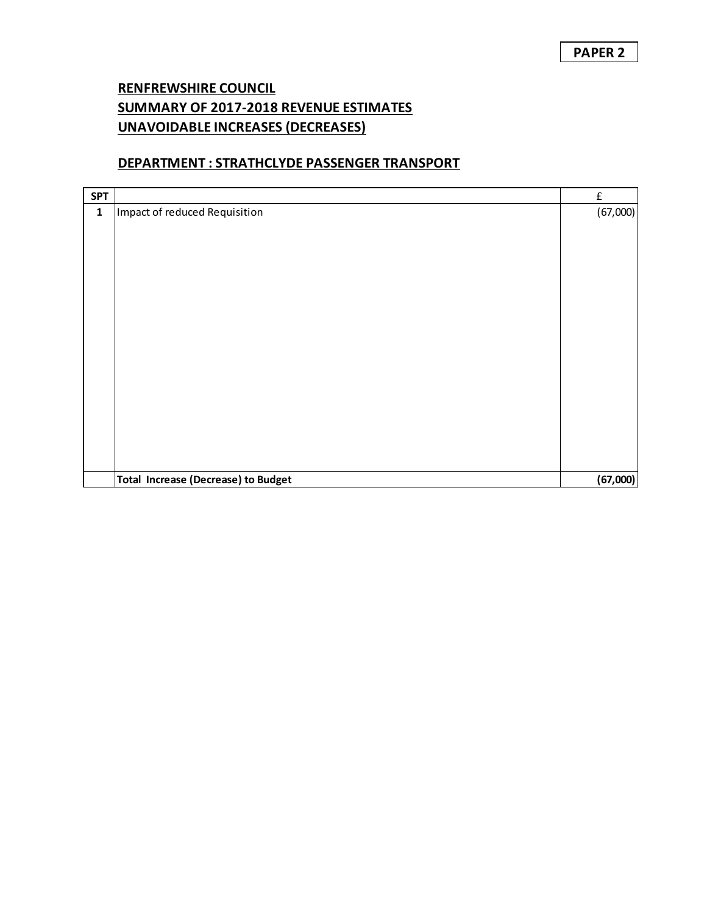**PAPER 2**

## RENFREWSHIRE COUNCIL
## SUMMARY OF 2017-2018 REVENUE ESTIMATES
## UNAVOIDABLE INCREASES (DECREASES)

### DEPARTMENT : STRATHCLYDE PASSENGER TRANSPORT

| SPT | | £ |
|---|---|---|
| 1 | Impact of reduced Requisition | (67,000) |
| | **Total Increase (Decrease) to Budget** | **(67,000)** |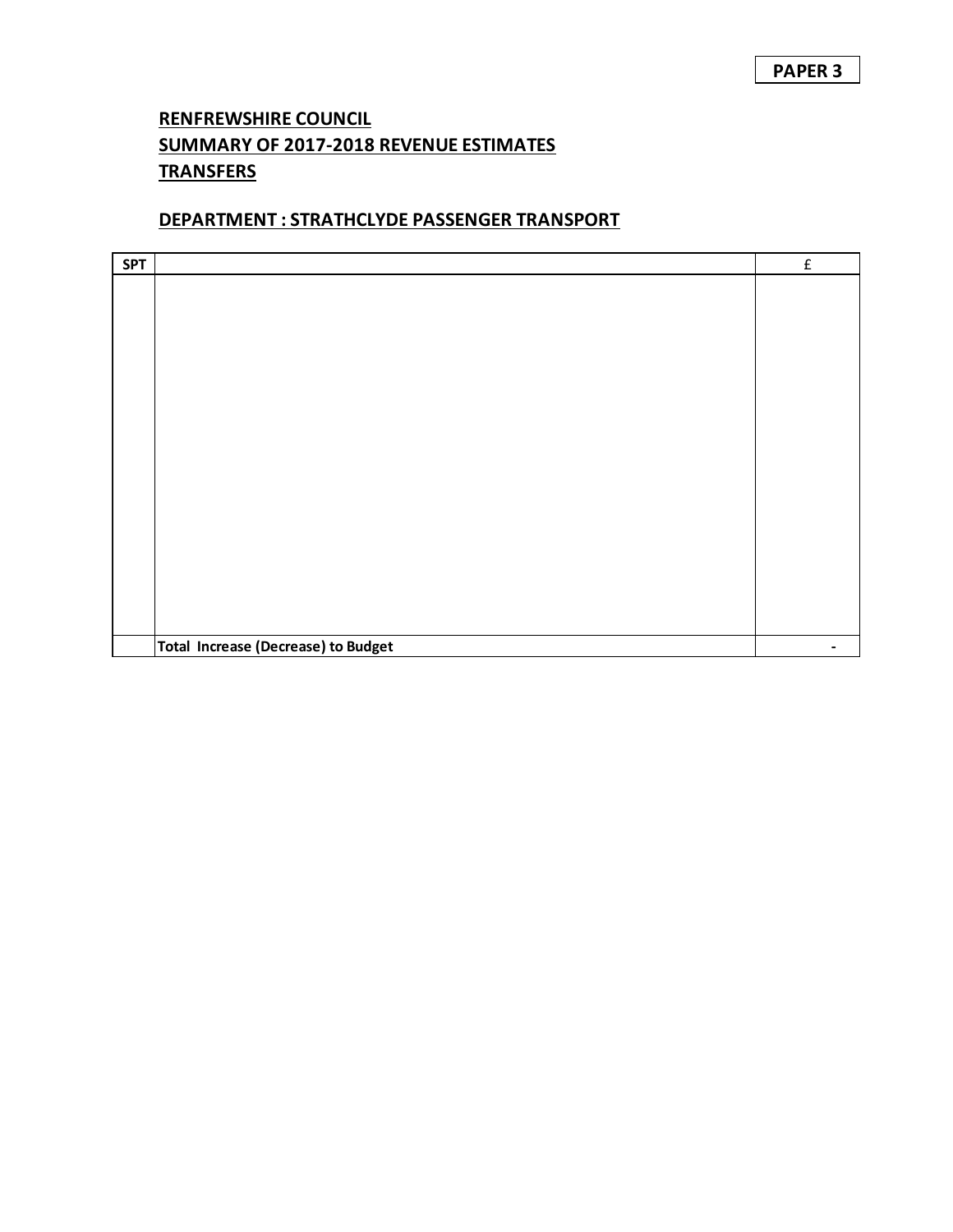**PAPER 3**

## RENFREWSHIRE COUNCIL
## SUMMARY OF 2017-2018 REVENUE ESTIMATES
## TRANSFERS

### DEPARTMENT : STRATHCLYDE PASSENGER TRANSPORT

| SPT | | £ |
|---|---|---|
| | | |
| | **Total Increase (Decrease) to Budget** | **-** |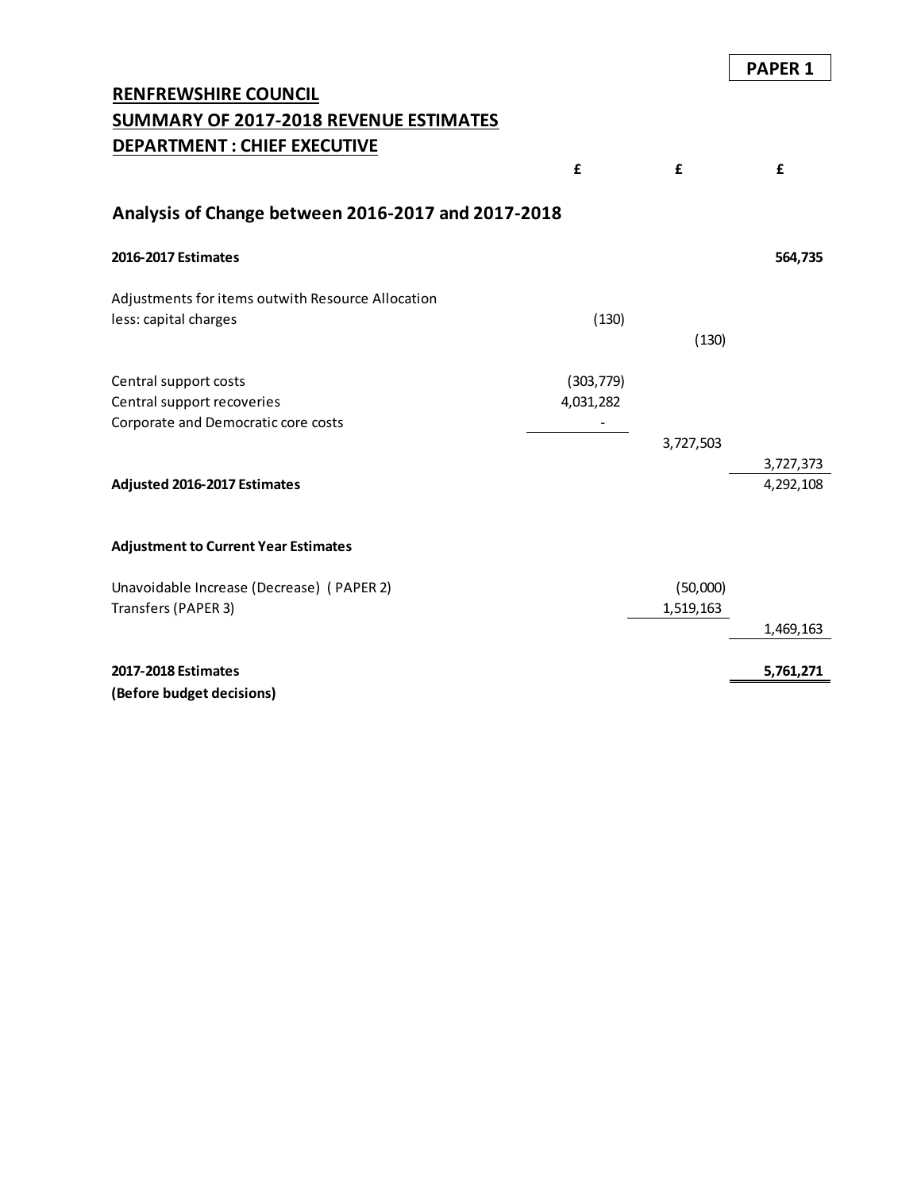**PAPER 1**

# RENFREWSHIRE COUNCIL
## SUMMARY OF 2017-2018 REVENUE ESTIMATES
## DEPARTMENT : CHIEF EXECUTIVE

| | £ | £ | £ |
|---|---|---|---|
| **Analysis of Change between 2016-2017 and 2017-2018** | | | |
| **2016-2017 Estimates** | | | **564,735** |
| Adjustments for items outwith Resource Allocation | | | |
| less: capital charges | (130) | | |
| | | (130) | |
| Central support costs | (303,779) | | |
| Central support recoveries | 4,031,282 | | |
| Corporate and Democratic core costs | - | | |
| | | 3,727,503 | |
| | | | 3,727,373 |
| **Adjusted 2016-2017 Estimates** | | | 4,292,108 |
| **Adjustment to Current Year Estimates** | | | |
| Unavoidable Increase (Decrease) ( PAPER 2) | | (50,000) | |
| Transfers (PAPER 3) | | 1,519,163 | |
| | | | 1,469,163 |
| **2017-2018 Estimates** | | | **5,761,271** |
| **(Before budget decisions)** | | | |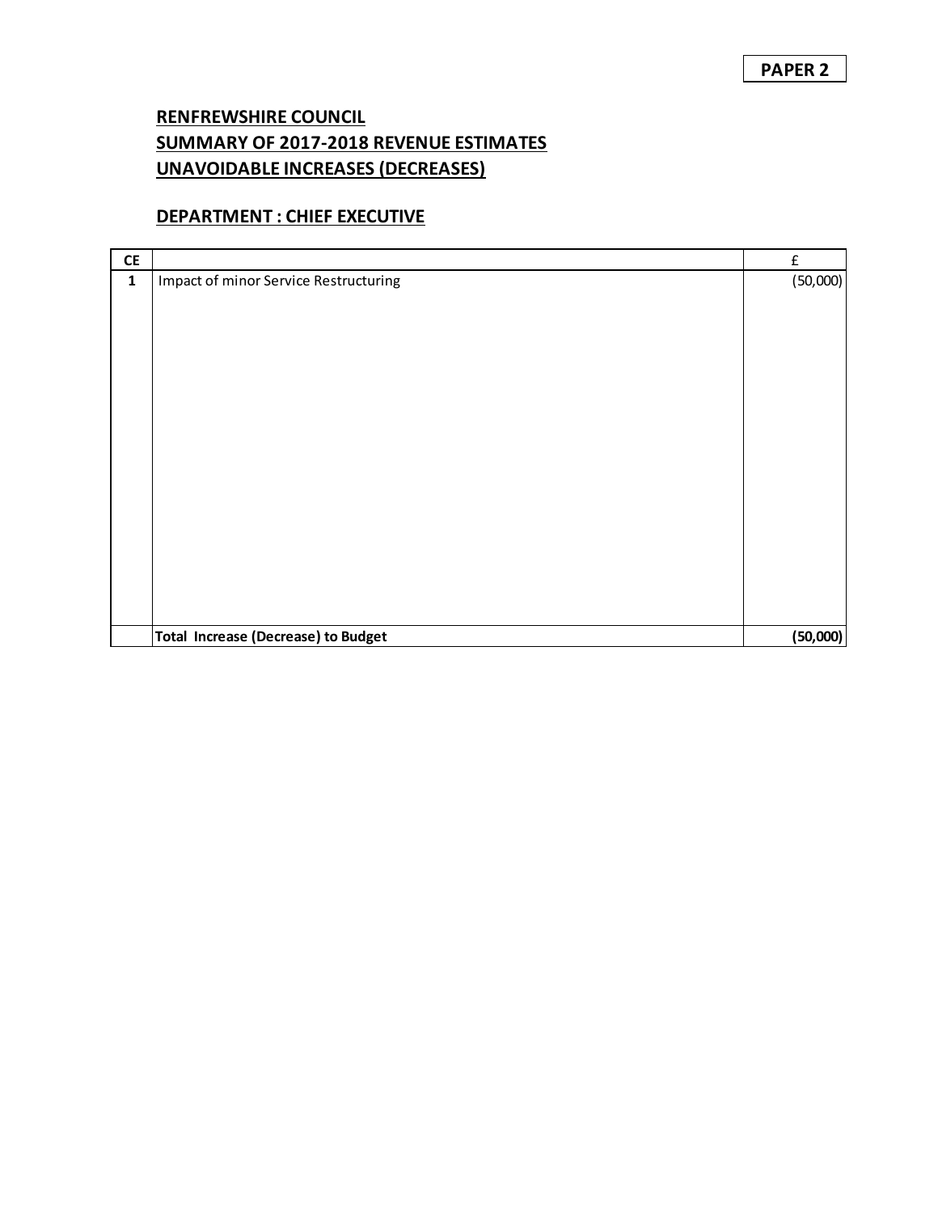**PAPER 2**

# RENFREWSHIRE COUNCIL
# SUMMARY OF 2017-2018 REVENUE ESTIMATES
# UNAVOIDABLE INCREASES (DECREASES)

## DEPARTMENT : CHIEF EXECUTIVE

| CE | | £ |
|---|---|---|
| 1 | Impact of minor Service Restructuring | (50,000) |
| | **Total Increase (Decrease) to Budget** | **(50,000)** |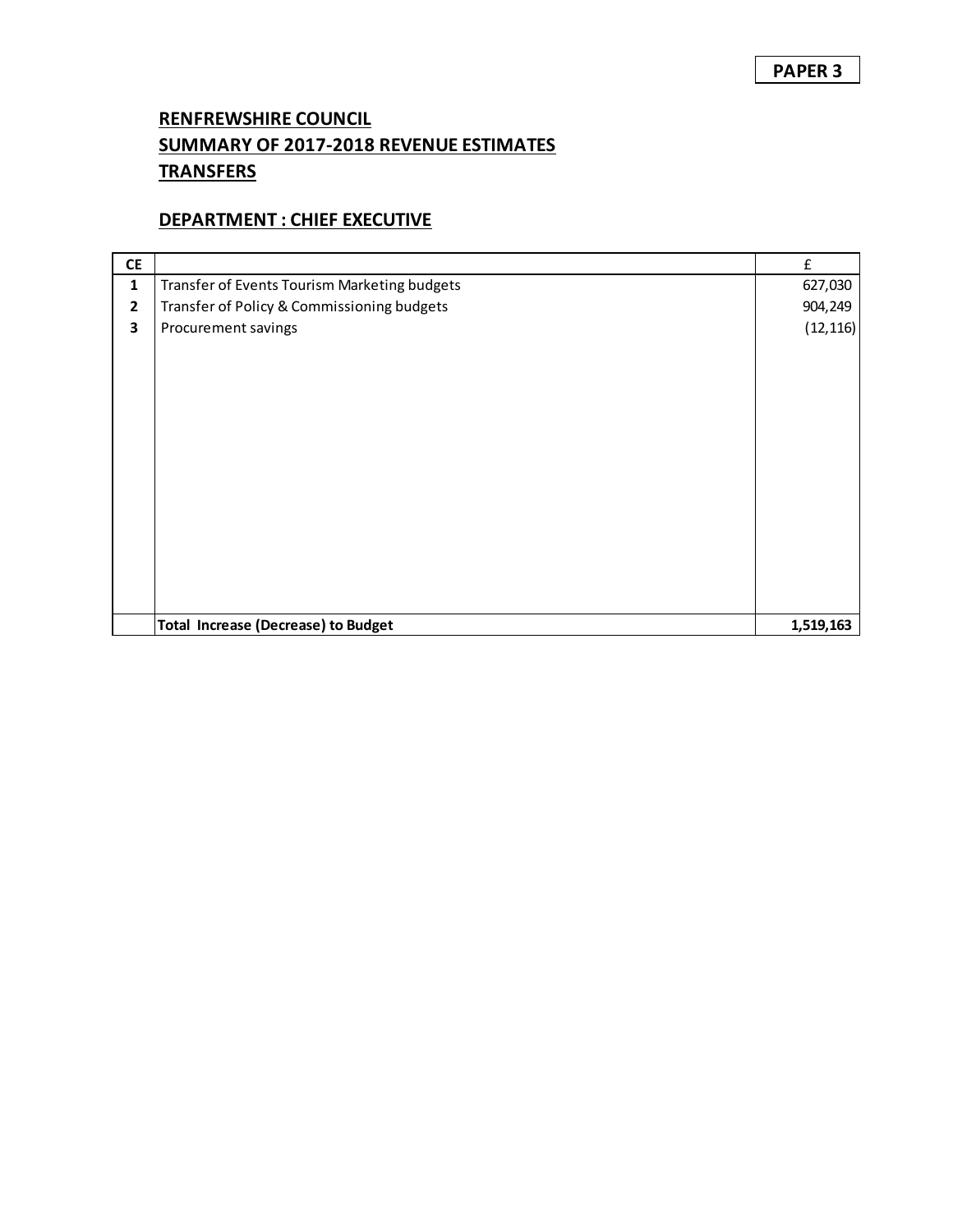**PAPER 3**

# RENFREWSHIRE COUNCIL
## SUMMARY OF 2017-2018 REVENUE ESTIMATES
## TRANSFERS

### DEPARTMENT : CHIEF EXECUTIVE

| CE | | £ |
|---|---|---|
| 1 | Transfer of Events Tourism Marketing budgets | 627,030 |
| 2 | Transfer of Policy & Commissioning budgets | 904,249 |
| 3 | Procurement savings | (12,116) |
| | **Total Increase (Decrease) to Budget** | **1,519,163** |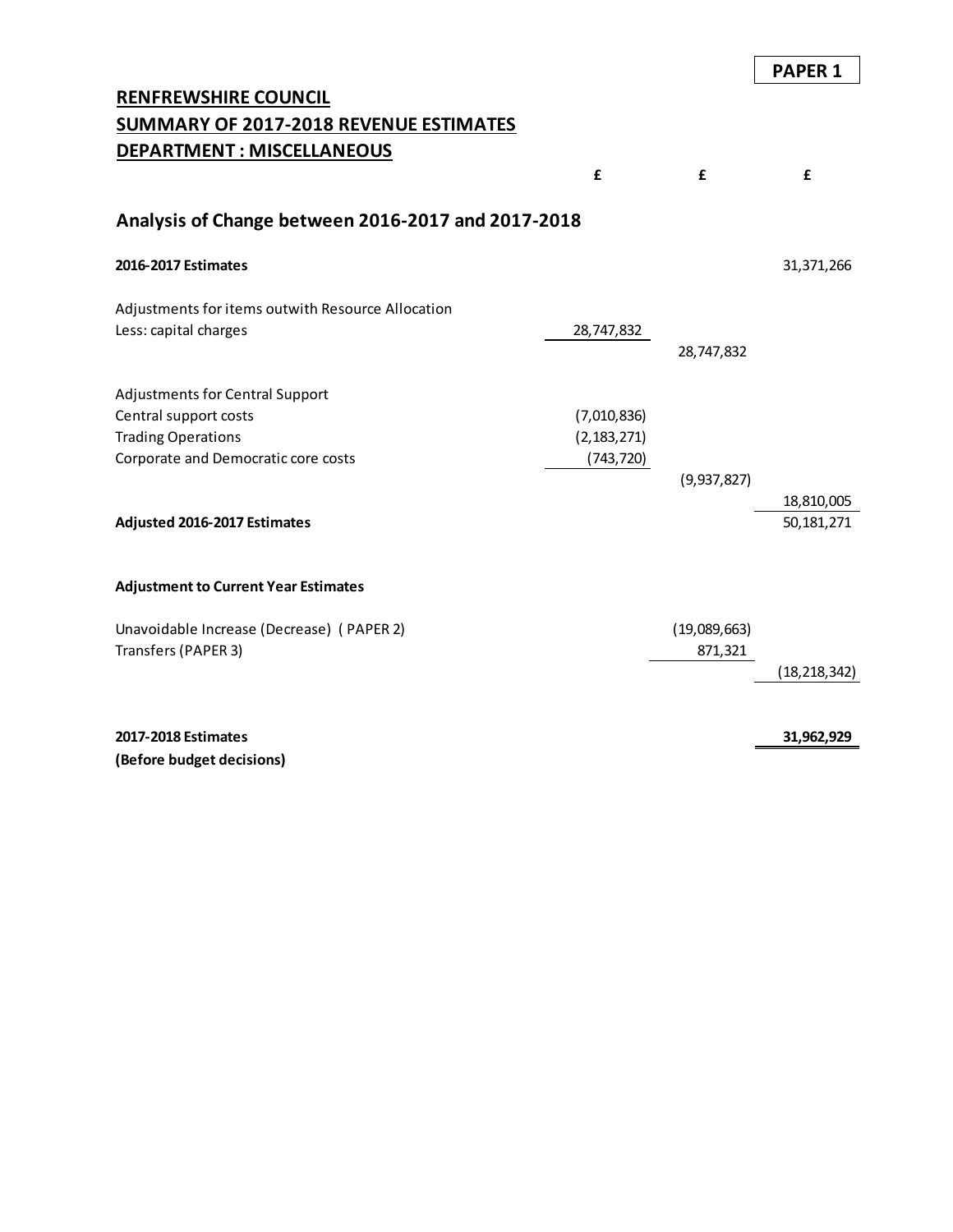**PAPER 1**

**RENFREWSHIRE COUNCIL**
**SUMMARY OF 2017-2018 REVENUE ESTIMATES**
**DEPARTMENT : MISCELLANEOUS**

## Analysis of Change between 2016-2017 and 2017-2018

| | £ | £ | £ |
|---|---|---|---|
| **2016-2017 Estimates** | | | 31,371,266 |
| | | | |
| Adjustments for items outwith Resource Allocation | | | |
| Less: capital charges | 28,747,832 | | |
| | | 28,747,832 | |
| | | | |
| Adjustments for Central Support | | | |
| Central support costs | (7,010,836) | | |
| Trading Operations | (2,183,271) | | |
| Corporate and Democratic core costs | (743,720) | | |
| | | (9,937,827) | |
| | | | 18,810,005 |
| **Adjusted 2016-2017 Estimates** | | | 50,181,271 |
| | | | |
| **Adjustment to Current Year Estimates** | | | |
| | | | |
| Unavoidable Increase (Decrease) ( PAPER 2) | | (19,089,663) | |
| Transfers (PAPER 3) | | 871,321 | |
| | | | (18,218,342) |
| | | | |
| **2017-2018 Estimates** | | | **31,962,929** |
| **(Before budget decisions)** | | | |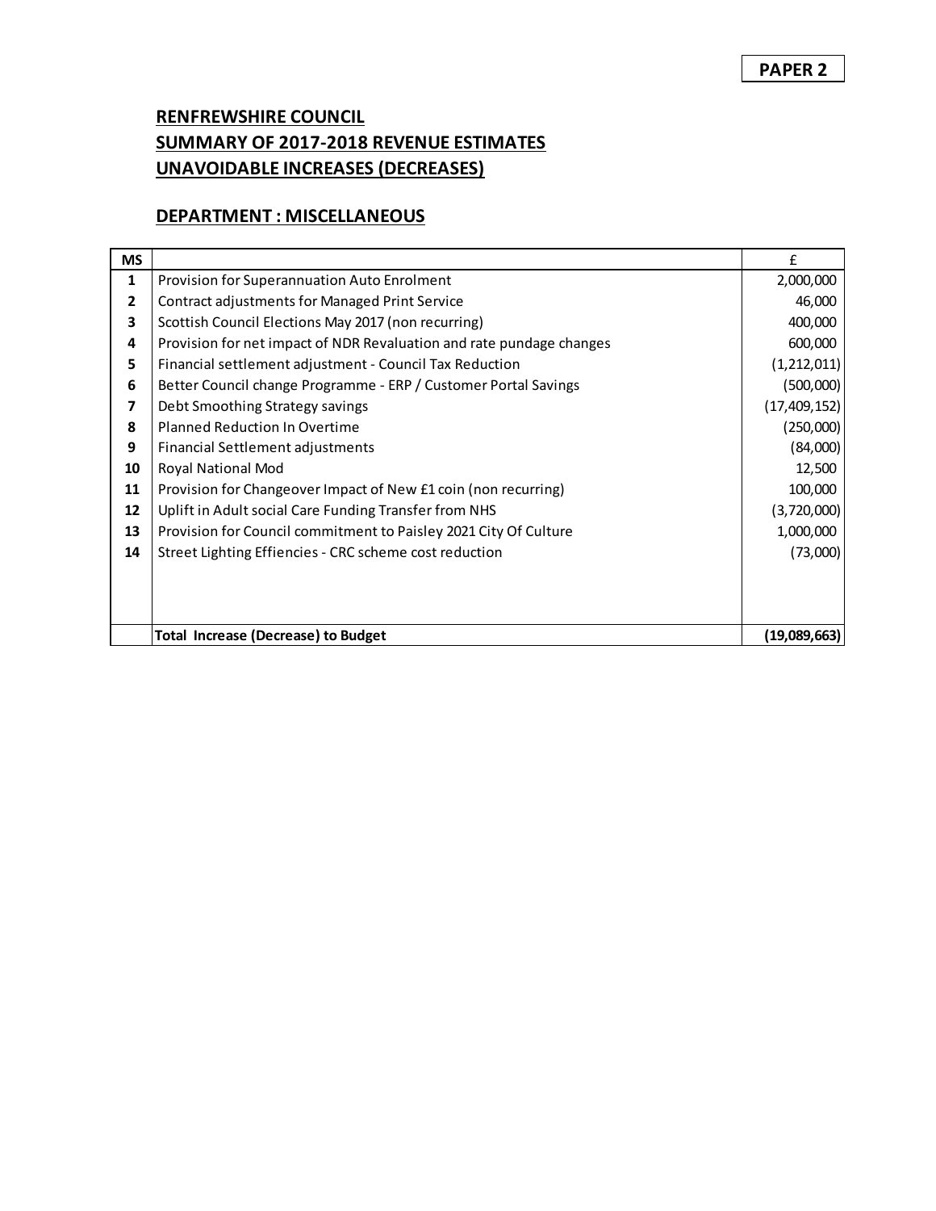**PAPER 2**

**RENFREWSHIRE COUNCIL**
**SUMMARY OF 2017-2018 REVENUE ESTIMATES**
**UNAVOIDABLE INCREASES (DECREASES)**

**DEPARTMENT : MISCELLANEOUS**

| MS | | £ |
|---|---|---|
| 1 | Provision for Superannuation Auto Enrolment | 2,000,000 |
| 2 | Contract adjustments for Managed Print Service | 46,000 |
| 3 | Scottish Council Elections May 2017 (non recurring) | 400,000 |
| 4 | Provision for net impact of NDR Revaluation and rate pundage changes | 600,000 |
| 5 | Financial settlement adjustment - Council Tax Reduction | (1,212,011) |
| 6 | Better Council change Programme - ERP / Customer Portal Savings | (500,000) |
| 7 | Debt Smoothing Strategy savings | (17,409,152) |
| 8 | Planned Reduction In Overtime | (250,000) |
| 9 | Financial Settlement adjustments | (84,000) |
| 10 | Royal National Mod | 12,500 |
| 11 | Provision for Changeover Impact of New £1 coin (non recurring) | 100,000 |
| 12 | Uplift in Adult social Care Funding Transfer from NHS | (3,720,000) |
| 13 | Provision for Council commitment to Paisley 2021 City Of Culture | 1,000,000 |
| 14 | Street Lighting Effiencies - CRC scheme cost reduction | (73,000) |
| | **Total Increase (Decrease) to Budget** | **(19,089,663)** |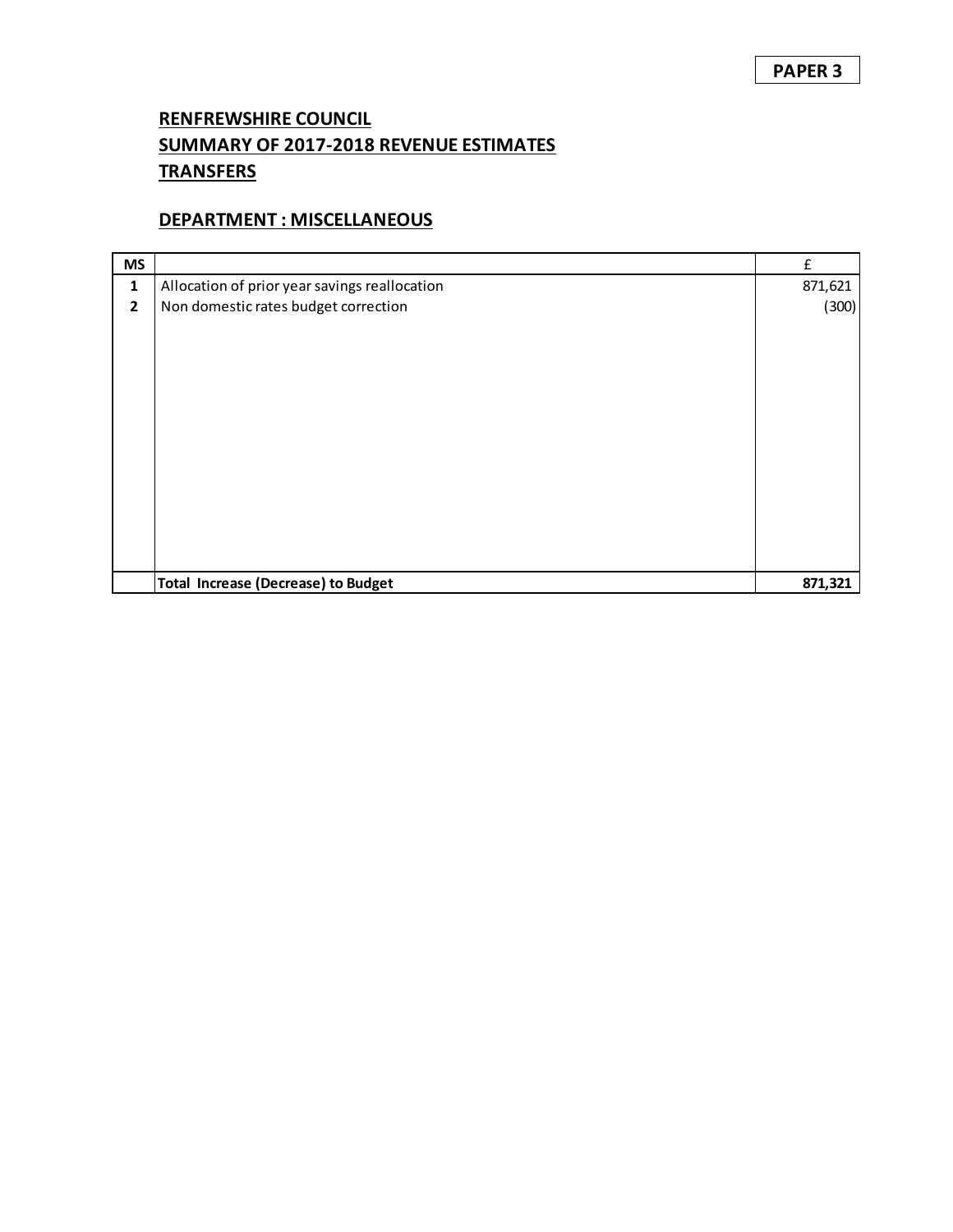**PAPER 3**

## RENFREWSHIRE COUNCIL
## SUMMARY OF 2017-2018 REVENUE ESTIMATES
## TRANSFERS

### DEPARTMENT : MISCELLANEOUS

| MS | | £ |
|---|---|---|
| 1 | Allocation of prior year savings reallocation | 871,621 |
| 2 | Non domestic rates budget correction | (300) |
| | **Total Increase (Decrease) to Budget** | **871,321** |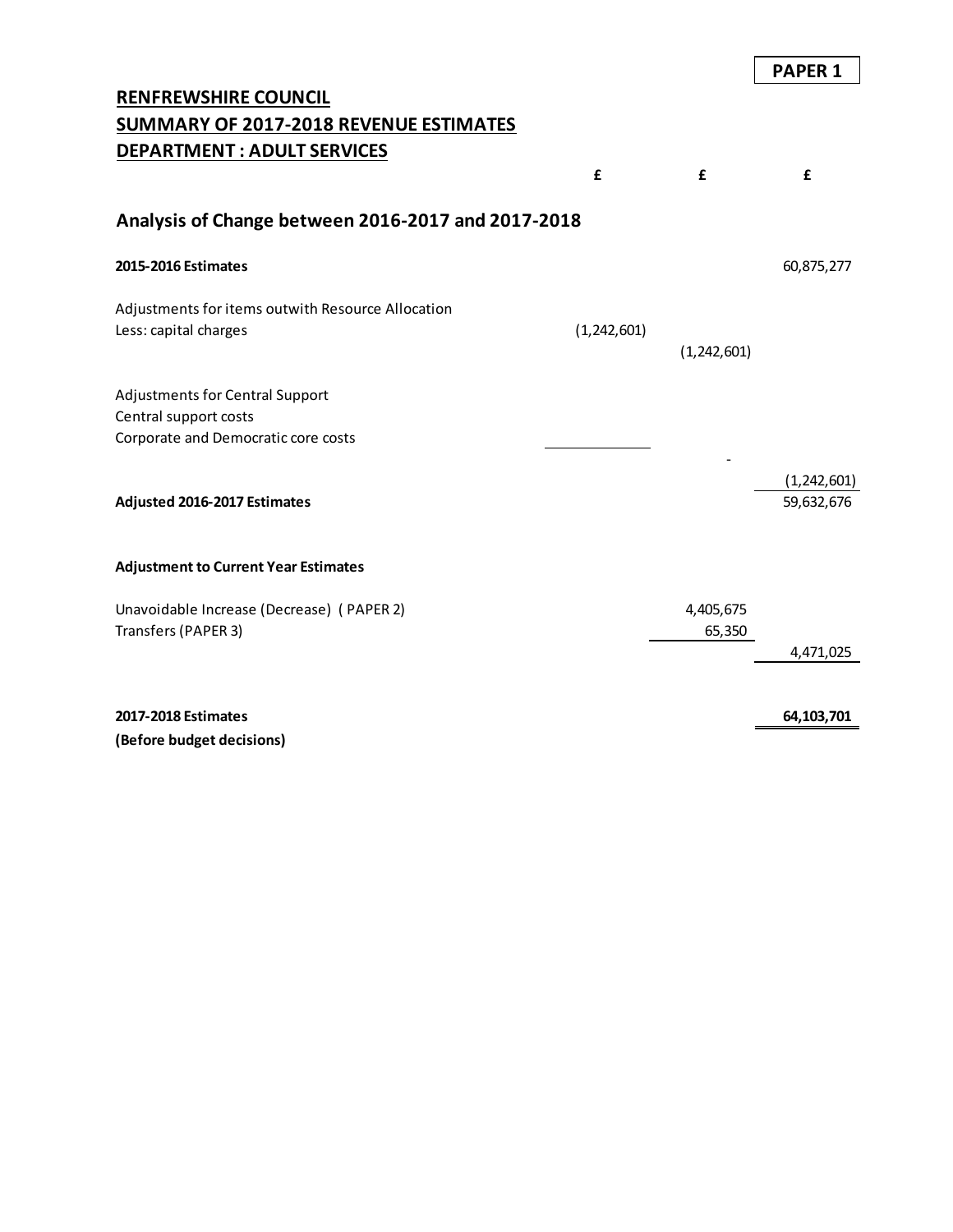**PAPER 1**

**RENFREWSHIRE COUNCIL**
**SUMMARY OF 2017-2018 REVENUE ESTIMATES**
**DEPARTMENT : ADULT SERVICES**

## Analysis of Change between 2016-2017 and 2017-2018

| | £ | £ | £ |
|---|---|---|---|
| **2015-2016 Estimates** | | | 60,875,277 |
| Adjustments for items outwith Resource Allocation | | | |
| Less: capital charges | (1,242,601) | | |
| | | (1,242,601) | |
| Adjustments for Central Support | | | |
| Central support costs | | | |
| Corporate and Democratic core costs | | | |
| | | - | |
| | | | (1,242,601) |
| **Adjusted 2016-2017 Estimates** | | | 59,632,676 |
| **Adjustment to Current Year Estimates** | | | |
| Unavoidable Increase (Decrease) ( PAPER 2) | | 4,405,675 | |
| Transfers (PAPER 3) | | 65,350 | |
| | | | 4,471,025 |
| **2017-2018 Estimates** | | | **64,103,701** |
| **(Before budget decisions)** | | | |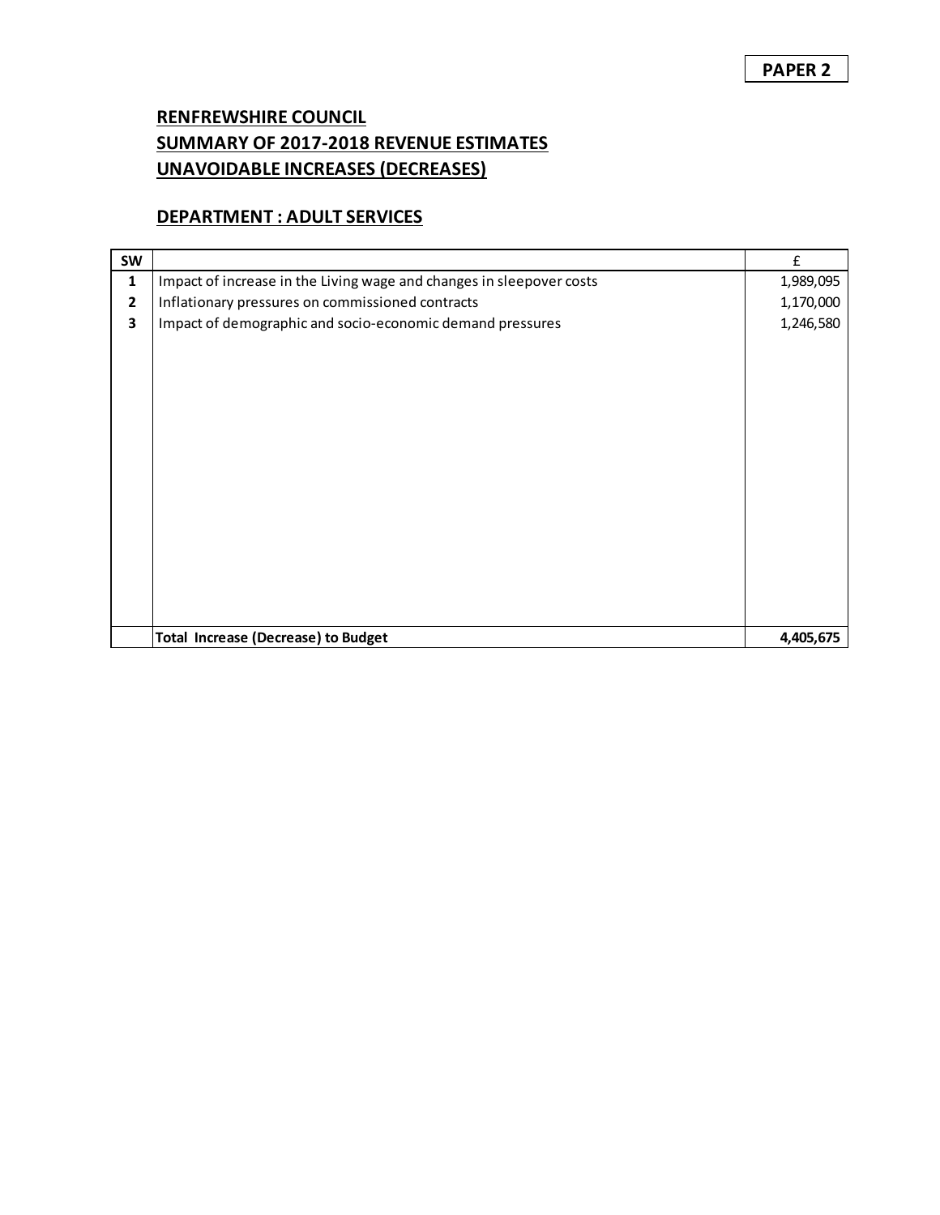**PAPER 2**

# RENFREWSHIRE COUNCIL
## SUMMARY OF 2017-2018 REVENUE ESTIMATES
## UNAVOIDABLE INCREASES (DECREASES)

### DEPARTMENT : ADULT SERVICES

| SW | | £ |
|---|---|---|
| **1** | Impact of increase in the Living wage and changes in sleepover costs | 1,989,095 |
| **2** | Inflationary pressures on commissioned contracts | 1,170,000 |
| **3** | Impact of demographic and socio-economic demand pressures | 1,246,580 |
| | **Total Increase (Decrease) to Budget** | **4,405,675** |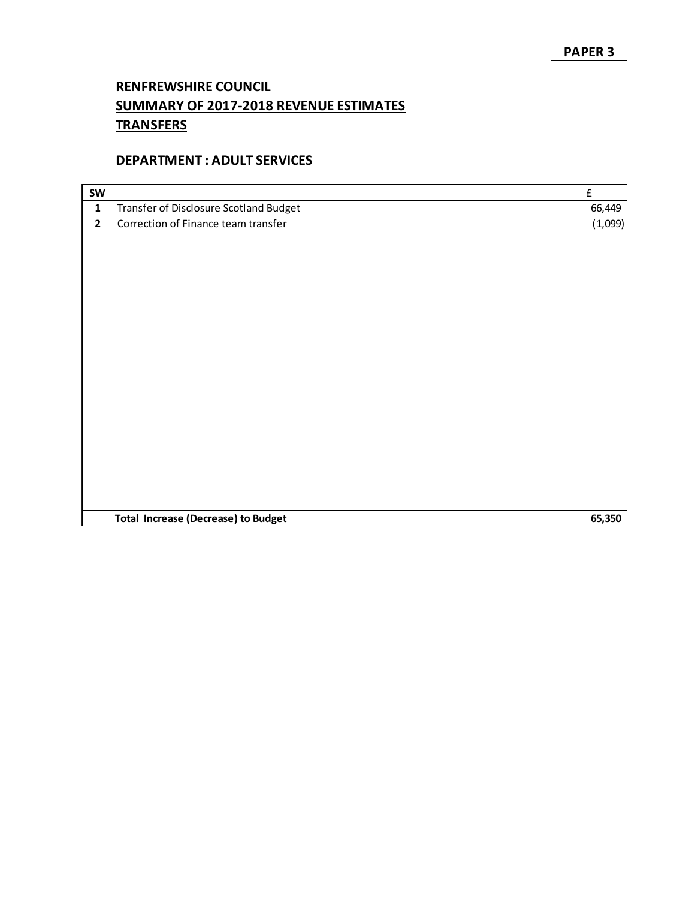**PAPER 3**

# RENFREWSHIRE COUNCIL
## SUMMARY OF 2017-2018 REVENUE ESTIMATES
## TRANSFERS

### DEPARTMENT : ADULT SERVICES

| SW | | £ |
|---|---|---|
| 1 | Transfer of Disclosure Scotland Budget | 66,449 |
| 2 | Correction of Finance team transfer | (1,099) |
| | **Total Increase (Decrease) to Budget** | **65,350** |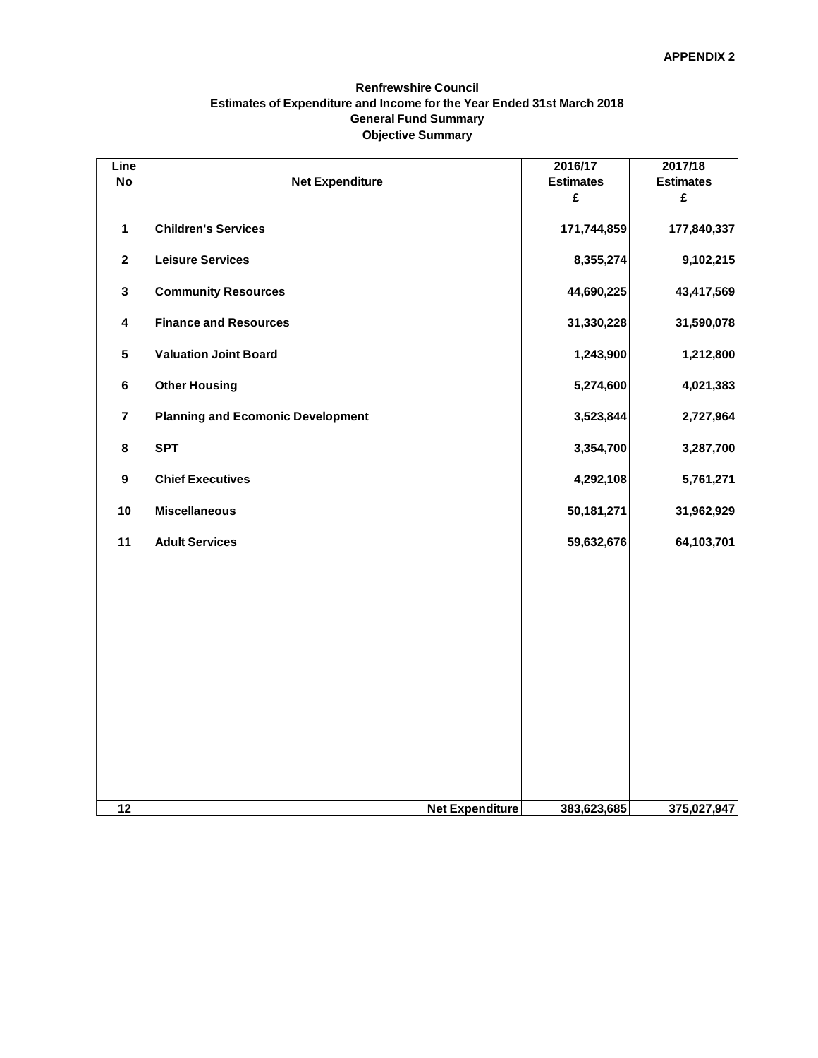APPENDIX 2

**Renfrewshire Council**
**Estimates of Expenditure and Income for the Year Ended 31st March 2018**
**General Fund Summary**
**Objective Summary**

| Line No | Net Expenditure | 2016/17 Estimates £ | 2017/18 Estimates £ |
|---|---|---|---|
| 1 | Children's Services | 171,744,859 | 177,840,337 |
| 2 | Leisure Services | 8,355,274 | 9,102,215 |
| 3 | Community Resources | 44,690,225 | 43,417,569 |
| 4 | Finance and Resources | 31,330,228 | 31,590,078 |
| 5 | Valuation Joint Board | 1,243,900 | 1,212,800 |
| 6 | Other Housing | 5,274,600 | 4,021,383 |
| 7 | Planning and Ecomonic Development | 3,523,844 | 2,727,964 |
| 8 | SPT | 3,354,700 | 3,287,700 |
| 9 | Chief Executives | 4,292,108 | 5,761,271 |
| 10 | Miscellaneous | 50,181,271 | 31,962,929 |
| 11 | Adult Services | 59,632,676 | 64,103,701 |
| 12 | Net Expenditure | 383,623,685 | 375,027,947 |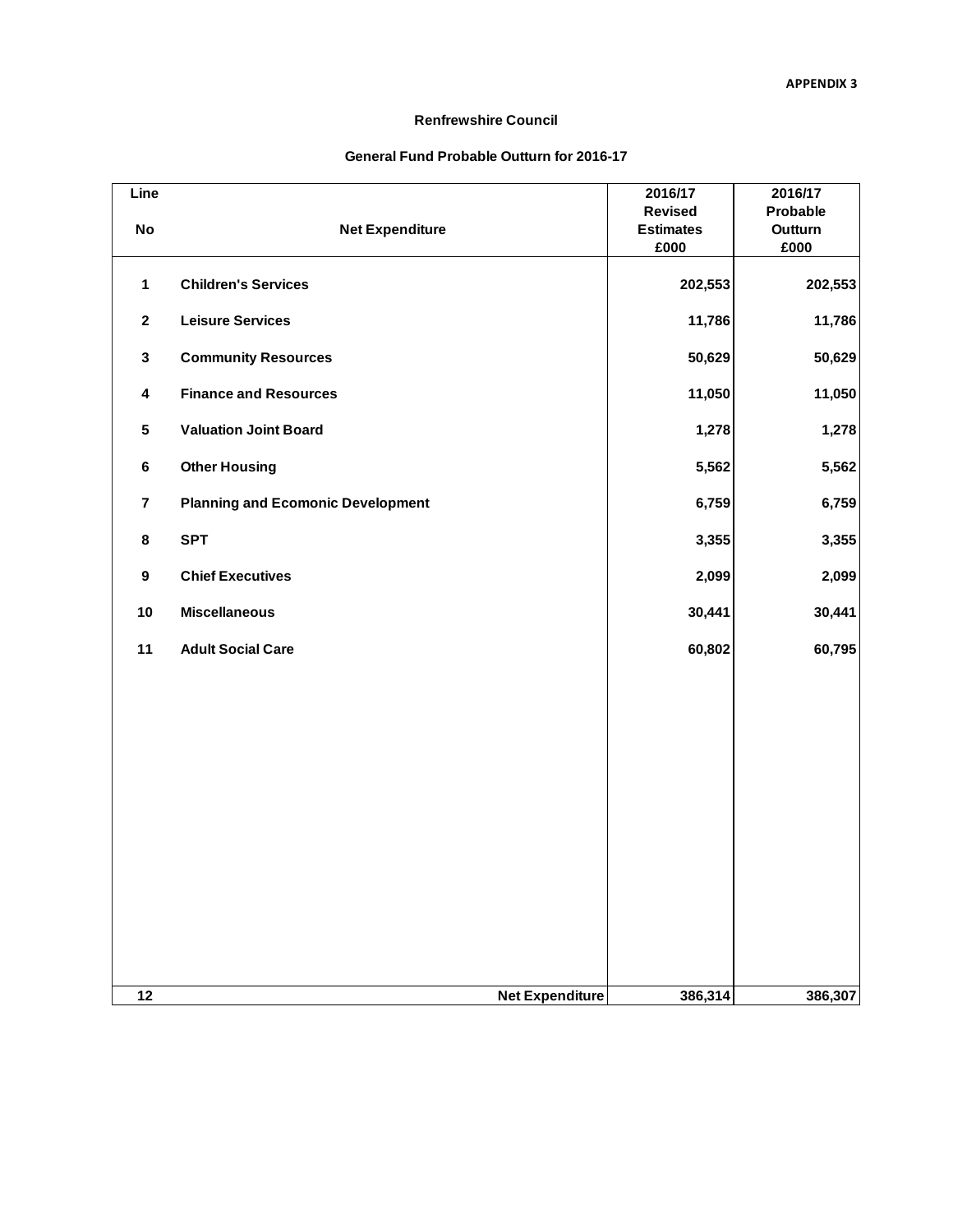**APPENDIX 3**

**Renfrewshire Council**

**General Fund Probable Outturn for 2016-17**

| Line No | Net Expenditure | 2016/17 Revised Estimates £000 | 2016/17 Probable Outturn £000 |
|---|---|---|---|
| 1 | **Children's Services** | **202,553** | **202,553** |
| 2 | **Leisure Services** | **11,786** | **11,786** |
| 3 | **Community Resources** | **50,629** | **50,629** |
| 4 | **Finance and Resources** | **11,050** | **11,050** |
| 5 | **Valuation Joint Board** | **1,278** | **1,278** |
| 6 | **Other Housing** | **5,562** | **5,562** |
| 7 | **Planning and Ecomonic Development** | **6,759** | **6,759** |
| 8 | **SPT** | **3,355** | **3,355** |
| 9 | **Chief Executives** | **2,099** | **2,099** |
| 10 | **Miscellaneous** | **30,441** | **30,441** |
| 11 | **Adult Social Care** | **60,802** | **60,795** |
| 12 | **Net Expenditure** | **386,314** | **386,307** |